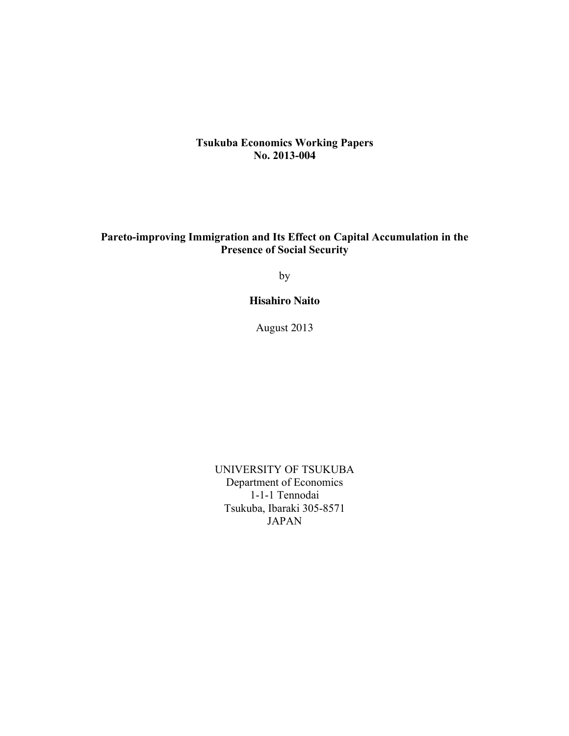**Tsukuba Economics Working Papers**
**No. 2013-004**

# Pareto-improving Immigration and Its Effect on Capital Accumulation in the Presence of Social Security

by

**Hisahiro Naito**

August 2013

UNIVERSITY OF TSUKUBA
Department of Economics
1-1-1 Tennodai
Tsukuba, Ibaraki 305-8571
JAPAN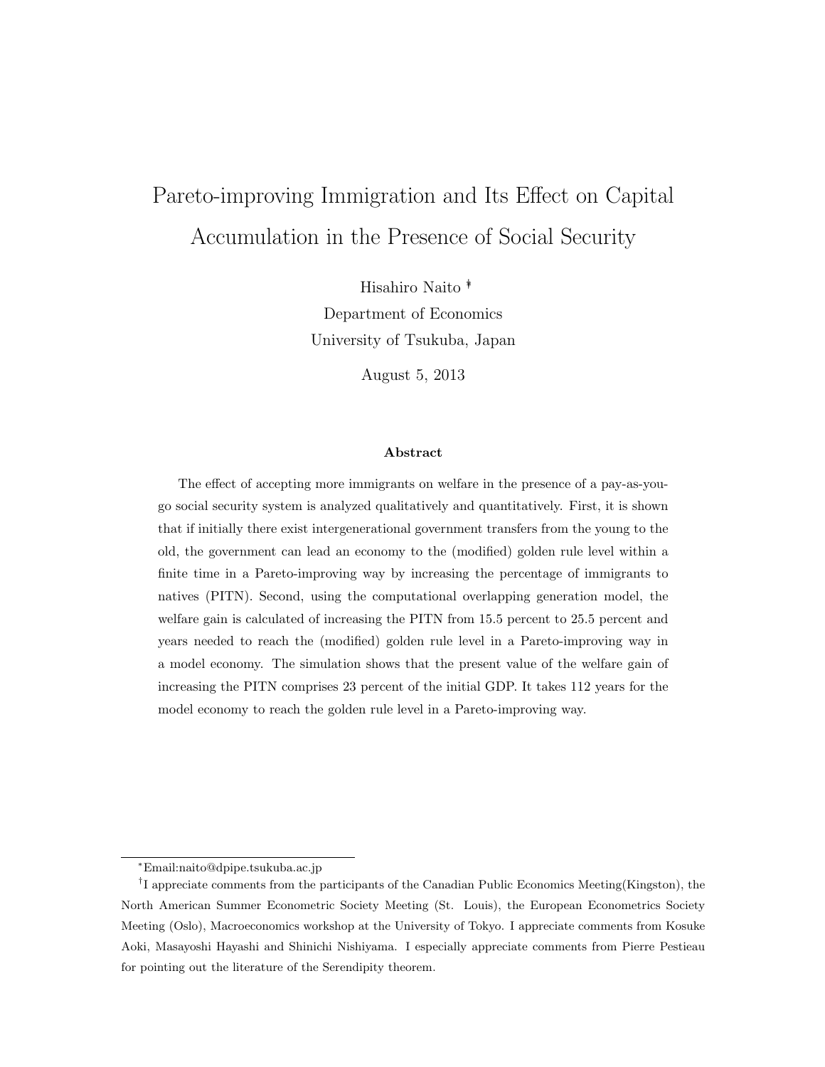# Pareto-improving Immigration and Its Effect on Capital Accumulation in the Presence of Social Security

Hisahiro Naito [*][†]

Department of Economics

University of Tsukuba, Japan

August 5, 2013

### Abstract

The effect of accepting more immigrants on welfare in the presence of a pay-as-you-go social security system is analyzed qualitatively and quantitatively. First, it is shown that if initially there exist intergenerational government transfers from the young to the old, the government can lead an economy to the (modified) golden rule level within a finite time in a Pareto-improving way by increasing the percentage of immigrants to natives (PITN). Second, using the computational overlapping generation model, the welfare gain is calculated of increasing the PITN from 15.5 percent to 25.5 percent and years needed to reach the (modified) golden rule level in a Pareto-improving way in a model economy. The simulation shows that the present value of the welfare gain of increasing the PITN comprises 23 percent of the initial GDP. It takes 112 years for the model economy to reach the golden rule level in a Pareto-improving way.

---

[*] Email:naito@dpipe.tsukuba.ac.jp

[†] I appreciate comments from the participants of the Canadian Public Economics Meeting(Kingston), the North American Summer Econometric Society Meeting (St. Louis), the European Econometrics Society Meeting (Oslo), Macroeconomics workshop at the University of Tokyo. I appreciate comments from Kosuke Aoki, Masayoshi Hayashi and Shinichi Nishiyama. I especially appreciate comments from Pierre Pestieau for pointing out the literature of the Serendipity theorem.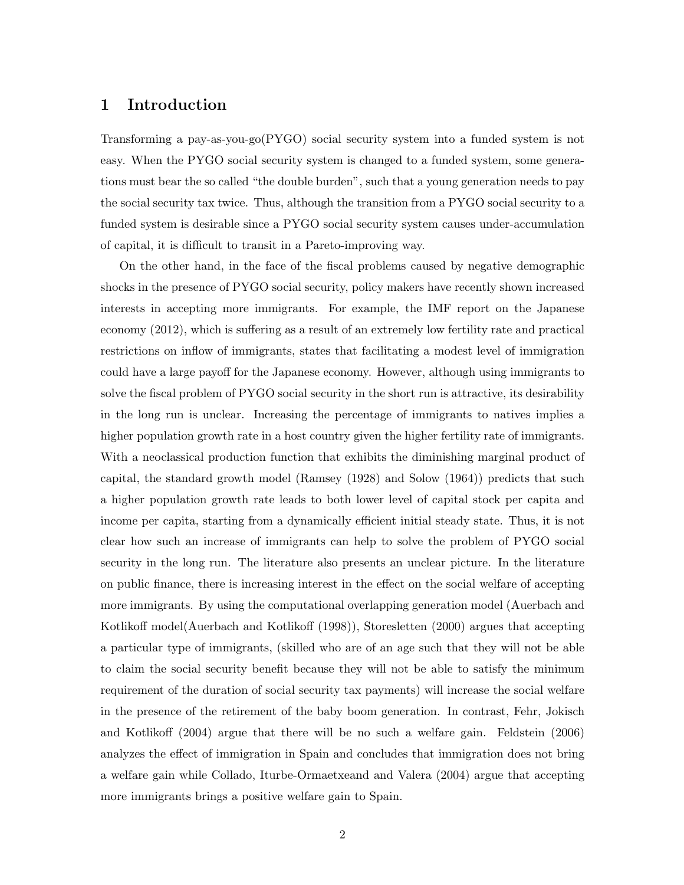# 1 Introduction

Transforming a pay-as-you-go(PYGO) social security system into a funded system is not easy. When the PYGO social security system is changed to a funded system, some generations must bear the so called "the double burden", such that a young generation needs to pay the social security tax twice. Thus, although the transition from a PYGO social security to a funded system is desirable since a PYGO social security system causes under-accumulation of capital, it is difficult to transit in a Pareto-improving way.

On the other hand, in the face of the fiscal problems caused by negative demographic shocks in the presence of PYGO social security, policy makers have recently shown increased interests in accepting more immigrants. For example, the IMF report on the Japanese economy (2012), which is suffering as a result of an extremely low fertility rate and practical restrictions on inflow of immigrants, states that facilitating a modest level of immigration could have a large payoff for the Japanese economy. However, although using immigrants to solve the fiscal problem of PYGO social security in the short run is attractive, its desirability in the long run is unclear. Increasing the percentage of immigrants to natives implies a higher population growth rate in a host country given the higher fertility rate of immigrants. With a neoclassical production function that exhibits the diminishing marginal product of capital, the standard growth model (Ramsey (1928) and Solow (1964)) predicts that such a higher population growth rate leads to both lower level of capital stock per capita and income per capita, starting from a dynamically efficient initial steady state. Thus, it is not clear how such an increase of immigrants can help to solve the problem of PYGO social security in the long run. The literature also presents an unclear picture. In the literature on public finance, there is increasing interest in the effect on the social welfare of accepting more immigrants. By using the computational overlapping generation model (Auerbach and Kotlikoff model(Auerbach and Kotlikoff (1998)), Storesletten (2000) argues that accepting a particular type of immigrants, (skilled who are of an age such that they will not be able to claim the social security benefit because they will not be able to satisfy the minimum requirement of the duration of social security tax payments) will increase the social welfare in the presence of the retirement of the baby boom generation. In contrast, Fehr, Jokisch and Kotlikoff (2004) argue that there will be no such a welfare gain. Feldstein (2006) analyzes the effect of immigration in Spain and concludes that immigration does not bring a welfare gain while Collado, Iturbe-Ormaetxeand and Valera (2004) argue that accepting more immigrants brings a positive welfare gain to Spain.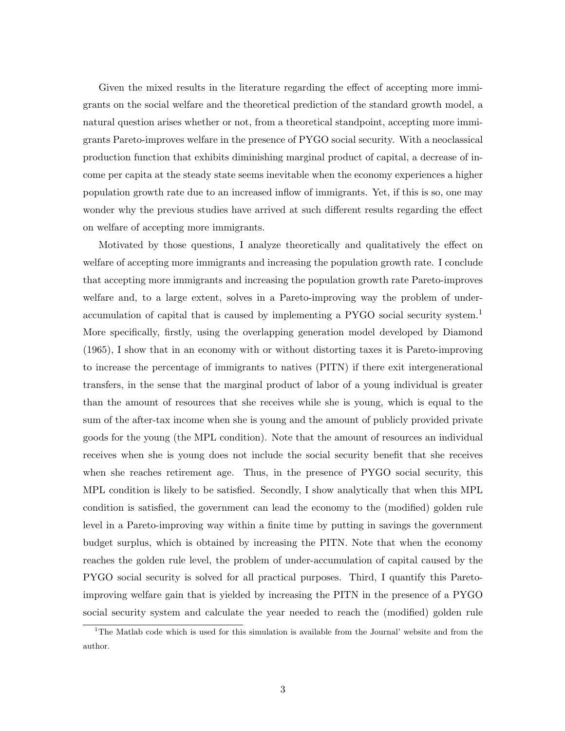Given the mixed results in the literature regarding the effect of accepting more immigrants on the social welfare and the theoretical prediction of the standard growth model, a natural question arises whether or not, from a theoretical standpoint, accepting more immigrants Pareto-improves welfare in the presence of PYGO social security. With a neoclassical production function that exhibits diminishing marginal product of capital, a decrease of income per capita at the steady state seems inevitable when the economy experiences a higher population growth rate due to an increased inflow of immigrants. Yet, if this is so, one may wonder why the previous studies have arrived at such different results regarding the effect on welfare of accepting more immigrants.

Motivated by those questions, I analyze theoretically and qualitatively the effect on welfare of accepting more immigrants and increasing the population growth rate. I conclude that accepting more immigrants and increasing the population growth rate Pareto-improves welfare and, to a large extent, solves in a Pareto-improving way the problem of under-accumulation of capital that is caused by implementing a PYGO social security system.[1] More specifically, firstly, using the overlapping generation model developed by Diamond (1965), I show that in an economy with or without distorting taxes it is Pareto-improving to increase the percentage of immigrants to natives (PITN) if there exit intergenerational transfers, in the sense that the marginal product of labor of a young individual is greater than the amount of resources that she receives while she is young, which is equal to the sum of the after-tax income when she is young and the amount of publicly provided private goods for the young (the MPL condition). Note that the amount of resources an individual receives when she is young does not include the social security benefit that she receives when she reaches retirement age. Thus, in the presence of PYGO social security, this MPL condition is likely to be satisfied. Secondly, I show analytically that when this MPL condition is satisfied, the government can lead the economy to the (modified) golden rule level in a Pareto-improving way within a finite time by putting in savings the government budget surplus, which is obtained by increasing the PITN. Note that when the economy reaches the golden rule level, the problem of under-accumulation of capital caused by the PYGO social security is solved for all practical purposes. Third, I quantify this Pareto-improving welfare gain that is yielded by increasing the PITN in the presence of a PYGO social security system and calculate the year needed to reach the (modified) golden rule

[1] The Matlab code which is used for this simulation is available from the Journal' website and from the author.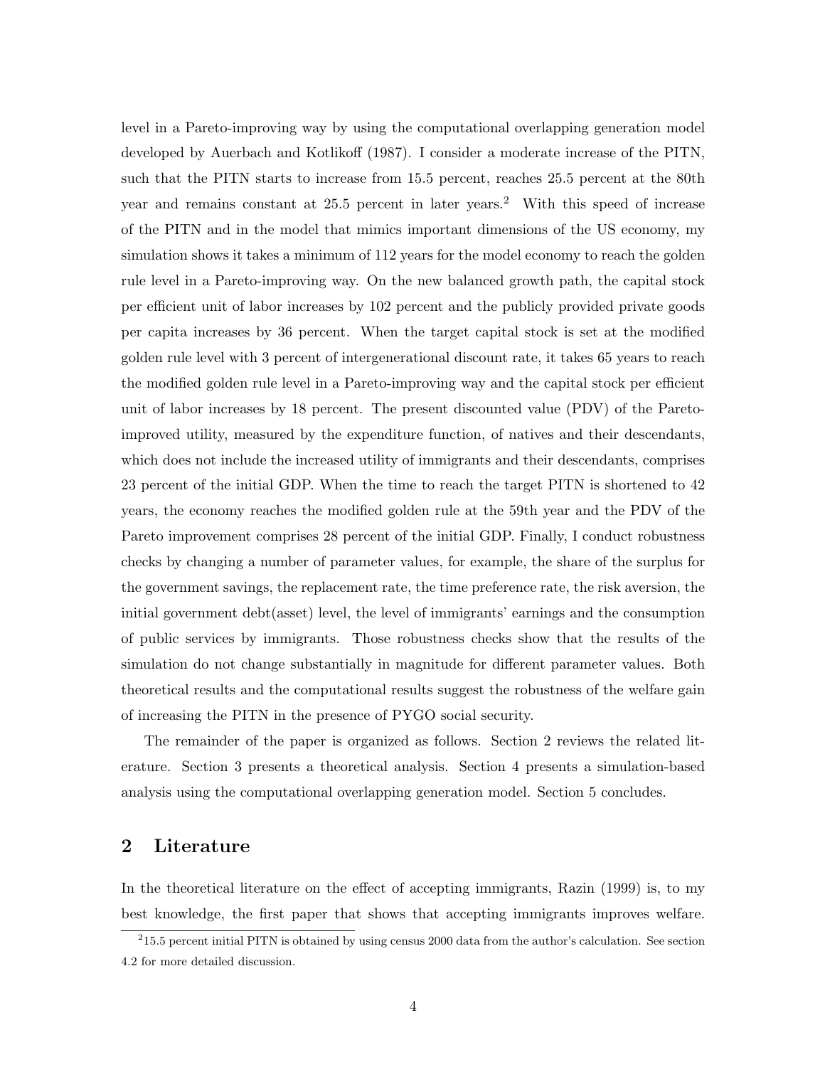level in a Pareto-improving way by using the computational overlapping generation model developed by Auerbach and Kotlikoff (1987). I consider a moderate increase of the PITN, such that the PITN starts to increase from 15.5 percent, reaches 25.5 percent at the 80th year and remains constant at 25.5 percent in later years.[2] With this speed of increase of the PITN and in the model that mimics important dimensions of the US economy, my simulation shows it takes a minimum of 112 years for the model economy to reach the golden rule level in a Pareto-improving way. On the new balanced growth path, the capital stock per efficient unit of labor increases by 102 percent and the publicly provided private goods per capita increases by 36 percent. When the target capital stock is set at the modified golden rule level with 3 percent of intergenerational discount rate, it takes 65 years to reach the modified golden rule level in a Pareto-improving way and the capital stock per efficient unit of labor increases by 18 percent. The present discounted value (PDV) of the Pareto-improved utility, measured by the expenditure function, of natives and their descendants, which does not include the increased utility of immigrants and their descendants, comprises 23 percent of the initial GDP. When the time to reach the target PITN is shortened to 42 years, the economy reaches the modified golden rule at the 59th year and the PDV of the Pareto improvement comprises 28 percent of the initial GDP. Finally, I conduct robustness checks by changing a number of parameter values, for example, the share of the surplus for the government savings, the replacement rate, the time preference rate, the risk aversion, the initial government debt(asset) level, the level of immigrants' earnings and the consumption of public services by immigrants. Those robustness checks show that the results of the simulation do not change substantially in magnitude for different parameter values. Both theoretical results and the computational results suggest the robustness of the welfare gain of increasing the PITN in the presence of PYGO social security.

The remainder of the paper is organized as follows. Section 2 reviews the related literature. Section 3 presents a theoretical analysis. Section 4 presents a simulation-based analysis using the computational overlapping generation model. Section 5 concludes.

## 2 Literature

In the theoretical literature on the effect of accepting immigrants, Razin (1999) is, to my best knowledge, the first paper that shows that accepting immigrants improves welfare.

[2] 15.5 percent initial PITN is obtained by using census 2000 data from the author's calculation. See section 4.2 for more detailed discussion.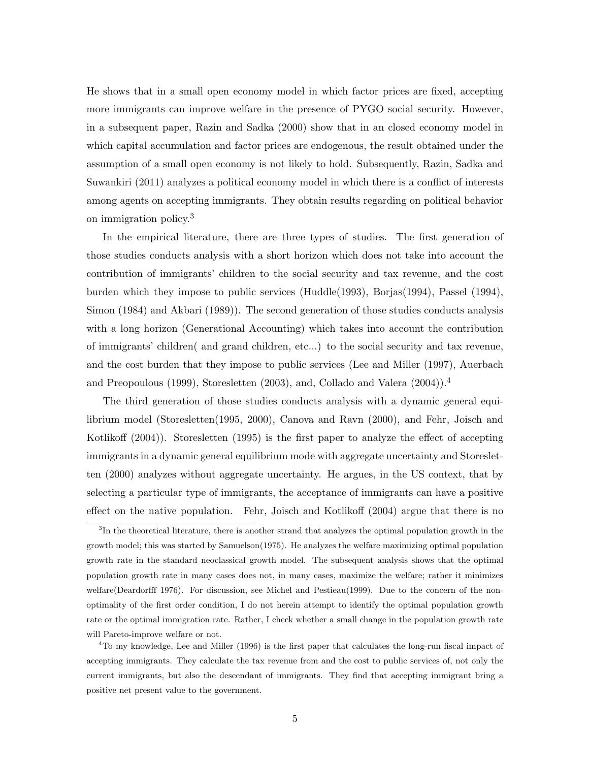He shows that in a small open economy model in which factor prices are fixed, accepting more immigrants can improve welfare in the presence of PYGO social security. However, in a subsequent paper, Razin and Sadka (2000) show that in an closed economy model in which capital accumulation and factor prices are endogenous, the result obtained under the assumption of a small open economy is not likely to hold. Subsequently, Razin, Sadka and Suwankiri (2011) analyzes a political economy model in which there is a conflict of interests among agents on accepting immigrants. They obtain results regarding on political behavior on immigration policy.[3]

In the empirical literature, there are three types of studies. The first generation of those studies conducts analysis with a short horizon which does not take into account the contribution of immigrants' children to the social security and tax revenue, and the cost burden which they impose to public services (Huddle(1993), Borjas(1994), Passel (1994), Simon (1984) and Akbari (1989)). The second generation of those studies conducts analysis with a long horizon (Generational Accounting) which takes into account the contribution of immigrants' children( and grand children, etc...) to the social security and tax revenue, and the cost burden that they impose to public services (Lee and Miller (1997), Auerbach and Preopoulous (1999), Storesletten (2003), and, Collado and Valera (2004)).[4]

The third generation of those studies conducts analysis with a dynamic general equilibrium model (Storesletten(1995, 2000), Canova and Ravn (2000), and Fehr, Joisch and Kotlikoff (2004)). Storesletten (1995) is the first paper to analyze the effect of accepting immigrants in a dynamic general equilibrium mode with aggregate uncertainty and Storesletten (2000) analyzes without aggregate uncertainty. He argues, in the US context, that by selecting a particular type of immigrants, the acceptance of immigrants can have a positive effect on the native population. Fehr, Joisch and Kotlikoff (2004) argue that there is no

[3] In the theoretical literature, there is another strand that analyzes the optimal population growth in the growth model; this was started by Samuelson(1975). He analyzes the welfare maximizing optimal population growth rate in the standard neoclassical growth model. The subsequent analysis shows that the optimal population growth rate in many cases does not, in many cases, maximize the welfare; rather it minimizes welfare(Deardorfff 1976). For discussion, see Michel and Pestieau(1999). Due to the concern of the non-optimality of the first order condition, I do not herein attempt to identify the optimal population growth rate or the optimal immigration rate. Rather, I check whether a small change in the population growth rate will Pareto-improve welfare or not.

[4] To my knowledge, Lee and Miller (1996) is the first paper that calculates the long-run fiscal impact of accepting immigrants. They calculate the tax revenue from and the cost to public services of, not only the current immigrants, but also the descendant of immigrants. They find that accepting immigrant bring a positive net present value to the government.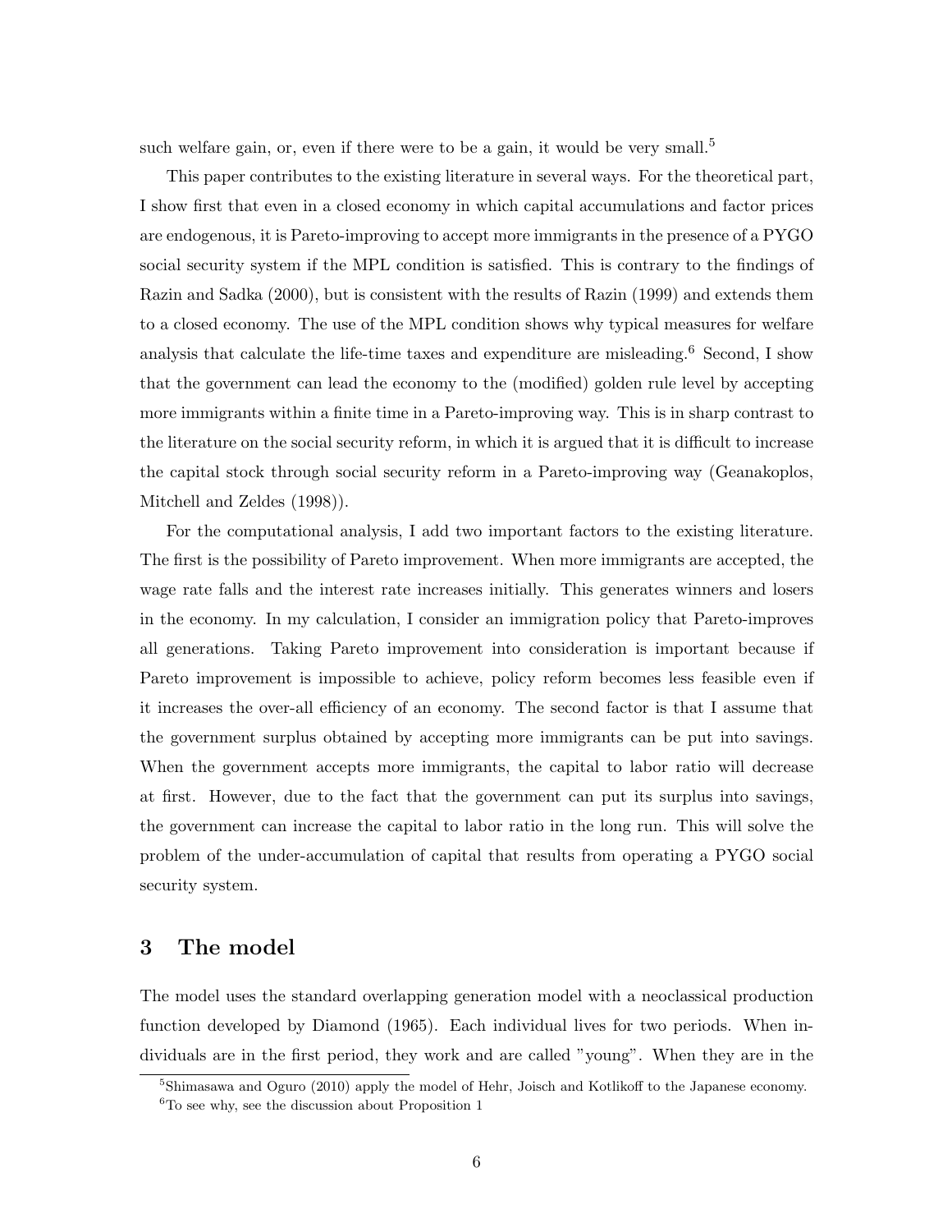such welfare gain, or, even if there were to be a gain, it would be very small.[5]

This paper contributes to the existing literature in several ways. For the theoretical part, I show first that even in a closed economy in which capital accumulations and factor prices are endogenous, it is Pareto-improving to accept more immigrants in the presence of a PYGO social security system if the MPL condition is satisfied. This is contrary to the findings of Razin and Sadka (2000), but is consistent with the results of Razin (1999) and extends them to a closed economy. The use of the MPL condition shows why typical measures for welfare analysis that calculate the life-time taxes and expenditure are misleading.[6] Second, I show that the government can lead the economy to the (modified) golden rule level by accepting more immigrants within a finite time in a Pareto-improving way. This is in sharp contrast to the literature on the social security reform, in which it is argued that it is difficult to increase the capital stock through social security reform in a Pareto-improving way (Geanakoplos, Mitchell and Zeldes (1998)).

For the computational analysis, I add two important factors to the existing literature. The first is the possibility of Pareto improvement. When more immigrants are accepted, the wage rate falls and the interest rate increases initially. This generates winners and losers in the economy. In my calculation, I consider an immigration policy that Pareto-improves all generations. Taking Pareto improvement into consideration is important because if Pareto improvement is impossible to achieve, policy reform becomes less feasible even if it increases the over-all efficiency of an economy. The second factor is that I assume that the government surplus obtained by accepting more immigrants can be put into savings. When the government accepts more immigrants, the capital to labor ratio will decrease at first. However, due to the fact that the government can put its surplus into savings, the government can increase the capital to labor ratio in the long run. This will solve the problem of the under-accumulation of capital that results from operating a PYGO social security system.

# 3 The model

The model uses the standard overlapping generation model with a neoclassical production function developed by Diamond (1965). Each individual lives for two periods. When individuals are in the first period, they work and are called "young". When they are in the

[5] Shimasawa and Oguro (2010) apply the model of Hehr, Joisch and Kotlikoff to the Japanese economy.

[6] To see why, see the discussion about Proposition 1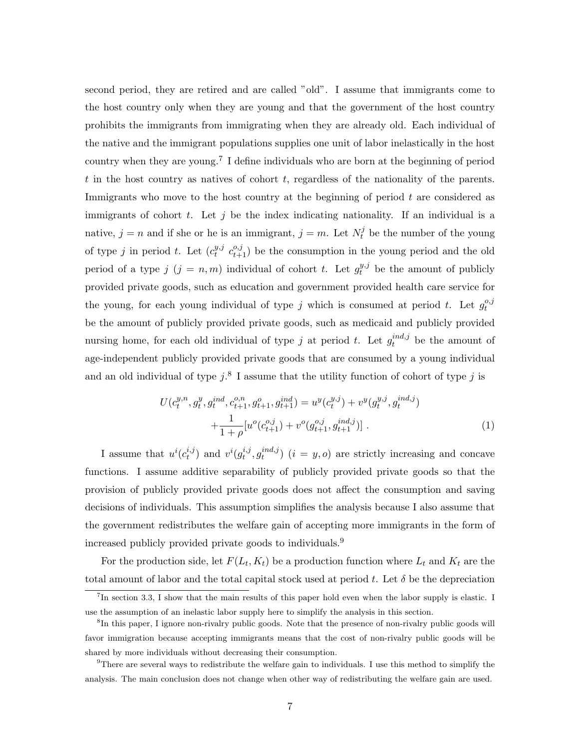second period, they are retired and are called "old". I assume that immigrants come to the host country only when they are young and that the government of the host country prohibits the immigrants from immigrating when they are already old. Each individual of the native and the immigrant populations supplies one unit of labor inelastically in the host country when they are young.[7] I define individuals who are born at the beginning of period $t$ in the host country as natives of cohort $t$, regardless of the nationality of the parents. Immigrants who move to the host country at the beginning of period $t$ are considered as immigrants of cohort $t$. Let $j$ be the index indicating nationality. If an individual is a native, $j = n$ and if she or he is an immigrant, $j = m$. Let $N_t^j$ be the number of the young of type $j$ in period $t$. Let $(c_t^{y,j}\ c_{t+1}^{o,j})$ be the consumption in the young period and the old period of a type $j$ $(j = n, m)$ individual of cohort $t$. Let $g_t^{y,j}$ be the amount of publicly provided private goods, such as education and government provided health care service for the young, for each young individual of type $j$ which is consumed at period $t$. Let $g_t^{o,j}$ be the amount of publicly provided private goods, such as medicaid and publicly provided nursing home, for each old individual of type $j$ at period $t$. Let $g_t^{ind,j}$ be the amount of age-independent publicly provided private goods that are consumed by a young individual and an old individual of type $j$.[8] I assume that the utility function of cohort of type $j$ is

$$
\begin{aligned}
U(c_t^{y,n}, g_t^y, g_t^{ind}, c_{t+1}^{o,n}, g_{t+1}^o, g_{t+1}^{ind}) &= u^y(c_t^{y,j}) + v^y(g_t^{y,j}, g_t^{ind,j}) \\
&+ \frac{1}{1+\rho}[u^o(c_{t+1}^{o,j}) + v^o(g_{t+1}^{o,j}, g_{t+1}^{ind,j})] \ . \qquad (1)
\end{aligned}
$$

I assume that $u^i(c_t^{i,j})$ and $v^i(g_t^{i,j}, g_t^{ind,j})$ $(i = y, o)$ are strictly increasing and concave functions. I assume additive separability of publicly provided private goods so that the provision of publicly provided private goods does not affect the consumption and saving decisions of individuals. This assumption simplifies the analysis because I also assume that the government redistributes the welfare gain of accepting more immigrants in the form of increased publicly provided private goods to individuals.[9]

For the production side, let $F(L_t, K_t)$ be a production function where $L_t$ and $K_t$ are the total amount of labor and the total capital stock used at period $t$. Let $\delta$ be the depreciation

[7] In section 3.3, I show that the main results of this paper hold even when the labor supply is elastic. I use the assumption of an inelastic labor supply here to simplify the analysis in this section.

[8] In this paper, I ignore non-rivalry public goods. Note that the presence of non-rivalry public goods will favor immigration because accepting immigrants means that the cost of non-rivalry public goods will be shared by more individuals without decreasing their consumption.

[9] There are several ways to redistribute the welfare gain to individuals. I use this method to simplify the analysis. The main conclusion does not change when other way of redistributing the welfare gain are used.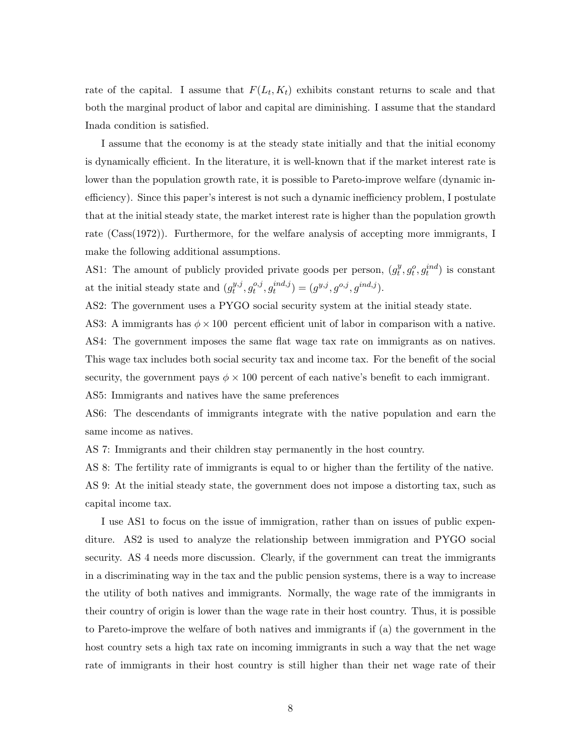rate of the capital. I assume that $F(L_t, K_t)$ exhibits constant returns to scale and that both the marginal product of labor and capital are diminishing. I assume that the standard Inada condition is satisfied.

I assume that the economy is at the steady state initially and that the initial economy is dynamically efficient. In the literature, it is well-known that if the market interest rate is lower than the population growth rate, it is possible to Pareto-improve welfare (dynamic inefficiency). Since this paper's interest is not such a dynamic inefficiency problem, I postulate that at the initial steady state, the market interest rate is higher than the population growth rate (Cass(1972)). Furthermore, for the welfare analysis of accepting more immigrants, I make the following additional assumptions.

AS1: The amount of publicly provided private goods per person, $(g_t^y, g_t^o, g_t^{ind})$ is constant at the initial steady state and $(g_t^{y,j}, g_t^{o,j}, g_t^{ind,j}) = (g^{y,j}, g^{o,j}, g^{ind,j})$.

AS2: The government uses a PYGO social security system at the initial steady state.

AS3: A immigrants has $\phi \times 100$ percent efficient unit of labor in comparison with a native.

AS4: The government imposes the same flat wage tax rate on immigrants as on natives. This wage tax includes both social security tax and income tax. For the benefit of the social security, the government pays $\phi \times 100$ percent of each native's benefit to each immigrant.

AS5: Immigrants and natives have the same preferences

AS6: The descendants of immigrants integrate with the native population and earn the same income as natives.

AS 7: Immigrants and their children stay permanently in the host country.

AS 8: The fertility rate of immigrants is equal to or higher than the fertility of the native.

AS 9: At the initial steady state, the government does not impose a distorting tax, such as capital income tax.

I use AS1 to focus on the issue of immigration, rather than on issues of public expenditure. AS2 is used to analyze the relationship between immigration and PYGO social security. AS 4 needs more discussion. Clearly, if the government can treat the immigrants in a discriminating way in the tax and the public pension systems, there is a way to increase the utility of both natives and immigrants. Normally, the wage rate of the immigrants in their country of origin is lower than the wage rate in their host country. Thus, it is possible to Pareto-improve the welfare of both natives and immigrants if (a) the government in the host country sets a high tax rate on incoming immigrants in such a way that the net wage rate of immigrants in their host country is still higher than their net wage rate of their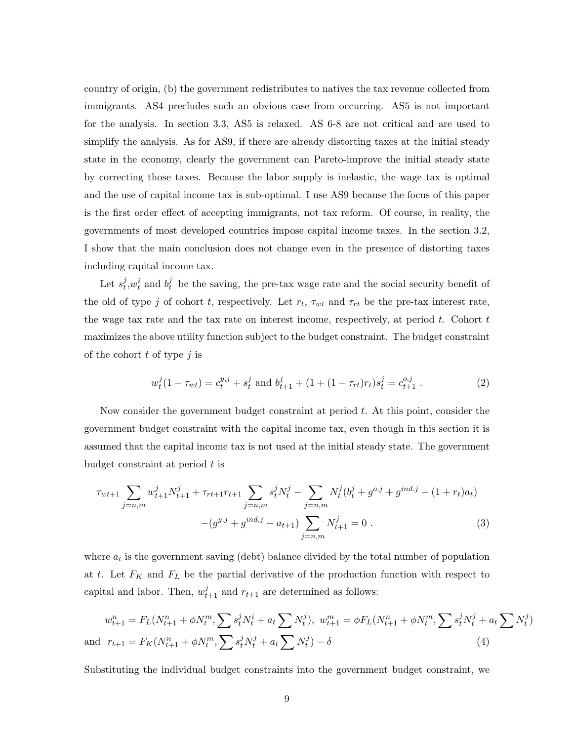country of origin, (b) the government redistributes to natives the tax revenue collected from immigrants. AS4 precludes such an obvious case from occurring. AS5 is not important for the analysis. In section 3.3, AS5 is relaxed. AS 6-8 are not critical and are used to simplify the analysis. As for AS9, if there are already distorting taxes at the initial steady state in the economy, clearly the government can Pareto-improve the initial steady state by correcting those taxes. Because the labor supply is inelastic, the wage tax is optimal and the use of capital income tax is sub-optimal. I use AS9 because the focus of this paper is the first order effect of accepting immigrants, not tax reform. Of course, in reality, the governments of most developed countries impose capital income taxes. In the section 3.2, I show that the main conclusion does not change even in the presence of distorting taxes including capital income tax.

Let $s_t^j$,$w_t^i$ and $b_t^j$ be the saving, the pre-tax wage rate and the social security benefit of the old of type $j$ of cohort $t$, respectively. Let $r_t$, $\tau_{wt}$ and $\tau_{rt}$ be the pre-tax interest rate, the wage tax rate and the tax rate on interest income, respectively, at period $t$. Cohort $t$ maximizes the above utility function subject to the budget constraint. The budget constraint of the cohort $t$ of type $j$ is

$$w_t^j(1-\tau_{wt}) = c_t^{y,j} + s_t^j \text{ and } b_{t+1}^j + (1+(1-\tau_{rt})r_t)s_t^j = c_{t+1}^{o,j} \ . \tag{2}$$

Now consider the government budget constraint at period $t$. At this point, consider the government budget constraint with the capital income tax, even though in this section it is assumed that the capital income tax is not used at the initial steady state. The government budget constraint at period $t$ is

$$\tau_{wt+1}\sum_{j=n,m} w_{t+1}^j N_{t+1}^j + \tau_{rt+1}r_{t+1}\sum_{j=n,m} s_t^j N_t^j - \sum_{j=n,m} N_t^j(b_t^j + g^{o,j} + g^{ind.j} - (1+r_t)a_t)$$
$$-(g^{y.j} + g^{ind,j} - a_{t+1})\sum_{j=n,m} N_{t+1}^j = 0 \ . \tag{3}$$

where $a_t$ is the government saving (debt) balance divided by the total number of population at $t$. Let $F_K$ and $F_L$ be the partial derivative of the production function with respect to capital and labor. Then, $w_{t+1}^j$ and $r_{t+1}$ are determined as follows:

$$w_{t+1}^n = F_L(N_{t+1}^n + \phi N_t^m, \sum s_t^j N_t^i + a_t \sum N_t^j),\ w_{t+1}^m = \phi F_L(N_{t+1}^n + \phi N_t^m, \sum s_t^j N_t^j + a_t \sum N_t^j)$$
$$\text{and} \ \ r_{t+1} = F_K(N_{t+1}^n + \phi N_t^m, \sum s_t^j N_t^j + a_t \sum N_t^j) - \delta \tag{4}$$

Substituting the individual budget constraints into the government budget constraint, we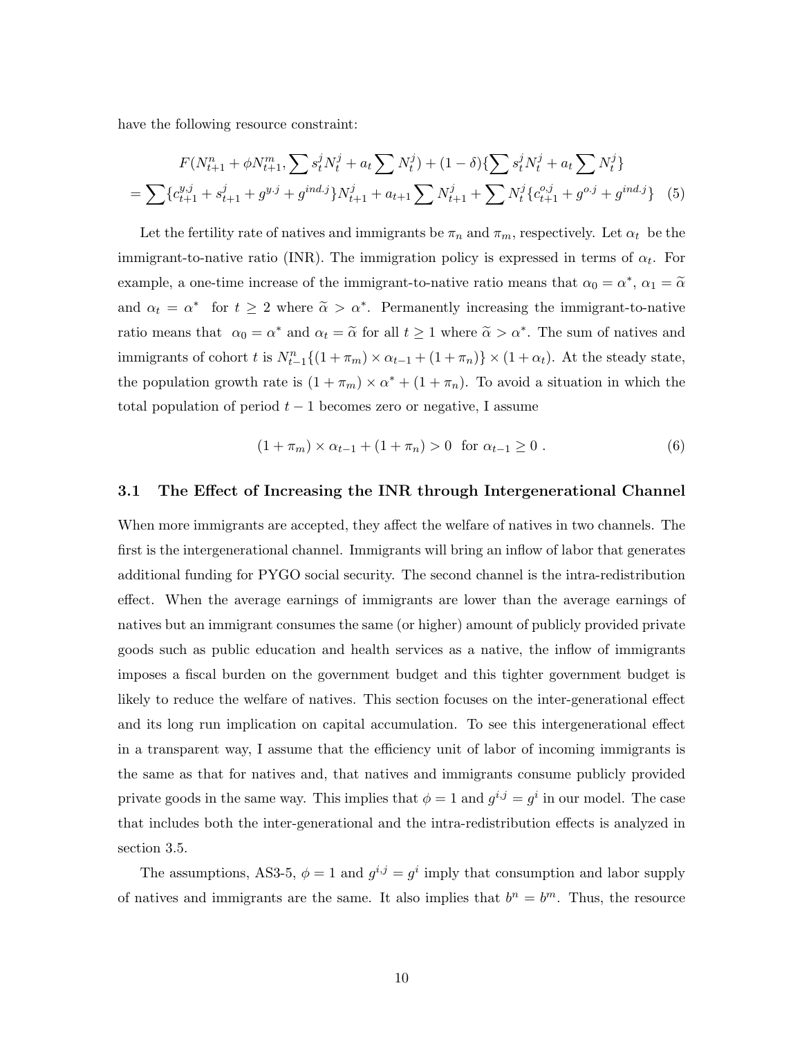have the following resource constraint:

$$
\begin{aligned}
&F(N_{t+1}^n + \phi N_{t+1}^m, \sum s_t^j N_t^j + a_t \sum N_t^j) + (1-\delta)\{\sum s_t^j N_t^j + a_t \sum N_t^j\} \\
&= \sum\{c_{t+1}^{y,j} + s_{t+1}^j + g^{y.j} + g^{ind.j}\} N_{t+1}^j + a_{t+1} \sum N_{t+1}^j + \sum N_t^j \{c_{t+1}^{o,j} + g^{o.j} + g^{ind.j}\} \quad (5)
\end{aligned}
$$

Let the fertility rate of natives and immigrants be $\pi_n$ and $\pi_m$, respectively. Let $\alpha_t$ be the immigrant-to-native ratio (INR). The immigration policy is expressed in terms of $\alpha_t$. For example, a one-time increase of the immigrant-to-native ratio means that $\alpha_0 = \alpha^*$, $\alpha_1 = \widetilde{\alpha}$ and $\alpha_t = \alpha^*$ for $t \geq 2$ where $\widetilde{\alpha} > \alpha^*$. Permanently increasing the immigrant-to-native ratio means that $\alpha_0 = \alpha^*$ and $\alpha_t = \widetilde{\alpha}$ for all $t \geq 1$ where $\widetilde{\alpha} > \alpha^*$. The sum of natives and immigrants of cohort $t$ is $N_{t-1}^n\{(1+\pi_m) \times \alpha_{t-1} + (1+\pi_n)\} \times (1+\alpha_t)$. At the steady state, the population growth rate is $(1+\pi_m) \times \alpha^* + (1+\pi_n)$. To avoid a situation in which the total population of period $t-1$ becomes zero or negative, I assume

$$
(1+\pi_m) \times \alpha_{t-1} + (1+\pi_n) > 0 \quad \text{for } \alpha_{t-1} \geq 0 \,. \quad (6)
$$

### 3.1 The Effect of Increasing the INR through Intergenerational Channel

When more immigrants are accepted, they affect the welfare of natives in two channels. The first is the intergenerational channel. Immigrants will bring an inflow of labor that generates additional funding for PYGO social security. The second channel is the intra-redistribution effect. When the average earnings of immigrants are lower than the average earnings of natives but an immigrant consumes the same (or higher) amount of publicly provided private goods such as public education and health services as a native, the inflow of immigrants imposes a fiscal burden on the government budget and this tighter government budget is likely to reduce the welfare of natives. This section focuses on the inter-generational effect and its long run implication on capital accumulation. To see this intergenerational effect in a transparent way, I assume that the efficiency unit of labor of incoming immigrants is the same as that for natives and, that natives and immigrants consume publicly provided private goods in the same way. This implies that $\phi = 1$ and $g^{i,j} = g^i$ in our model. The case that includes both the inter-generational and the intra-redistribution effects is analyzed in section 3.5.

The assumptions, AS3-5, $\phi = 1$ and $g^{i,j} = g^i$ imply that consumption and labor supply of natives and immigrants are the same. It also implies that $b^n = b^m$. Thus, the resource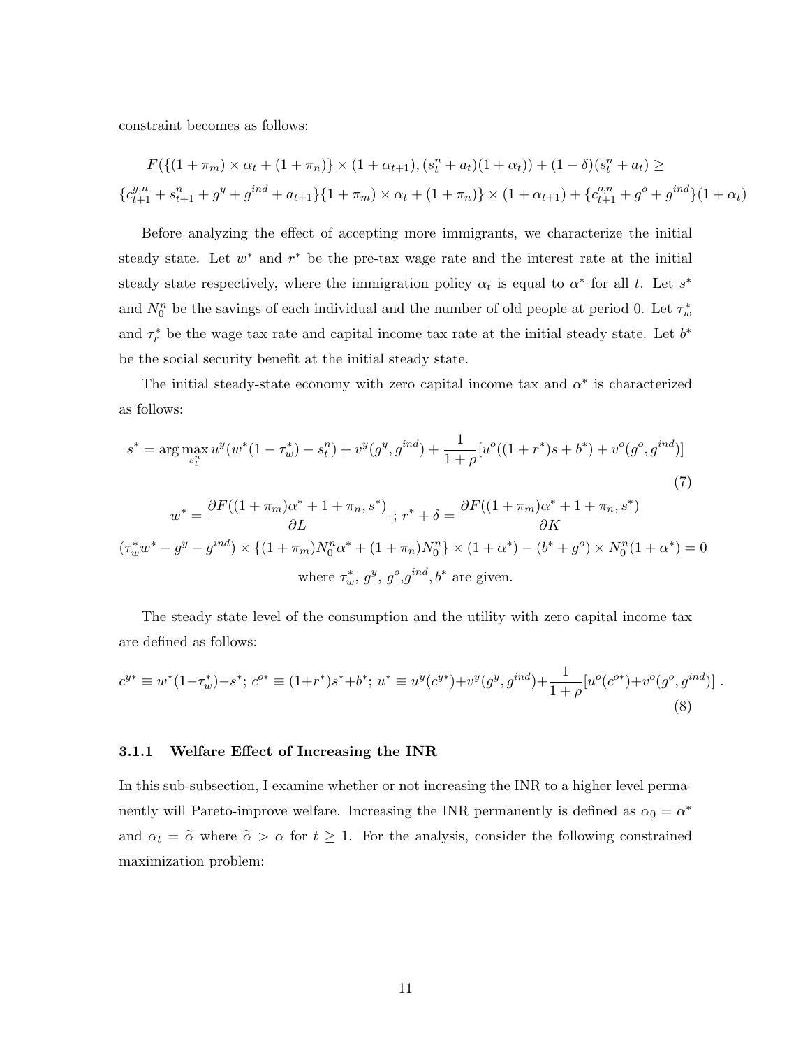constraint becomes as follows:

$$F(\{(1+\pi_m)\times\alpha_t+(1+\pi_n)\}\times(1+\alpha_{t+1}),(s_t^n+a_t)(1+\alpha_t))+(1-\delta)(s_t^n+a_t)\geq$$
$$\{c_{t+1}^{y,n}+s_{t+1}^n+g^y+g^{ind}+a_{t+1}\}\{1+\pi_m)\times\alpha_t+(1+\pi_n)\}\times(1+\alpha_{t+1})+\{c_{t+1}^{o,n}+g^o+g^{ind}\}(1+\alpha_t)$$

Before analyzing the effect of accepting more immigrants, we characterize the initial steady state. Let $w^*$ and $r^*$ be the pre-tax wage rate and the interest rate at the initial steady state respectively, where the immigration policy $\alpha_t$ is equal to $\alpha^*$ for all $t$. Let $s^*$ and $N_0^n$ be the savings of each individual and the number of old people at period 0. Let $\tau_w^*$ and $\tau_r^*$ be the wage tax rate and capital income tax rate at the initial steady state. Let $b^*$ be the social security benefit at the initial steady state.

The initial steady-state economy with zero capital income tax and $\alpha^*$ is characterized as follows:

$$s^*=\arg\max_{s_t^n}u^y(w^*(1-\tau_w^*)-s_t^n)+v^y(g^y,g^{ind})+\frac{1}{1+\rho}[u^o((1+r^*)s+b^*)+v^o(g^o,g^{ind})] \tag{7}$$

$$w^*=\frac{\partial F((1+\pi_m)\alpha^*+1+\pi_n,s^*)}{\partial L}\ ;\ r^*+\delta=\frac{\partial F((1+\pi_m)\alpha^*+1+\pi_n,s^*)}{\partial K}$$

$$(\tau_w^*w^*-g^y-g^{ind})\times\{(1+\pi_m)N_0^n\alpha^*+(1+\pi_n)N_0^n\}\times(1+\alpha^*)-(b^*+g^o)\times N_0^n(1+\alpha^*)=0$$

where $\tau_w^*$, $g^y$, $g^o$,$g^{ind}$, $b^*$ are given.

The steady state level of the consumption and the utility with zero capital income tax are defined as follows:

$$c^{y*}\equiv w^*(1-\tau_w^*)-s^*;\ c^{o*}\equiv(1+r^*)s^*+b^*;\ u^*\equiv u^y(c^{y*})+v^y(g^y,g^{ind})+\frac{1}{1+\rho}[u^o(c^{o*})+v^o(g^o,g^{ind})]\ . \tag{8}$$

#### 3.1.1 Welfare Effect of Increasing the INR

In this sub-subsection, I examine whether or not increasing the INR to a higher level permanently will Pareto-improve welfare. Increasing the INR permanently is defined as $\alpha_0=\alpha^*$ and $\alpha_t=\widetilde{\alpha}$ where $\widetilde{\alpha}>\alpha$ for $t\geq 1$. For the analysis, consider the following constrained maximization problem: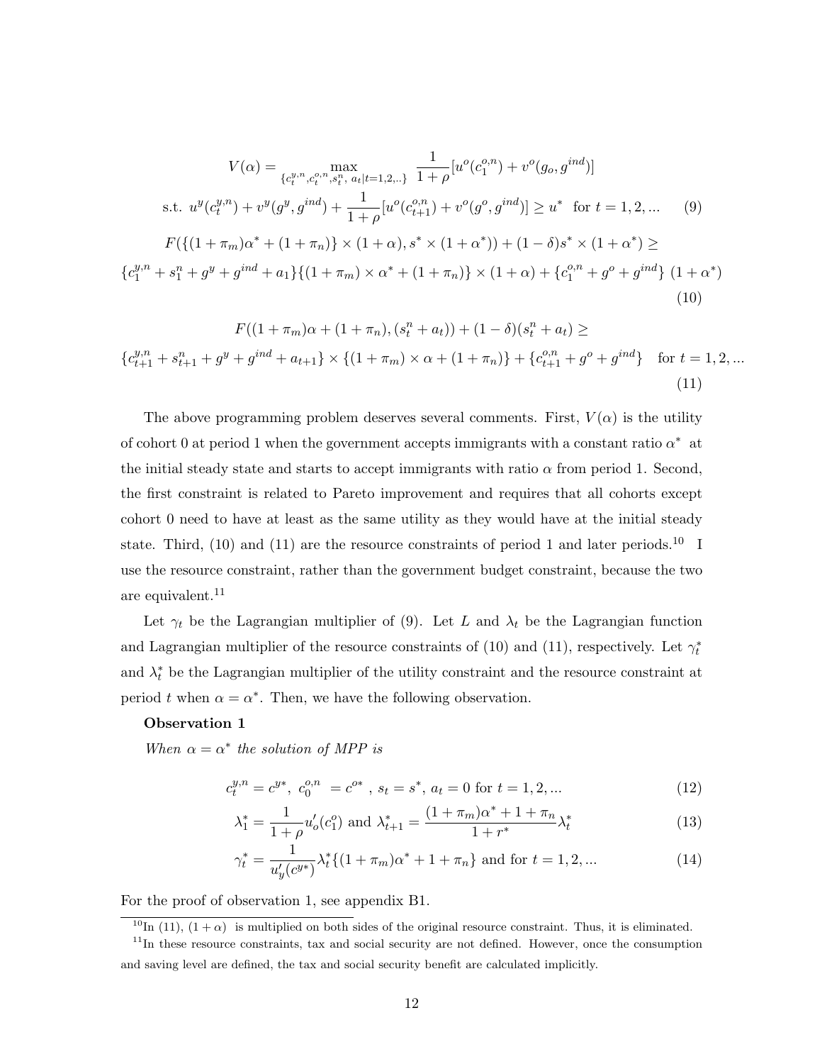$$V(\alpha) = \max_{\{c_t^{y,n}, c_t^{o,n}, s_t^n,\ a_t | t=1,2,..\}} \frac{1}{1+\rho}[u^o(c_1^{o,n}) + v^o(g_o, g^{ind})]$$

$$\text{s.t. } u^y(c_t^{y,n}) + v^y(g^y, g^{ind}) + \frac{1}{1+\rho}[u^o(c_{t+1}^{o,n}) + v^o(g^o, g^{ind})] \geq u^* \text{ for } t = 1, 2, ... \tag{9}$$

$$F(\{(1+\pi_m)\alpha^* + (1+\pi_n)\} \times (1+\alpha), s^* \times (1+\alpha^*)) + (1-\delta)s^* \times (1+\alpha^*) \geq$$

$$\{c_1^{y,n} + s_1^n + g^y + g^{ind} + a_1\}\{(1+\pi_m) \times \alpha^* + (1+\pi_n)\} \times (1+\alpha) + \{c_1^{o,n} + g^o + g^{ind}\}\ (1+\alpha^*) \tag{10}$$

$$F((1+\pi_m)\alpha + (1+\pi_n), (s_t^n + a_t)) + (1-\delta)(s_t^n + a_t) \geq$$

$$\{c_{t+1}^{y,n} + s_{t+1}^n + g^y + g^{ind} + a_{t+1}\} \times \{(1+\pi_m) \times \alpha + (1+\pi_n)\} + \{c_{t+1}^{o,n} + g^o + g^{ind}\} \quad \text{for } t = 1, 2, ... \tag{11}$$

The above programming problem deserves several comments. First, $V(\alpha)$ is the utility of cohort 0 at period 1 when the government accepts immigrants with a constant ratio $\alpha^*$ at the initial steady state and starts to accept immigrants with ratio $\alpha$ from period 1. Second, the first constraint is related to Pareto improvement and requires that all cohorts except cohort 0 need to have at least as the same utility as they would have at the initial steady state. Third, (10) and (11) are the resource constraints of period 1 and later periods.[10] I use the resource constraint, rather than the government budget constraint, because the two are equivalent.[11]

Let $\gamma_t$ be the Lagrangian multiplier of (9). Let $L$ and $\lambda_t$ be the Lagrangian function and Lagrangian multiplier of the resource constraints of (10) and (11), respectively. Let $\gamma_t^*$ and $\lambda_t^*$ be the Lagrangian multiplier of the utility constraint and the resource constraint at period $t$ when $\alpha = \alpha^*$. Then, we have the following observation.

**Observation 1**

*When $\alpha = \alpha^*$ the solution of MPP is*

$$c_t^{y,n} = c^{y*},\ c_0^{o,n}\ = c^{o*}\ ,\ s_t = s^*,\ a_t = 0 \text{ for } t = 1, 2, ... \tag{12}$$

$$\lambda_1^* = \frac{1}{1+\rho} u_o'(c_1^o) \text{ and } \lambda_{t+1}^* = \frac{(1+\pi_m)\alpha^* + 1 + \pi_n}{1+r^*} \lambda_t^* \tag{13}$$

$$\gamma_t^* = \frac{1}{u_y'(c^{y*})} \lambda_t^* \{(1+\pi_m)\alpha^* + 1 + \pi_n\} \text{ and for } t = 1, 2, ... \tag{14}$$

For the proof of observation 1, see appendix B1.

[10] In (11), $(1+\alpha)$ is multiplied on both sides of the original resource constraint. Thus, it is eliminated.

[11] In these resource constraints, tax and social security are not defined. However, once the consumption and saving level are defined, the tax and social security benefit are calculated implicitly.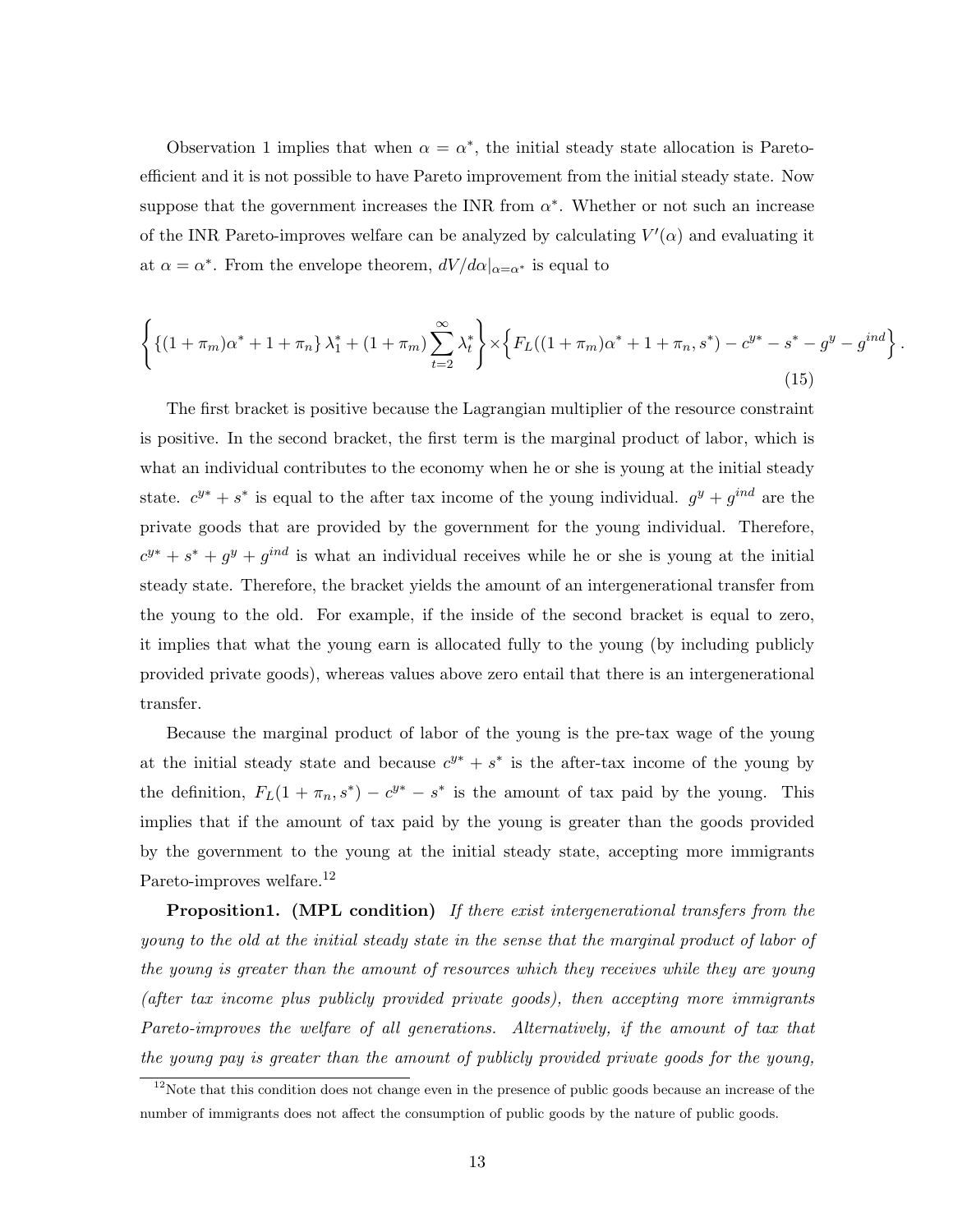Observation 1 implies that when $\alpha = \alpha^*$, the initial steady state allocation is Pareto-efficient and it is not possible to have Pareto improvement from the initial steady state. Now suppose that the government increases the INR from $\alpha^*$. Whether or not such an increase of the INR Pareto-improves welfare can be analyzed by calculating $V'(\alpha)$ and evaluating it at $\alpha = \alpha^*$. From the envelope theorem, $dV/d\alpha|_{\alpha=\alpha^*}$ is equal to

$$\left\{ \{(1+\pi_m)\alpha^* + 1 + \pi_n\} \lambda_1^* + (1+\pi_m)\sum_{t=2}^{\infty} \lambda_t^* \right\} \times \left\{ F_L((1+\pi_m)\alpha^* + 1 + \pi_n, s^*) - c^{y*} - s^* - g^y - g^{ind} \right\}. \tag{15}$$

The first bracket is positive because the Lagrangian multiplier of the resource constraint is positive. In the second bracket, the first term is the marginal product of labor, which is what an individual contributes to the economy when he or she is young at the initial steady state. $c^{y*} + s^*$ is equal to the after tax income of the young individual. $g^y + g^{ind}$ are the private goods that are provided by the government for the young individual. Therefore, $c^{y*} + s^* + g^y + g^{ind}$ is what an individual receives while he or she is young at the initial steady state. Therefore, the bracket yields the amount of an intergenerational transfer from the young to the old. For example, if the inside of the second bracket is equal to zero, it implies that what the young earn is allocated fully to the young (by including publicly provided private goods), whereas values above zero entail that there is an intergenerational transfer.

Because the marginal product of labor of the young is the pre-tax wage of the young at the initial steady state and because $c^{y*} + s^*$ is the after-tax income of the young by the definition, $F_L(1 + \pi_n, s^*) - c^{y*} - s^*$ is the amount of tax paid by the young. This implies that if the amount of tax paid by the young is greater than the goods provided by the government to the young at the initial steady state, accepting more immigrants Pareto-improves welfare.[12]

**Proposition1. (MPL condition)** *If there exist intergenerational transfers from the young to the old at the initial steady state in the sense that the marginal product of labor of the young is greater than the amount of resources which they receives while they are young (after tax income plus publicly provided private goods), then accepting more immigrants Pareto-improves the welfare of all generations. Alternatively, if the amount of tax that the young pay is greater than the amount of publicly provided private goods for the young,*

[12] Note that this condition does not change even in the presence of public goods because an increase of the number of immigrants does not affect the consumption of public goods by the nature of public goods.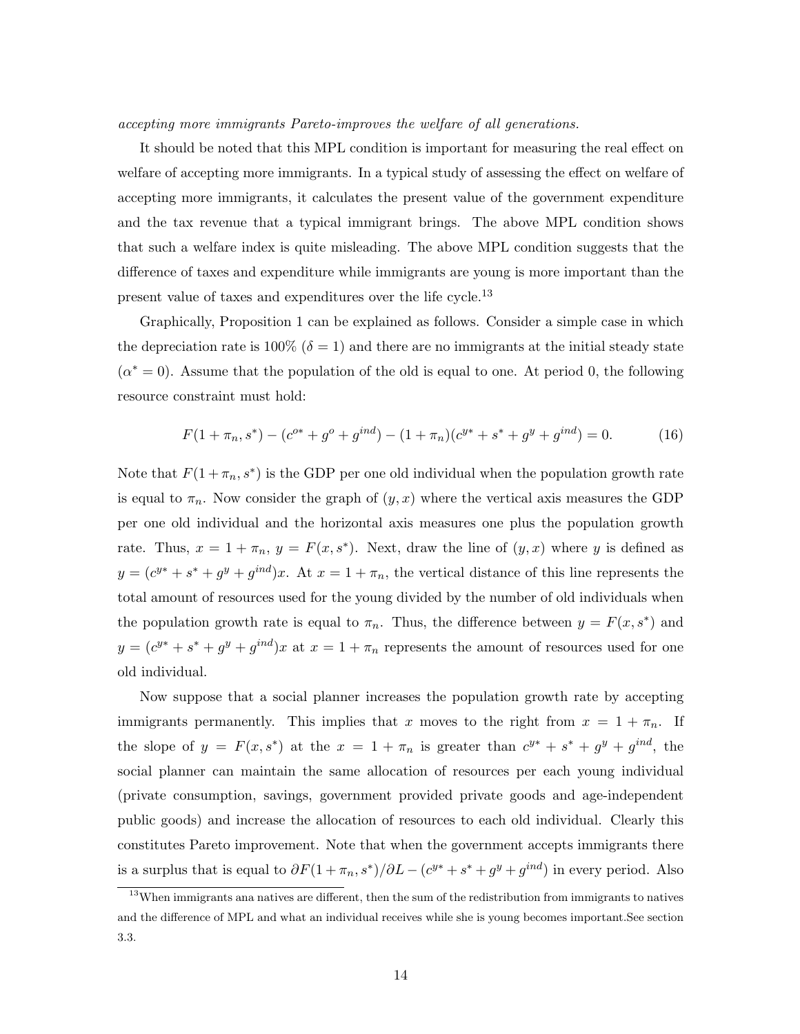*accepting more immigrants Pareto-improves the welfare of all generations.*

It should be noted that this MPL condition is important for measuring the real effect on welfare of accepting more immigrants. In a typical study of assessing the effect on welfare of accepting more immigrants, it calculates the present value of the government expenditure and the tax revenue that a typical immigrant brings. The above MPL condition shows that such a welfare index is quite misleading. The above MPL condition suggests that the difference of taxes and expenditure while immigrants are young is more important than the present value of taxes and expenditures over the life cycle.[13]

Graphically, Proposition 1 can be explained as follows. Consider a simple case in which the depreciation rate is 100% ($\delta = 1$) and there are no immigrants at the initial steady state ($\alpha^* = 0$). Assume that the population of the old is equal to one. At period 0, the following resource constraint must hold:

$$F(1 + \pi_n, s^*) - (c^{o*} + g^o + g^{ind}) - (1 + \pi_n)(c^{y*} + s^* + g^y + g^{ind}) = 0. \tag{16}$$

Note that $F(1 + \pi_n, s^*)$ is the GDP per one old individual when the population growth rate is equal to $\pi_n$. Now consider the graph of $(y, x)$ where the vertical axis measures the GDP per one old individual and the horizontal axis measures one plus the population growth rate. Thus, $x = 1 + \pi_n$, $y = F(x, s^*)$. Next, draw the line of $(y, x)$ where $y$ is defined as $y = (c^{y*} + s^* + g^y + g^{ind})x$. At $x = 1 + \pi_n$, the vertical distance of this line represents the total amount of resources used for the young divided by the number of old individuals when the population growth rate is equal to $\pi_n$. Thus, the difference between $y = F(x, s^*)$ and $y = (c^{y*} + s^* + g^y + g^{ind})x$ at $x = 1 + \pi_n$ represents the amount of resources used for one old individual.

Now suppose that a social planner increases the population growth rate by accepting immigrants permanently. This implies that $x$ moves to the right from $x = 1 + \pi_n$. If the slope of $y = F(x, s^*)$ at the $x = 1 + \pi_n$ is greater than $c^{y*} + s^* + g^y + g^{ind}$, the social planner can maintain the same allocation of resources per each young individual (private consumption, savings, government provided private goods and age-independent public goods) and increase the allocation of resources to each old individual. Clearly this constitutes Pareto improvement. Note that when the government accepts immigrants there is a surplus that is equal to $\partial F(1 + \pi_n, s^*)/\partial L - (c^{y*} + s^* + g^y + g^{ind})$ in every period. Also

[13]When immigrants ana natives are different, then the sum of the redistribution from immigrants to natives and the difference of MPL and what an individual receives while she is young becomes important.See section 3.3.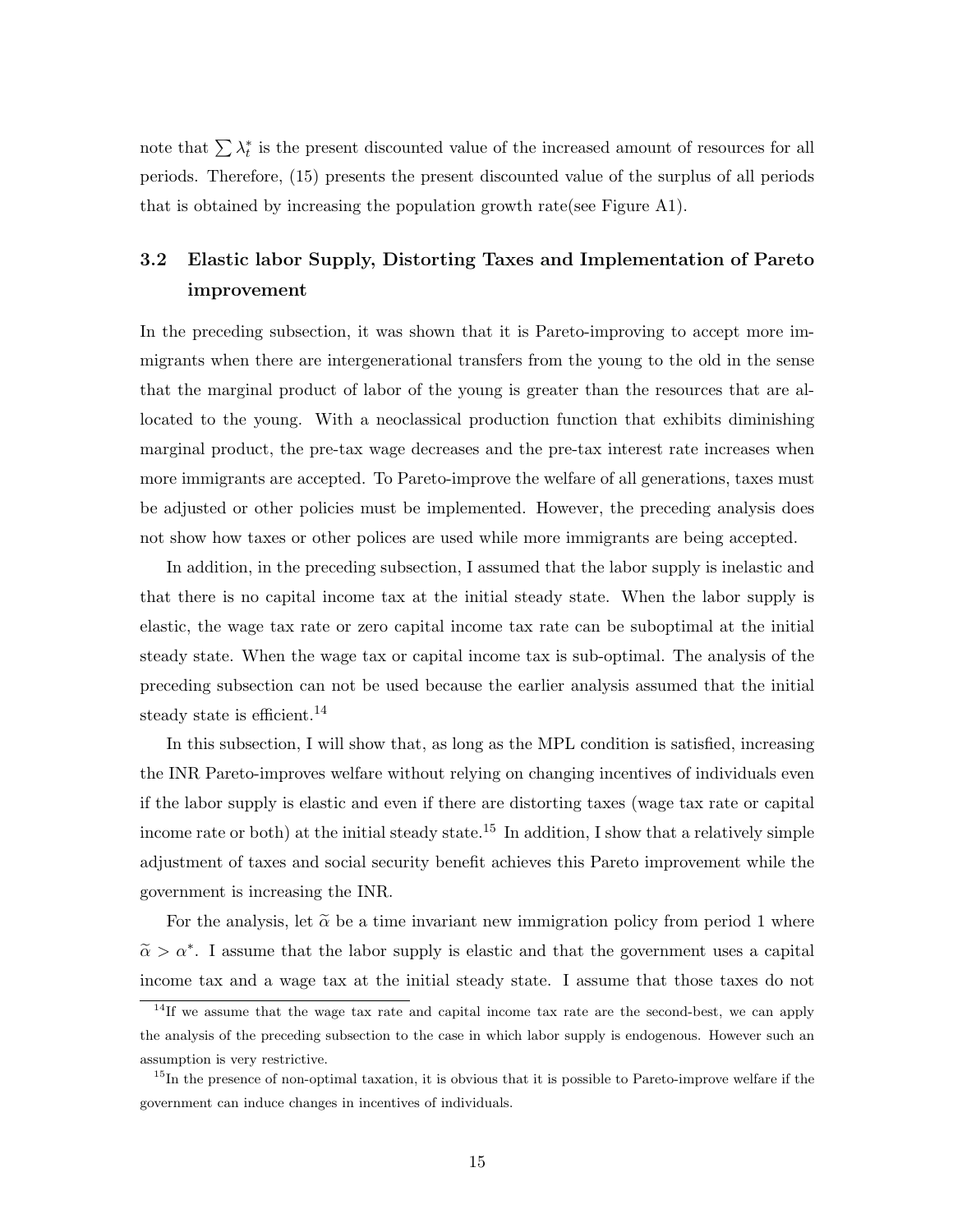note that $\sum \lambda_t^*$ is the present discounted value of the increased amount of resources for all periods. Therefore, (15) presents the present discounted value of the surplus of all periods that is obtained by increasing the population growth rate(see Figure A1).

### 3.2 Elastic labor Supply, Distorting Taxes and Implementation of Pareto improvement

In the preceding subsection, it was shown that it is Pareto-improving to accept more immigrants when there are intergenerational transfers from the young to the old in the sense that the marginal product of labor of the young is greater than the resources that are allocated to the young. With a neoclassical production function that exhibits diminishing marginal product, the pre-tax wage decreases and the pre-tax interest rate increases when more immigrants are accepted. To Pareto-improve the welfare of all generations, taxes must be adjusted or other policies must be implemented. However, the preceding analysis does not show how taxes or other polices are used while more immigrants are being accepted.

In addition, in the preceding subsection, I assumed that the labor supply is inelastic and that there is no capital income tax at the initial steady state. When the labor supply is elastic, the wage tax rate or zero capital income tax rate can be suboptimal at the initial steady state. When the wage tax or capital income tax is sub-optimal. The analysis of the preceding subsection can not be used because the earlier analysis assumed that the initial steady state is efficient.[14]

In this subsection, I will show that, as long as the MPL condition is satisfied, increasing the INR Pareto-improves welfare without relying on changing incentives of individuals even if the labor supply is elastic and even if there are distorting taxes (wage tax rate or capital income rate or both) at the initial steady state.[15] In addition, I show that a relatively simple adjustment of taxes and social security benefit achieves this Pareto improvement while the government is increasing the INR.

For the analysis, let $\widetilde{\alpha}$ be a time invariant new immigration policy from period 1 where $\widetilde{\alpha} > \alpha^*$. I assume that the labor supply is elastic and that the government uses a capital income tax and a wage tax at the initial steady state. I assume that those taxes do not

[14] If we assume that the wage tax rate and capital income tax rate are the second-best, we can apply the analysis of the preceding subsection to the case in which labor supply is endogenous. However such an assumption is very restrictive.

[15] In the presence of non-optimal taxation, it is obvious that it is possible to Pareto-improve welfare if the government can induce changes in incentives of individuals.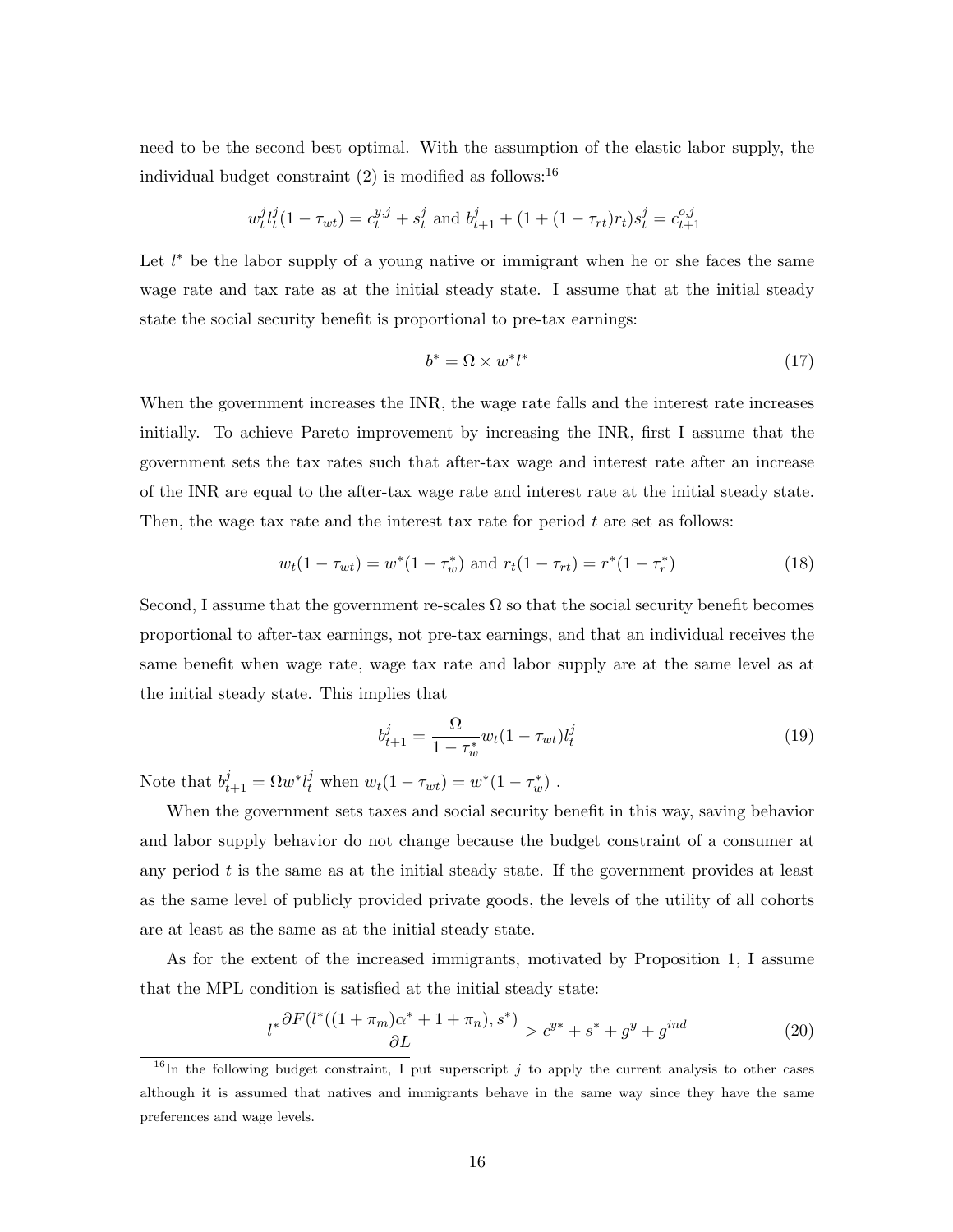need to be the second best optimal. With the assumption of the elastic labor supply, the individual budget constraint (2) is modified as follows:[16]

$$w_t^j l_t^j (1-\tau_{wt}) = c_t^{y,j} + s_t^j \text{ and } b_{t+1}^j + (1+(1-\tau_{rt})r_t)s_t^j = c_{t+1}^{o,j}$$

Let $l^*$ be the labor supply of a young native or immigrant when he or she faces the same wage rate and tax rate as at the initial steady state. I assume that at the initial steady state the social security benefit is proportional to pre-tax earnings:

$$b^* = \Omega \times w^* l^* \tag{17}$$

When the government increases the INR, the wage rate falls and the interest rate increases initially. To achieve Pareto improvement by increasing the INR, first I assume that the government sets the tax rates such that after-tax wage and interest rate after an increase of the INR are equal to the after-tax wage rate and interest rate at the initial steady state. Then, the wage tax rate and the interest tax rate for period $t$ are set as follows:

$$w_t(1-\tau_{wt}) = w^*(1-\tau_w^*) \text{ and } r_t(1-\tau_{rt}) = r^*(1-\tau_r^*) \tag{18}$$

Second, I assume that the government re-scales $\Omega$ so that the social security benefit becomes proportional to after-tax earnings, not pre-tax earnings, and that an individual receives the same benefit when wage rate, wage tax rate and labor supply are at the same level as at the initial steady state. This implies that

$$b_{t+1}^j = \frac{\Omega}{1-\tau_w^*} w_t(1-\tau_{wt}) l_t^j \tag{19}$$

Note that $b_{t+1}^j = \Omega w^* l_t^j$ when $w_t(1-\tau_{wt}) = w^*(1-\tau_w^*)$ .

When the government sets taxes and social security benefit in this way, saving behavior and labor supply behavior do not change because the budget constraint of a consumer at any period $t$ is the same as at the initial steady state. If the government provides at least as the same level of publicly provided private goods, the levels of the utility of all cohorts are at least as the same as at the initial steady state.

As for the extent of the increased immigrants, motivated by Proposition 1, I assume that the MPL condition is satisfied at the initial steady state:

$$l^* \frac{\partial F(l^*((1+\pi_m)\alpha^* + 1 + \pi_n), s^*)}{\partial L} > c^{y*} + s^* + g^y + g^{ind} \tag{20}$$

[16] In the following budget constraint, I put superscript $j$ to apply the current analysis to other cases although it is assumed that natives and immigrants behave in the same way since they have the same preferences and wage levels.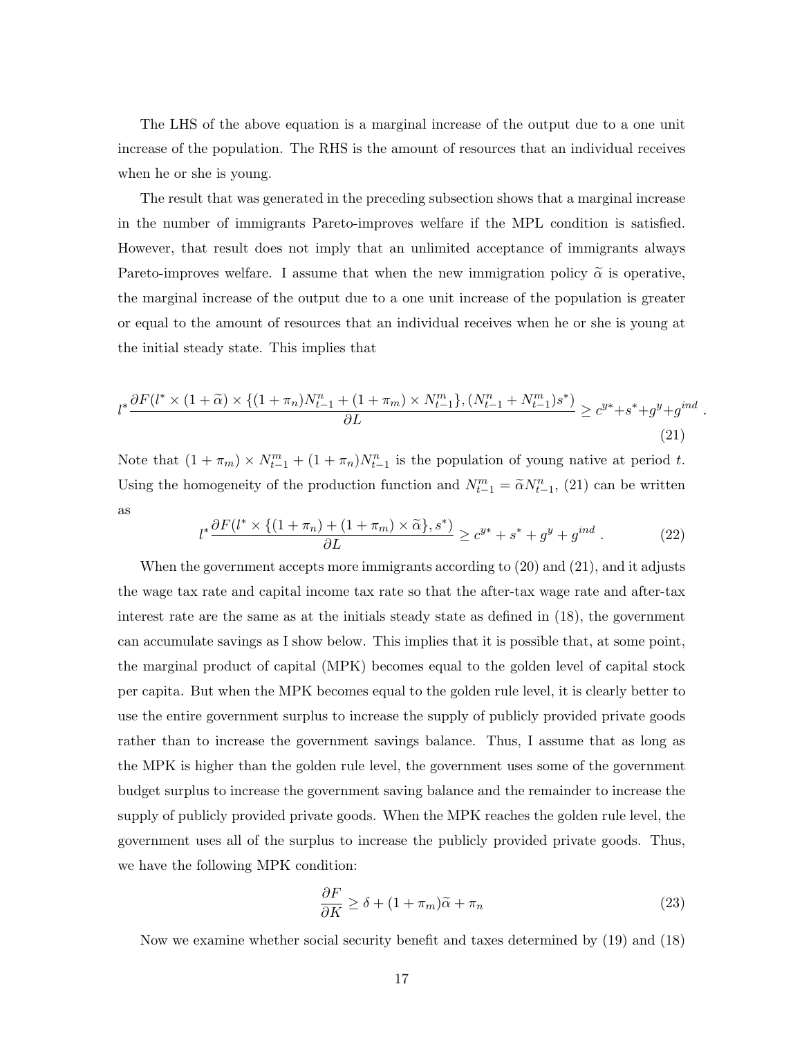The LHS of the above equation is a marginal increase of the output due to a one unit increase of the population. The RHS is the amount of resources that an individual receives when he or she is young.

The result that was generated in the preceding subsection shows that a marginal increase in the number of immigrants Pareto-improves welfare if the MPL condition is satisfied. However, that result does not imply that an unlimited acceptance of immigrants always Pareto-improves welfare. I assume that when the new immigration policy $\widetilde{\alpha}$ is operative, the marginal increase of the output due to a one unit increase of the population is greater or equal to the amount of resources that an individual receives when he or she is young at the initial steady state. This implies that

$$
l^* \frac{\partial F(l^* \times (1+\widetilde{\alpha}) \times \{(1+\pi_n)N_{t-1}^n + (1+\pi_m) \times N_{t-1}^m\}, (N_{t-1}^n + N_{t-1}^m)s^*)}{\partial L} \geq c^{y*} + s^* + g^y + g^{ind} . \tag{21}
$$

Note that $(1+\pi_m) \times N_{t-1}^m + (1+\pi_n)N_{t-1}^n$ is the population of young native at period $t$. Using the homogeneity of the production function and $N_{t-1}^m = \widetilde{\alpha} N_{t-1}^n$, (21) can be written as

$$
l^* \frac{\partial F(l^* \times \{(1+\pi_n) + (1+\pi_m) \times \widetilde{\alpha}\}, s^*)}{\partial L} \geq c^{y*} + s^* + g^y + g^{ind} . \tag{22}
$$

When the government accepts more immigrants according to (20) and (21), and it adjusts the wage tax rate and capital income tax rate so that the after-tax wage rate and after-tax interest rate are the same as at the initials steady state as defined in (18), the government can accumulate savings as I show below. This implies that it is possible that, at some point, the marginal product of capital (MPK) becomes equal to the golden level of capital stock per capita. But when the MPK becomes equal to the golden rule level, it is clearly better to use the entire government surplus to increase the supply of publicly provided private goods rather than to increase the government savings balance. Thus, I assume that as long as the MPK is higher than the golden rule level, the government uses some of the government budget surplus to increase the government saving balance and the remainder to increase the supply of publicly provided private goods. When the MPK reaches the golden rule level, the government uses all of the surplus to increase the publicly provided private goods. Thus, we have the following MPK condition:

$$
\frac{\partial F}{\partial K} \geq \delta + (1+\pi_m)\widetilde{\alpha} + \pi_n \tag{23}
$$

Now we examine whether social security benefit and taxes determined by (19) and (18)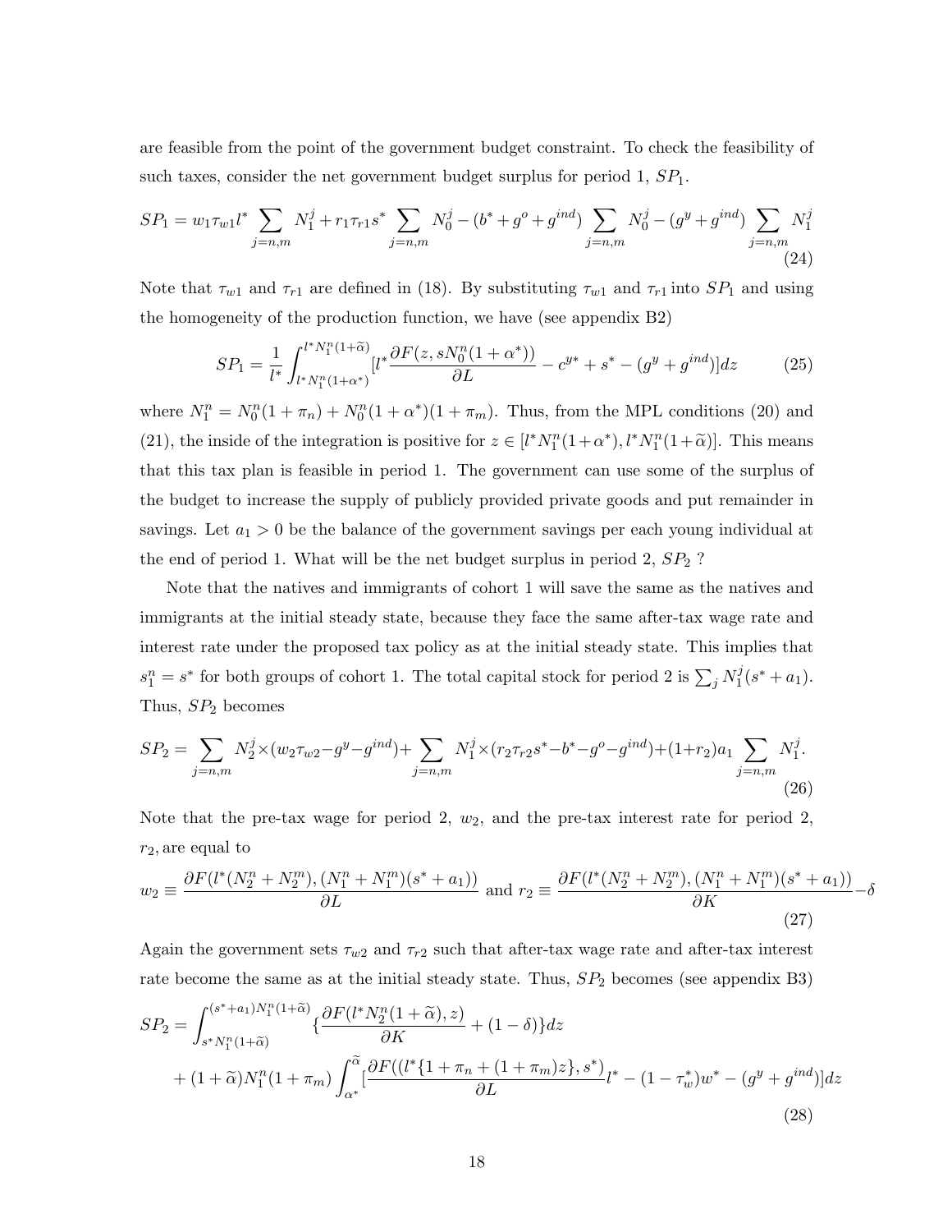are feasible from the point of the government budget constraint. To check the feasibility of such taxes, consider the net government budget surplus for period 1, $SP_1$.

$$SP_1 = w_1 \tau_{w1} l^* \sum_{j=n,m} N_1^j + r_1 \tau_{r1} s^* \sum_{j=n,m} N_0^j - (b^* + g^o + g^{ind}) \sum_{j=n,m} N_0^j - (g^y + g^{ind}) \sum_{j=n,m} N_1^j \tag{24}$$

Note that $\tau_{w1}$ and $\tau_{r1}$ are defined in (18). By substituting $\tau_{w1}$ and $\tau_{r1}$ into $SP_1$ and using the homogeneity of the production function, we have (see appendix B2)

$$SP_1 = \frac{1}{l^*} \int_{l^* N_1^n (1+\alpha^*)}^{l^* N_1^n (1+\widetilde{\alpha})} [l^* \frac{\partial F(z, s N_0^n (1+\alpha^*))}{\partial L} - c^{y*} + s^* - (g^y + g^{ind})] dz \tag{25}$$

where $N_1^n = N_0^n(1+\pi_n) + N_0^n(1+\alpha^*)(1+\pi_m)$. Thus, from the MPL conditions (20) and (21), the inside of the integration is positive for $z \in [l^* N_1^n (1+\alpha^*), l^* N_1^n (1+\widetilde{\alpha})]$. This means that this tax plan is feasible in period 1. The government can use some of the surplus of the budget to increase the supply of publicly provided private goods and put remainder in savings. Let $a_1 > 0$ be the balance of the government savings per each young individual at the end of period 1. What will be the net budget surplus in period 2, $SP_2$ ?

Note that the natives and immigrants of cohort 1 will save the same as the natives and immigrants at the initial steady state, because they face the same after-tax wage rate and interest rate under the proposed tax policy as at the initial steady state. This implies that $s_1^n = s^*$ for both groups of cohort 1. The total capital stock for period 2 is $\sum_j N_1^j (s^* + a_1)$. Thus, $SP_2$ becomes

$$SP_2 = \sum_{j=n,m} N_2^j \times (w_2 \tau_{w2} - g^y - g^{ind}) + \sum_{j=n,m} N_1^j \times (r_2 \tau_{r2} s^* - b^* - g^o - g^{ind}) + (1+r_2) a_1 \sum_{j=n,m} N_1^j. \tag{26}$$

Note that the pre-tax wage for period 2, $w_2$, and the pre-tax interest rate for period 2, $r_2$, are equal to

$$w_2 \equiv \frac{\partial F(l^*(N_2^n + N_2^m), (N_1^n + N_1^m)(s^* + a_1))}{\partial L} \text{ and } r_2 \equiv \frac{\partial F(l^*(N_2^n + N_2^m), (N_1^n + N_1^m)(s^* + a_1))}{\partial K} - \delta \tag{27}$$

Again the government sets $\tau_{w2}$ and $\tau_{r2}$ such that after-tax wage rate and after-tax interest rate become the same as at the initial steady state. Thus, $SP_2$ becomes (see appendix B3)

$$\begin{aligned} SP_2 = & \int_{s^* N_1^n (1+\widetilde{\alpha})}^{(s^*+a_1) N_1^n (1+\widetilde{\alpha})} \{ \frac{\partial F(l^* N_2^n (1+\widetilde{\alpha}), z)}{\partial K} + (1-\delta) \} dz \\ & + (1+\widetilde{\alpha}) N_1^n (1+\pi_m) \int_{\alpha^*}^{\widetilde{\alpha}} [\frac{\partial F((l^* \{1+\pi_n+(1+\pi_m) z\}, s^*)}{\partial L} l^* - (1-\tau_w^*) w^* - (g^y + g^{ind})] dz \end{aligned} \tag{28}$$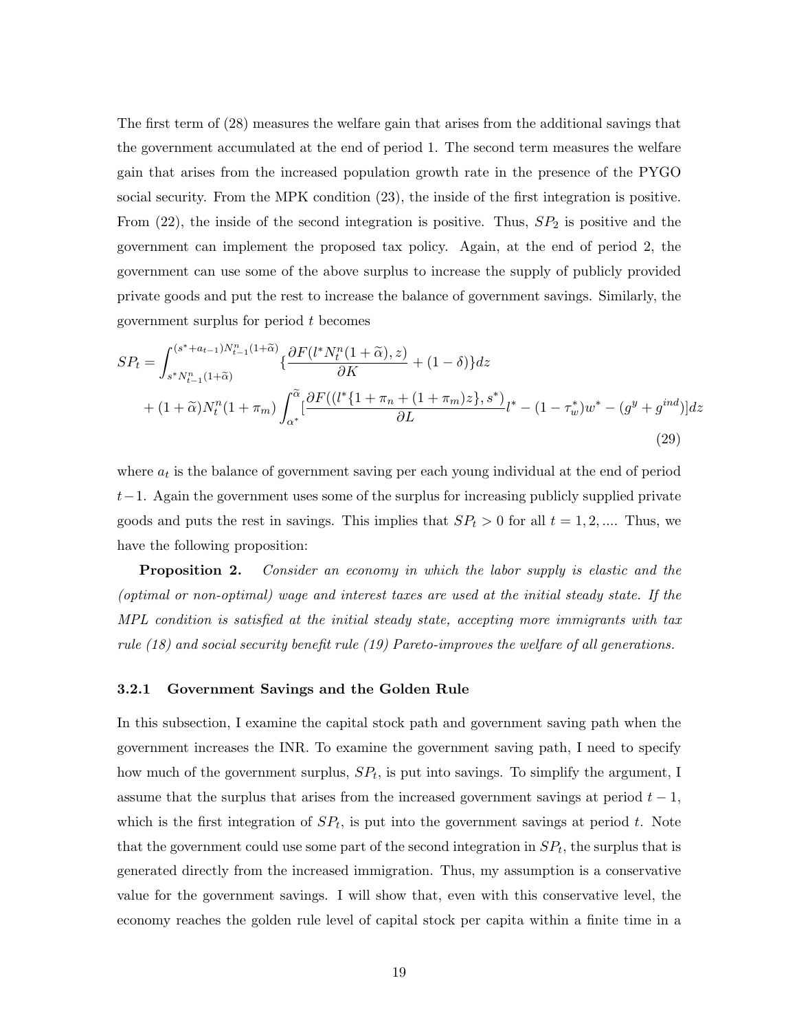The first term of (28) measures the welfare gain that arises from the additional savings that the government accumulated at the end of period 1. The second term measures the welfare gain that arises from the increased population growth rate in the presence of the PYGO social security. From the MPK condition (23), the inside of the first integration is positive. From (22), the inside of the second integration is positive. Thus, $SP_2$ is positive and the government can implement the proposed tax policy. Again, at the end of period 2, the government can use some of the above surplus to increase the supply of publicly provided private goods and put the rest to increase the balance of government savings. Similarly, the government surplus for period $t$ becomes

$$
\begin{aligned}
SP_t = & \int_{s^* N_{t-1}^n (1+\widetilde{\alpha})}^{(s^*+a_{t-1}) N_{t-1}^n (1+\widetilde{\alpha})} \{ \frac{\partial F(l^* N_t^n (1+\widetilde{\alpha}), z)}{\partial K} + (1-\delta) \} dz \\
& + (1+\widetilde{\alpha}) N_t^n (1+\pi_m) \int_{\alpha^*}^{\widetilde{\alpha}} [ \frac{\partial F((l^* \{1+\pi_n + (1+\pi_m) z\}, s^*)}{\partial L} l^* - (1-\tau_w^*) w^* - (g^y + g^{ind}) ] dz
\end{aligned}
\tag{29}
$$

where $a_t$ is the balance of government saving per each young individual at the end of period $t-1$. Again the government uses some of the surplus for increasing publicly supplied private goods and puts the rest in savings. This implies that $SP_t > 0$ for all $t = 1, 2, ....$ Thus, we have the following proposition:

**Proposition 2.** *Consider an economy in which the labor supply is elastic and the (optimal or non-optimal) wage and interest taxes are used at the initial steady state. If the MPL condition is satisfied at the initial steady state, accepting more immigrants with tax rule (18) and social security benefit rule (19) Pareto-improves the welfare of all generations.*

### 3.2.1 Government Savings and the Golden Rule

In this subsection, I examine the capital stock path and government saving path when the government increases the INR. To examine the government saving path, I need to specify how much of the government surplus, $SP_t$, is put into savings. To simplify the argument, I assume that the surplus that arises from the increased government savings at period $t-1$, which is the first integration of $SP_t$, is put into the government savings at period $t$. Note that the government could use some part of the second integration in $SP_t$, the surplus that is generated directly from the increased immigration. Thus, my assumption is a conservative value for the government savings. I will show that, even with this conservative level, the economy reaches the golden rule level of capital stock per capita within a finite time in a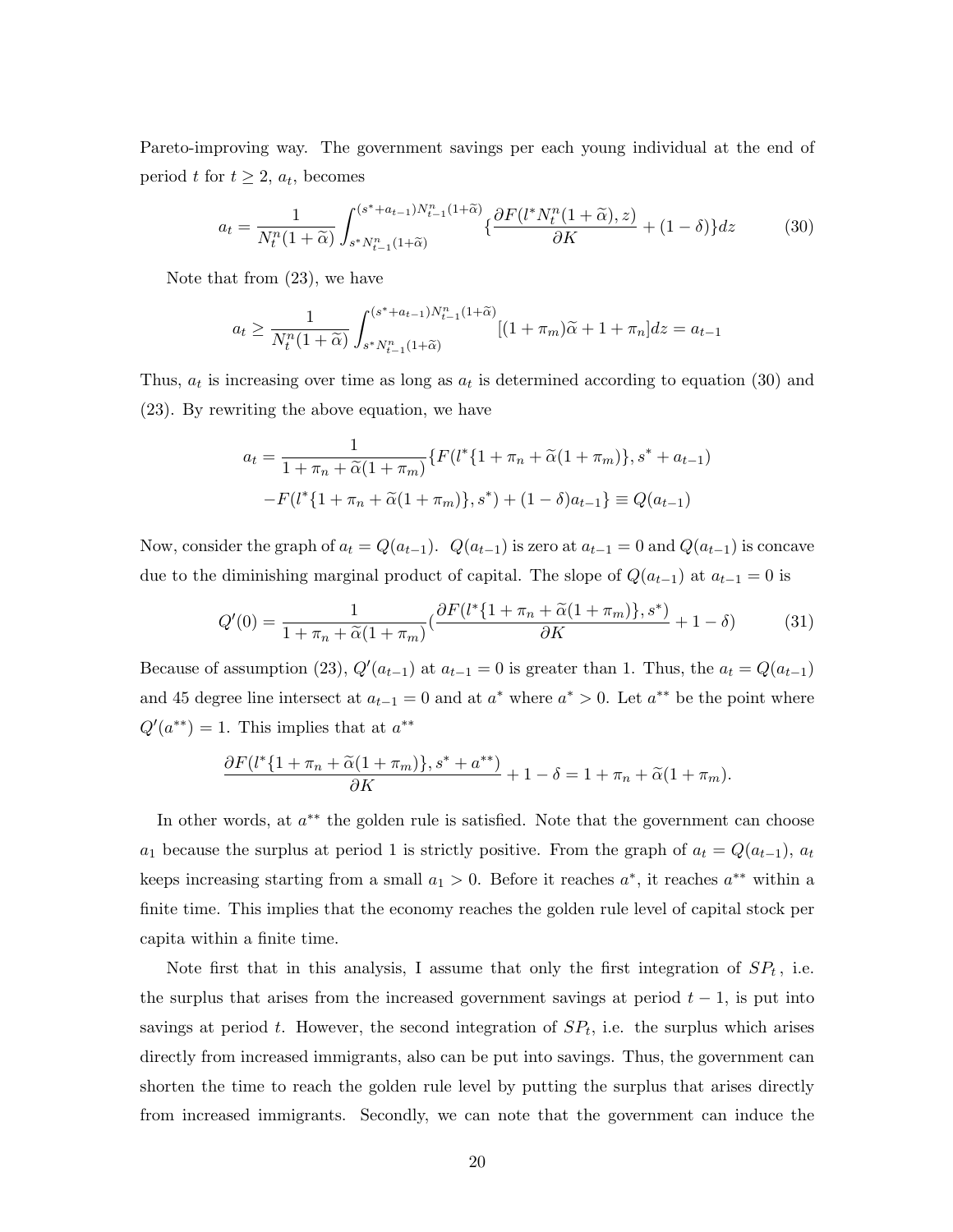Pareto-improving way. The government savings per each young individual at the end of period $t$ for $t \geq 2$, $a_t$, becomes

$$a_t = \frac{1}{N_t^n(1+\widetilde{\alpha})} \int_{s^* N_{t-1}^n (1+\widetilde{\alpha})}^{(s^*+a_{t-1})N_{t-1}^n(1+\widetilde{\alpha})} \{\frac{\partial F(l^* N_t^n(1+\widetilde{\alpha}), z)}{\partial K} + (1-\delta)\} dz \tag{30}$$

Note that from (23), we have

$$a_t \geq \frac{1}{N_t^n(1+\widetilde{\alpha})} \int_{s^* N_{t-1}^n (1+\widetilde{\alpha})}^{(s^*+a_{t-1})N_{t-1}^n(1+\widetilde{\alpha})} [(1+\pi_m)\widetilde{\alpha} + 1 + \pi_n] dz = a_{t-1}$$

Thus, $a_t$ is increasing over time as long as $a_t$ is determined according to equation (30) and (23). By rewriting the above equation, we have

$$\begin{aligned} a_t = & \frac{1}{1+\pi_n+\widetilde{\alpha}(1+\pi_m)} \{F(l^*\{1+\pi_n+\widetilde{\alpha}(1+\pi_m)\}, s^*+a_{t-1}) \\ & - F(l^*\{1+\pi_n+\widetilde{\alpha}(1+\pi_m)\}, s^*) + (1-\delta)a_{t-1}\} \equiv Q(a_{t-1}) \end{aligned}$$

Now, consider the graph of $a_t = Q(a_{t-1})$. $Q(a_{t-1})$ is zero at $a_{t-1} = 0$ and $Q(a_{t-1})$ is concave due to the diminishing marginal product of capital. The slope of $Q(a_{t-1})$ at $a_{t-1} = 0$ is

$$Q'(0) = \frac{1}{1+\pi_n+\widetilde{\alpha}(1+\pi_m)} (\frac{\partial F(l^*\{1+\pi_n+\widetilde{\alpha}(1+\pi_m)\}, s^*)}{\partial K} + 1 - \delta) \tag{31}$$

Because of assumption (23), $Q'(a_{t-1})$ at $a_{t-1} = 0$ is greater than 1. Thus, the $a_t = Q(a_{t-1})$ and 45 degree line intersect at $a_{t-1} = 0$ and at $a^*$ where $a^* > 0$. Let $a^{**}$ be the point where $Q'(a^{**}) = 1$. This implies that at $a^{**}$

$$\frac{\partial F(l^*\{1+\pi_n+\widetilde{\alpha}(1+\pi_m)\}, s^*+a^{**})}{\partial K} + 1 - \delta = 1 + \pi_n + \widetilde{\alpha}(1+\pi_m).$$

In other words, at $a^{**}$ the golden rule is satisfied. Note that the government can choose $a_1$ because the surplus at period 1 is strictly positive. From the graph of $a_t = Q(a_{t-1})$, $a_t$ keeps increasing starting from a small $a_1 > 0$. Before it reaches $a^*$, it reaches $a^{**}$ within a finite time. This implies that the economy reaches the golden rule level of capital stock per capita within a finite time.

Note first that in this analysis, I assume that only the first integration of $SP_t$, i.e. the surplus that arises from the increased government savings at period $t-1$, is put into savings at period $t$. However, the second integration of $SP_t$, i.e. the surplus which arises directly from increased immigrants, also can be put into savings. Thus, the government can shorten the time to reach the golden rule level by putting the surplus that arises directly from increased immigrants. Secondly, we can note that the government can induce the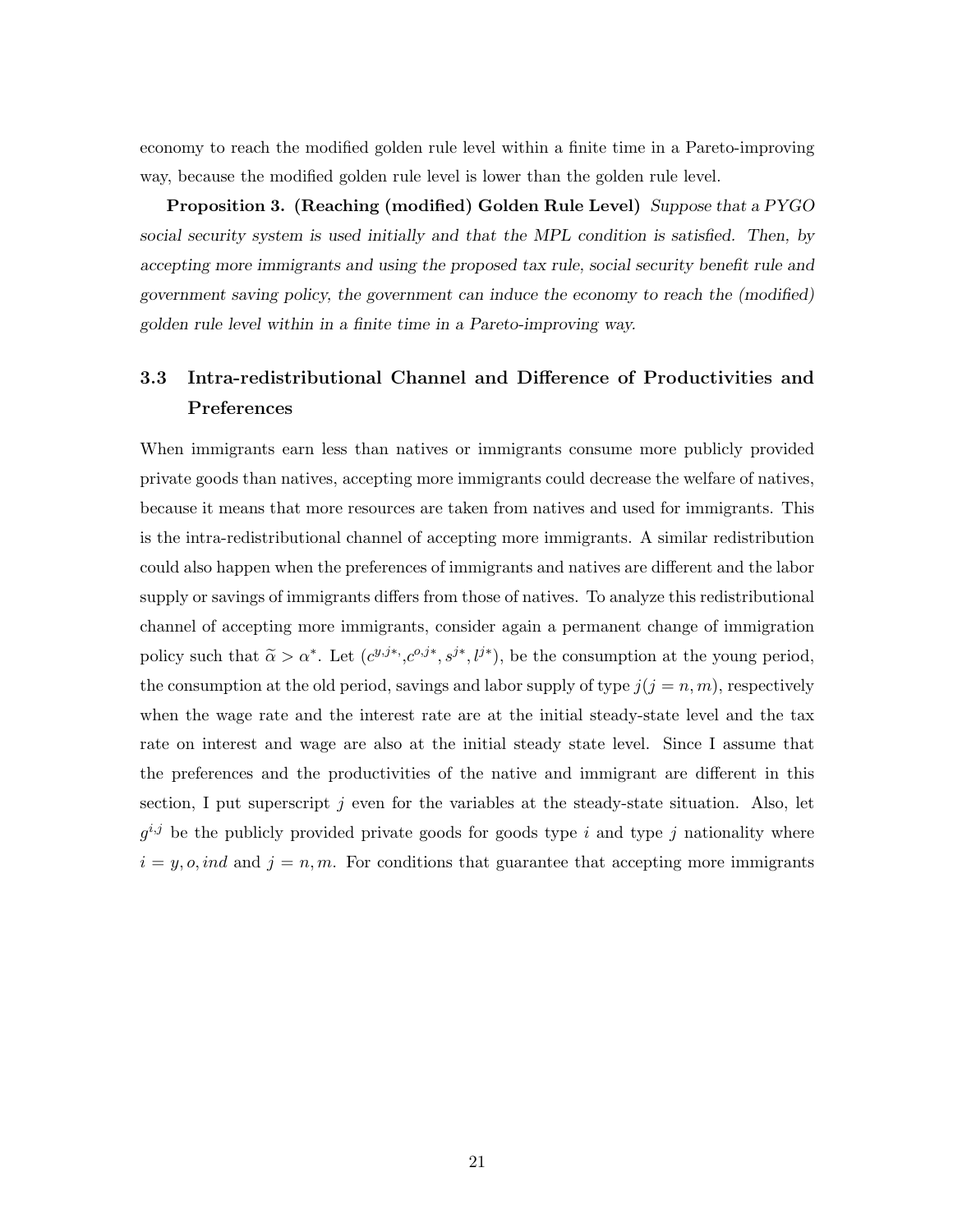economy to reach the modified golden rule level within a finite time in a Pareto-improving way, because the modified golden rule level is lower than the golden rule level.

**Proposition 3. (Reaching (modified) Golden Rule Level)** *Suppose that a PYGO social security system is used initially and that the MPL condition is satisfied. Then, by accepting more immigrants and using the proposed tax rule, social security benefit rule and government saving policy, the government can induce the economy to reach the (modified) golden rule level within in a finite time in a Pareto-improving way.*

### 3.3 Intra-redistributional Channel and Difference of Productivities and Preferences

When immigrants earn less than natives or immigrants consume more publicly provided private goods than natives, accepting more immigrants could decrease the welfare of natives, because it means that more resources are taken from natives and used for immigrants. This is the intra-redistributional channel of accepting more immigrants. A similar redistribution could also happen when the preferences of immigrants and natives are different and the labor supply or savings of immigrants differs from those of natives. To analyze this redistributional channel of accepting more immigrants, consider again a permanent change of immigration policy such that $\widetilde{\alpha} > \alpha^*$. Let ($c^{y,j*}$,$c^{o,j*}$, $s^{j*}$, $l^{j*}$), be the consumption at the young period, the consumption at the old period, savings and labor supply of type $j (j = n, m)$, respectively when the wage rate and the interest rate are at the initial steady-state level and the tax rate on interest and wage are also at the initial steady state level. Since I assume that the preferences and the productivities of the native and immigrant are different in this section, I put superscript $j$ even for the variables at the steady-state situation. Also, let $g^{i,j}$ be the publicly provided private goods for goods type $i$ and type $j$ nationality where $i = y, o, ind$ and $j = n, m$. For conditions that guarantee that accepting more immigrants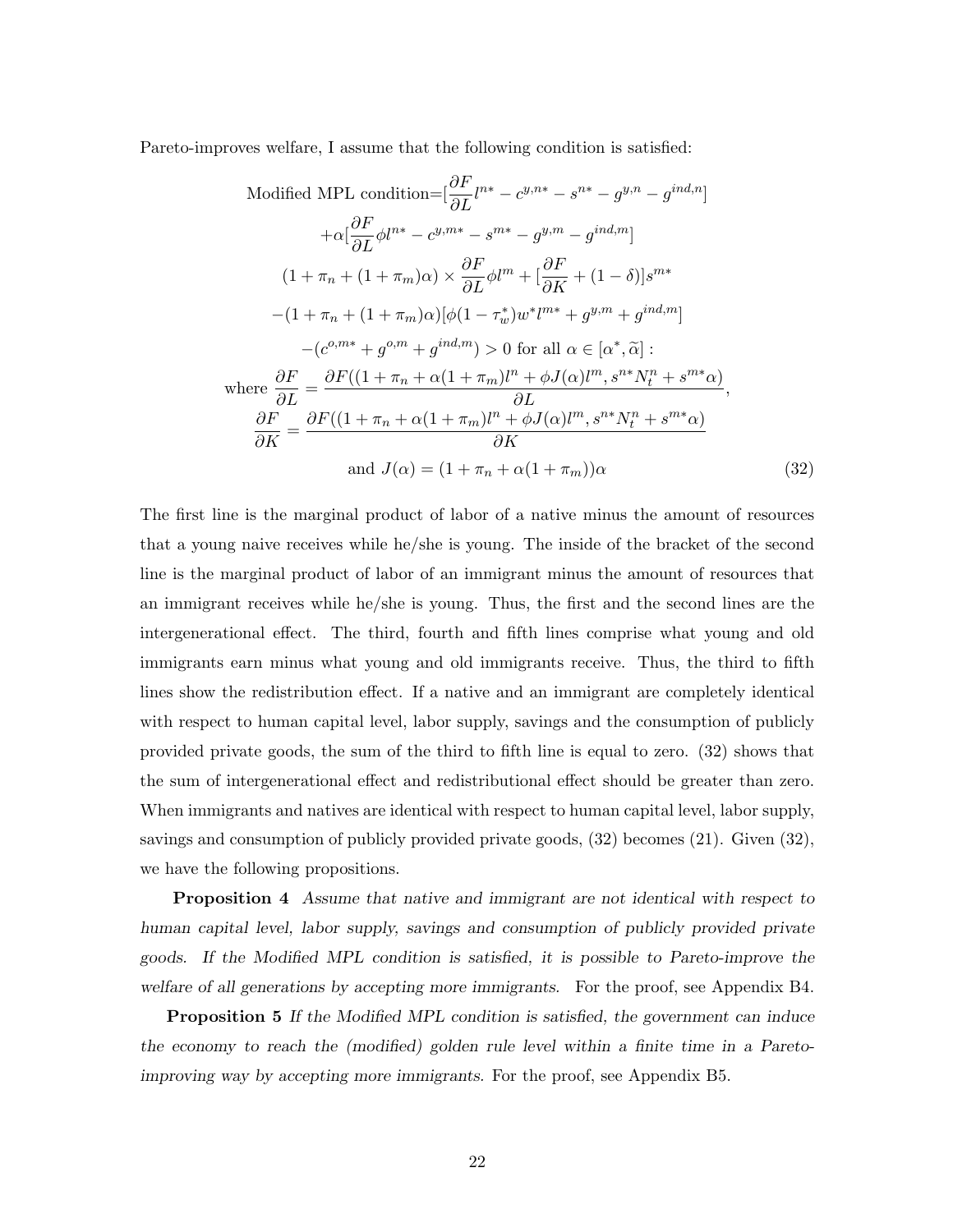Pareto-improves welfare, I assume that the following condition is satisfied:

$$
\begin{aligned}
\text{Modified MPL condition} = & [\frac{\partial F}{\partial L} l^{n*} - c^{y,n*} - s^{n*} - g^{y,n} - g^{ind,n}] \\
& +\alpha[\frac{\partial F}{\partial L}\phi l^{n*} - c^{y,m*} - s^{m*} - g^{y,m} - g^{ind,m}] \\
& (1+\pi_n + (1+\pi_m)\alpha) \times \frac{\partial F}{\partial L}\phi l^{m} + [\frac{\partial F}{\partial K} + (1-\delta)]s^{m*} \\
& -(1+\pi_n + (1+\pi_m)\alpha)[\phi(1-\tau_w^*)w^* l^{m*} + g^{y,m} + g^{ind,m}] \\
& -(c^{o,m*} + g^{o,m} + g^{ind,m}) > 0 \text{ for all } \alpha \in [\alpha^*, \widetilde{\alpha}] : \\
\text{where } \frac{\partial F}{\partial L} = & \frac{\partial F((1+\pi_n + \alpha(1+\pi_m)l^n + \phi J(\alpha) l^m, s^{n*}N_t^n + s^{m*}\alpha)}{\partial L}, \\
\frac{\partial F}{\partial K} = & \frac{\partial F((1+\pi_n + \alpha(1+\pi_m)l^n + \phi J(\alpha) l^m, s^{n*}N_t^n + s^{m*}\alpha)}{\partial K} \\
& \text{and } J(\alpha) = (1+\pi_n + \alpha(1+\pi_m))\alpha
\end{aligned} \tag{32}
$$

The first line is the marginal product of labor of a native minus the amount of resources that a young naive receives while he/she is young. The inside of the bracket of the second line is the marginal product of labor of an immigrant minus the amount of resources that an immigrant receives while he/she is young. Thus, the first and the second lines are the intergenerational effect. The third, fourth and fifth lines comprise what young and old immigrants earn minus what young and old immigrants receive. Thus, the third to fifth lines show the redistribution effect. If a native and an immigrant are completely identical with respect to human capital level, labor supply, savings and the consumption of publicly provided private goods, the sum of the third to fifth line is equal to zero. (32) shows that the sum of intergenerational effect and redistributional effect should be greater than zero. When immigrants and natives are identical with respect to human capital level, labor supply, savings and consumption of publicly provided private goods, (32) becomes (21). Given (32), we have the following propositions.

**Proposition 4** *Assume that native and immigrant are not identical with respect to human capital level, labor supply, savings and consumption of publicly provided private goods. If the Modified MPL condition is satisfied, it is possible to Pareto-improve the welfare of all generations by accepting more immigrants.* For the proof, see Appendix B4.

**Proposition 5** *If the Modified MPL condition is satisfied, the government can induce the economy to reach the (modified) golden rule level within a finite time in a Pareto-improving way by accepting more immigrants.* For the proof, see Appendix B5.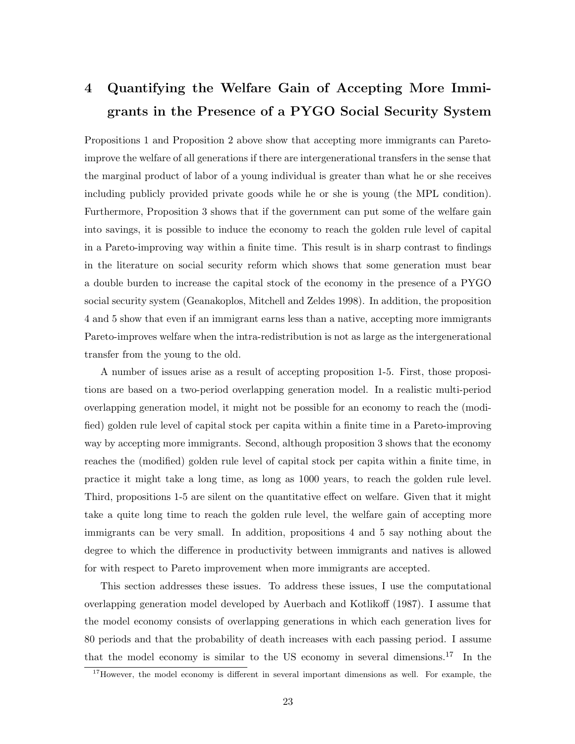# 4 Quantifying the Welfare Gain of Accepting More Immigrants in the Presence of a PYGO Social Security System

Propositions 1 and Proposition 2 above show that accepting more immigrants can Pareto-improve the welfare of all generations if there are intergenerational transfers in the sense that the marginal product of labor of a young individual is greater than what he or she receives including publicly provided private goods while he or she is young (the MPL condition). Furthermore, Proposition 3 shows that if the government can put some of the welfare gain into savings, it is possible to induce the economy to reach the golden rule level of capital in a Pareto-improving way within a finite time. This result is in sharp contrast to findings in the literature on social security reform which shows that some generation must bear a double burden to increase the capital stock of the economy in the presence of a PYGO social security system (Geanakoplos, Mitchell and Zeldes 1998). In addition, the proposition 4 and 5 show that even if an immigrant earns less than a native, accepting more immigrants Pareto-improves welfare when the intra-redistribution is not as large as the intergenerational transfer from the young to the old.

A number of issues arise as a result of accepting proposition 1-5. First, those propositions are based on a two-period overlapping generation model. In a realistic multi-period overlapping generation model, it might not be possible for an economy to reach the (modified) golden rule level of capital stock per capita within a finite time in a Pareto-improving way by accepting more immigrants. Second, although proposition 3 shows that the economy reaches the (modified) golden rule level of capital stock per capita within a finite time, in practice it might take a long time, as long as 1000 years, to reach the golden rule level. Third, propositions 1-5 are silent on the quantitative effect on welfare. Given that it might take a quite long time to reach the golden rule level, the welfare gain of accepting more immigrants can be very small. In addition, propositions 4 and 5 say nothing about the degree to which the difference in productivity between immigrants and natives is allowed for with respect to Pareto improvement when more immigrants are accepted.

This section addresses these issues. To address these issues, I use the computational overlapping generation model developed by Auerbach and Kotlikoff (1987). I assume that the model economy consists of overlapping generations in which each generation lives for 80 periods and that the probability of death increases with each passing period. I assume that the model economy is similar to the US economy in several dimensions.[17] In the

[17] However, the model economy is different in several important dimensions as well. For example, the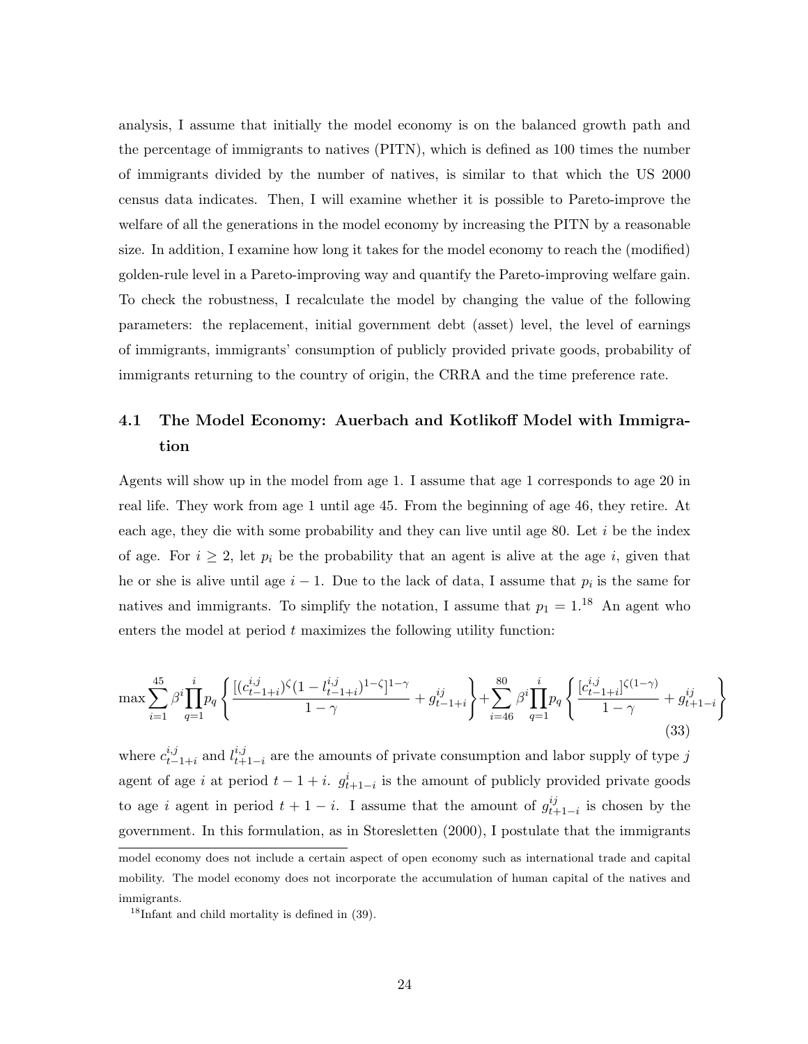analysis, I assume that initially the model economy is on the balanced growth path and the percentage of immigrants to natives (PITN), which is defined as 100 times the number of immigrants divided by the number of natives, is similar to that which the US 2000 census data indicates. Then, I will examine whether it is possible to Pareto-improve the welfare of all the generations in the model economy by increasing the PITN by a reasonable size. In addition, I examine how long it takes for the model economy to reach the (modified) golden-rule level in a Pareto-improving way and quantify the Pareto-improving welfare gain. To check the robustness, I recalculate the model by changing the value of the following parameters: the replacement, initial government debt (asset) level, the level of earnings of immigrants, immigrants' consumption of publicly provided private goods, probability of immigrants returning to the country of origin, the CRRA and the time preference rate.

### 4.1 The Model Economy: Auerbach and Kotlikoff Model with Immigration

Agents will show up in the model from age 1. I assume that age 1 corresponds to age 20 in real life. They work from age 1 until age 45. From the beginning of age 46, they retire. At each age, they die with some probability and they can live until age 80. Let $i$ be the index of age. For $i \geq 2$, let $p_i$ be the probability that an agent is alive at the age $i$, given that he or she is alive until age $i-1$. Due to the lack of data, I assume that $p_i$ is the same for natives and immigrants. To simplify the notation, I assume that $p_1 = 1$.[18] An agent who enters the model at period $t$ maximizes the following utility function:

$$\max \sum_{i=1}^{45} \beta^i \prod_{q=1}^{i} p_q \left\{ \frac{[(c_{t-1+i}^{i,j})^{\zeta}(1-l_{t-1+i}^{i,j})^{1-\zeta}]^{1-\gamma}}{1-\gamma} + g_{t-1+i}^{ij} \right\} + \sum_{i=46}^{80} \beta^i \prod_{q=1}^{i} p_q \left\{ \frac{[c_{t-1+i}^{i,j}]^{\zeta(1-\gamma)}}{1-\gamma} + g_{t+1-i}^{ij} \right\} \tag{33}$$

where $c_{t-1+i}^{i,j}$ and $l_{t+1-i}^{i,j}$ are the amounts of private consumption and labor supply of type $j$ agent of age $i$ at period $t-1+i$. $g_{t+1-i}^{i}$ is the amount of publicly provided private goods to age $i$ agent in period $t+1-i$. I assume that the amount of $g_{t+1-i}^{ij}$ is chosen by the government. In this formulation, as in Storesletten (2000), I postulate that the immigrants

model economy does not include a certain aspect of open economy such as international trade and capital mobility. The model economy does not incorporate the accumulation of human capital of the natives and immigrants.

[18] Infant and child mortality is defined in (39).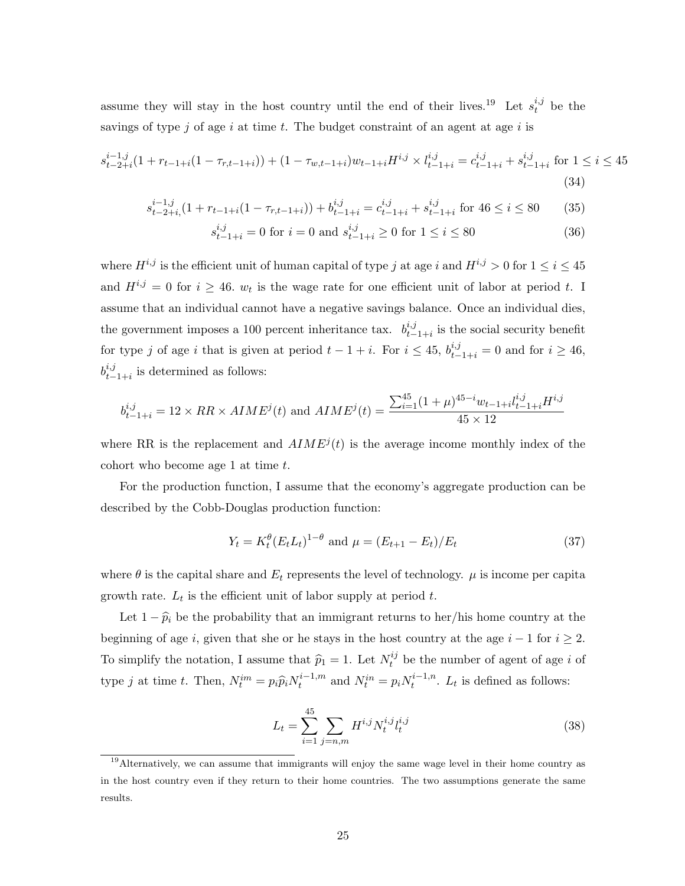assume they will stay in the host country until the end of their lives.[19] Let $s_t^{i,j}$ be the savings of type $j$ of age $i$ at time $t$. The budget constraint of an agent at age $i$ is

$$s_{t-2+i}^{i-1,j}(1 + r_{t-1+i}(1 - \tau_{r,t-1+i})) + (1 - \tau_{w,t-1+i})w_{t-1+i}H^{i,j} \times l_{t-1+i}^{i,j} = c_{t-1+i}^{i,j} + s_{t-1+i}^{i,j} \text{ for } 1 \leq i \leq 45 \tag{34}$$

$$s_{t-2+i,}^{i-1,j}(1 + r_{t-1+i}(1 - \tau_{r,t-1+i})) + b_{t-1+i}^{i,j} = c_{t-1+i}^{i,j} + s_{t-1+i}^{i,j} \text{ for } 46 \leq i \leq 80 \tag{35}$$

$$s_{t-1+i}^{i,j} = 0 \text{ for } i = 0 \text{ and } s_{t-1+i}^{i,j} \geq 0 \text{ for } 1 \leq i \leq 80 \tag{36}$$

where $H^{i,j}$ is the efficient unit of human capital of type $j$ at age $i$ and $H^{i,j} > 0$ for $1 \leq i \leq 45$ and $H^{i,j} = 0$ for $i \geq 46$. $w_t$ is the wage rate for one efficient unit of labor at period $t$. I assume that an individual cannot have a negative savings balance. Once an individual dies, the government imposes a 100 percent inheritance tax. $b_{t-1+i}^{i,j}$ is the social security benefit for type $j$ of age $i$ that is given at period $t-1+i$. For $i \leq 45$, $b_{t-1+i}^{i,j} = 0$ and for $i \geq 46$, $b_{t-1+i}^{i,j}$ is determined as follows:

$$b_{t-1+i}^{i,j} = 12 \times RR \times AIME^j(t) \text{ and } AIME^j(t) = \frac{\sum_{i=1}^{45}(1+\mu)^{45-i}w_{t-1+i}l_{t-1+i}^{i,j}H^{i,j}}{45 \times 12}$$

where RR is the replacement and $AIME^j(t)$ is the average income monthly index of the cohort who become age 1 at time $t$.

For the production function, I assume that the economy's aggregate production can be described by the Cobb-Douglas production function:

$$Y_t = K_t^{\theta}(E_t L_t)^{1-\theta} \text{ and } \mu = (E_{t+1} - E_t)/E_t \tag{37}$$

where $\theta$ is the capital share and $E_t$ represents the level of technology. $\mu$ is income per capita growth rate. $L_t$ is the efficient unit of labor supply at period $t$.

Let $1 - \widehat{p}_i$ be the probability that an immigrant returns to her/his home country at the beginning of age $i$, given that she or he stays in the host country at the age $i-1$ for $i \geq 2$. To simplify the notation, I assume that $\widehat{p}_1 = 1$. Let $N_t^{ij}$ be the number of agent of age $i$ of type $j$ at time $t$. Then, $N_t^{im} = p_i \widehat{p}_i N_t^{i-1,m}$ and $N_t^{in} = p_i N_t^{i-1,n}$. $L_t$ is defined as follows:

$$L_t = \sum_{i=1}^{45} \sum_{j=n,m} H^{i,j} N_t^{i,j} l_t^{i,j} \tag{38}$$

[19] Alternatively, we can assume that immigrants will enjoy the same wage level in their home country as in the host country even if they return to their home countries. The two assumptions generate the same results.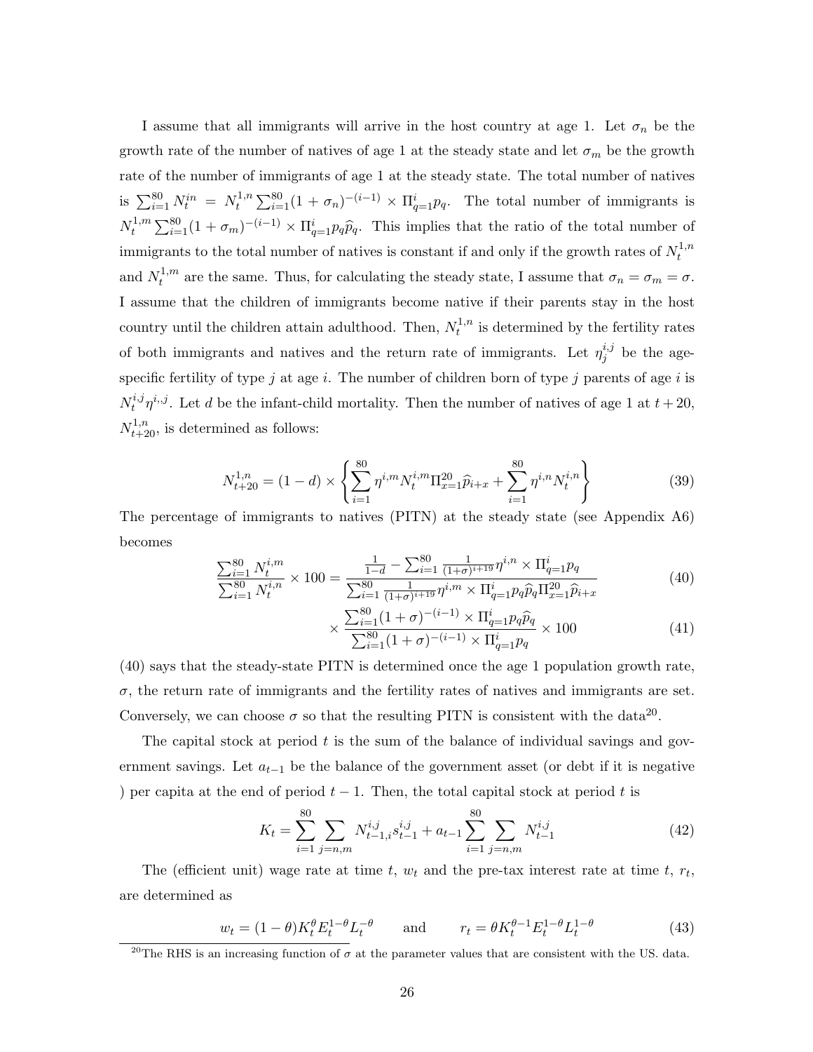I assume that all immigrants will arrive in the host country at age 1. Let $\sigma_n$ be the growth rate of the number of natives of age 1 at the steady state and let $\sigma_m$ be the growth rate of the number of immigrants of age 1 at the steady state. The total number of natives is $\sum_{i=1}^{80} N_t^{in} = N_t^{1,n} \sum_{i=1}^{80} (1+\sigma_n)^{-(i-1)} \times \Pi_{q=1}^{i} p_q$. The total number of immigrants is $N_t^{1,m} \sum_{i=1}^{80} (1+\sigma_m)^{-(i-1)} \times \Pi_{q=1}^{i} p_q \widehat{p}_q$. This implies that the ratio of the total number of immigrants to the total number of natives is constant if and only if the growth rates of $N_t^{1,n}$ and $N_t^{1,m}$ are the same. Thus, for calculating the steady state, I assume that $\sigma_n = \sigma_m = \sigma$. I assume that the children of immigrants become native if their parents stay in the host country until the children attain adulthood. Then, $N_t^{1,n}$ is determined by the fertility rates of both immigrants and natives and the return rate of immigrants. Let $\eta_j^{i,j}$ be the age-specific fertility of type $j$ at age $i$. The number of children born of type $j$ parents of age $i$ is $N_t^{i,j} \eta^{i,j}$. Let $d$ be the infant-child mortality. Then the number of natives of age 1 at $t+20$, $N_{t+20}^{1,n}$, is determined as follows:

$$N_{t+20}^{1,n} = (1-d) \times \left\{ \sum_{i=1}^{80} \eta^{i,m} N_t^{i,m} \Pi_{x=1}^{20} \widehat{p}_{i+x} + \sum_{i=1}^{80} \eta^{i,n} N_t^{i,n} \right\} \tag{39}$$

The percentage of immigrants to natives (PITN) at the steady state (see Appendix A6) becomes

$$\frac{\sum_{i=1}^{80} N_t^{i,m}}{\sum_{i=1}^{80} N_t^{i,n}} \times 100 = \frac{\frac{1}{1-d} - \sum_{i=1}^{80} \frac{1}{(1+\sigma)^{i+19}} \eta^{i,n} \times \Pi_{q=1}^{i} p_q}{\sum_{i=1}^{80} \frac{1}{(1+\sigma)^{i+19}} \eta^{i,m} \times \Pi_{q=1}^{i} p_q \widehat{p}_q \Pi_{x=1}^{20} \widehat{p}_{i+x}} \tag{40}$$

$$\times \frac{\sum_{i=1}^{80} (1+\sigma)^{-(i-1)} \times \Pi_{q=1}^{i} p_q \widehat{p}_q}{\sum_{i=1}^{80} (1+\sigma)^{-(i-1)} \times \Pi_{q=1}^{i} p_q} \times 100 \tag{41}$$

(40) says that the steady-state PITN is determined once the age 1 population growth rate, $\sigma$, the return rate of immigrants and the fertility rates of natives and immigrants are set. Conversely, we can choose $\sigma$ so that the resulting PITN is consistent with the data[20].

The capital stock at period $t$ is the sum of the balance of individual savings and government savings. Let $a_{t-1}$ be the balance of the government asset (or debt if it is negative ) per capita at the end of period $t-1$. Then, the total capital stock at period $t$ is

$$K_t = \sum_{i=1}^{80} \sum_{j=n,m} N_{t-1,i}^{i,j} s_{t-1}^{i,j} + a_{t-1} \sum_{i=1}^{80} \sum_{j=n,m} N_{t-1}^{i,j} \tag{42}$$

The (efficient unit) wage rate at time $t$, $w_t$ and the pre-tax interest rate at time $t$, $r_t$, are determined as

$$w_t = (1-\theta) K_t^{\theta} E_t^{1-\theta} L_t^{-\theta} \qquad \text{and} \qquad r_t = \theta K_t^{\theta-1} E_t^{1-\theta} L_t^{1-\theta} \tag{43}$$

[20]The RHS is an increasing function of $\sigma$ at the parameter values that are consistent with the US. data.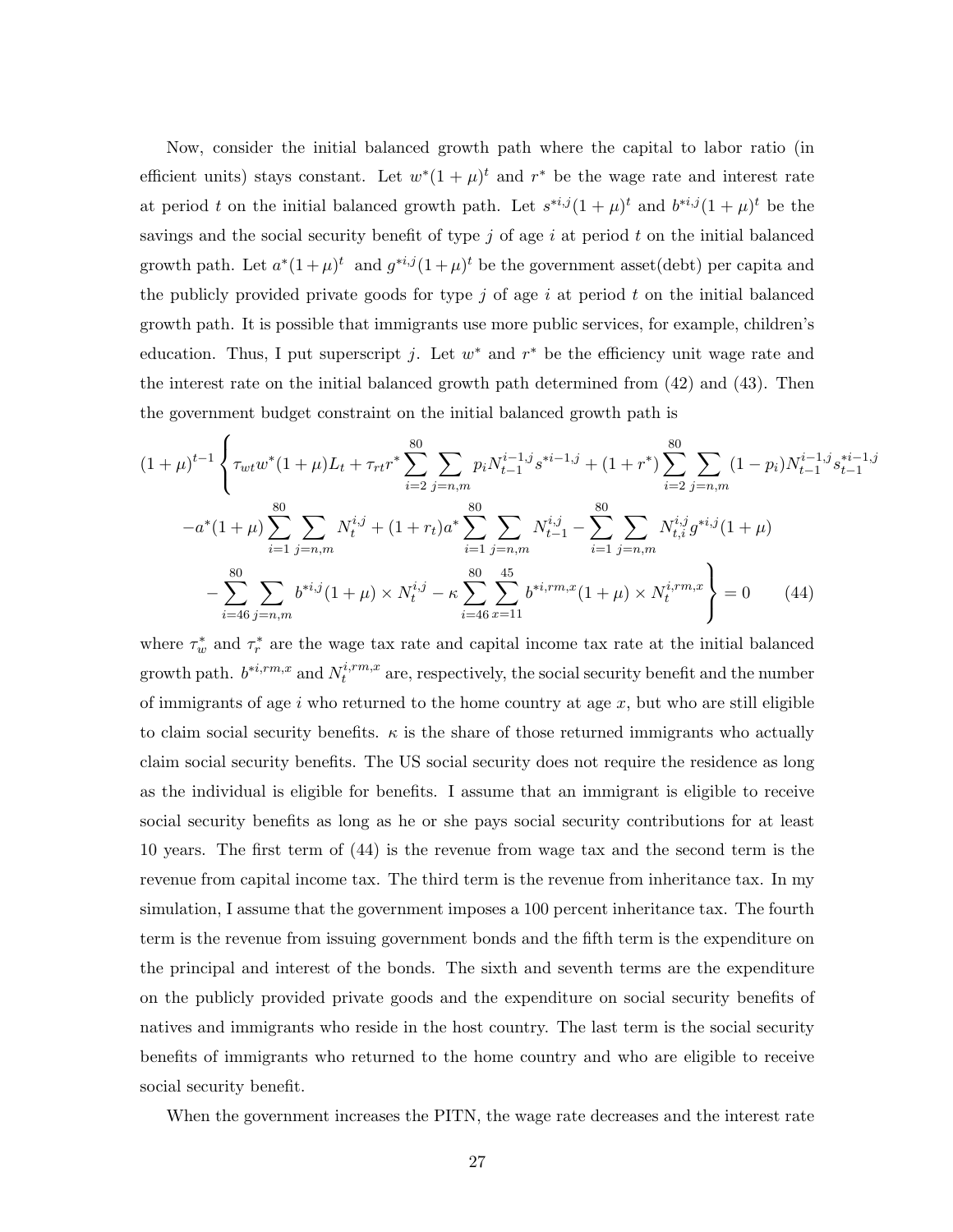Now, consider the initial balanced growth path where the capital to labor ratio (in efficient units) stays constant. Let $w^*(1+\mu)^t$ and $r^*$ be the wage rate and interest rate at period $t$ on the initial balanced growth path. Let $s^{*i,j}(1+\mu)^t$ and $b^{*i,j}(1+\mu)^t$ be the savings and the social security benefit of type $j$ of age $i$ at period $t$ on the initial balanced growth path. Let $a^*(1+\mu)^t$ and $g^{*i,j}(1+\mu)^t$ be the government asset(debt) per capita and the publicly provided private goods for type $j$ of age $i$ at period $t$ on the initial balanced growth path. It is possible that immigrants use more public services, for example, children's education. Thus, I put superscript $j$. Let $w^*$ and $r^*$ be the efficiency unit wage rate and the interest rate on the initial balanced growth path determined from (42) and (43). Then the government budget constraint on the initial balanced growth path is

$$
\begin{aligned}
(1+\mu)^{t-1} \Bigg\{ & \tau_{wt} w^* (1+\mu) L_t + \tau_{rt} r^* \sum_{i=2}^{80} \sum_{j=n,m} p_i N_{t-1}^{i-1,j} s^{*i-1,j} + (1+r^*) \sum_{i=2}^{80} \sum_{j=n,m} (1-p_i) N_{t-1}^{i-1,j} s_{t-1}^{*i-1,j} \\
& - a^*(1+\mu) \sum_{i=1}^{80} \sum_{j=n,m} N_t^{i,j} + (1+r_t) a^* \sum_{i=1}^{80} \sum_{j=n,m} N_{t-1}^{i,j} - \sum_{i=1}^{80} \sum_{j=n,m} N_{t,i}^{i,j} g^{*i,j} (1+\mu) \\
& - \sum_{i=46}^{80} \sum_{j=n,m} b^{*i,j} (1+\mu) \times N_t^{i,j} - \kappa \sum_{i=46}^{80} \sum_{x=11}^{45} b^{*i,rm,x} (1+\mu) \times N_t^{i,rm,x} \Bigg\} = 0 \qquad (44)
\end{aligned}
$$

where $\tau_w^*$ and $\tau_r^*$ are the wage tax rate and capital income tax rate at the initial balanced growth path. $b^{*i,rm,x}$ and $N_t^{i,rm,x}$ are, respectively, the social security benefit and the number of immigrants of age $i$ who returned to the home country at age $x$, but who are still eligible to claim social security benefits. $\kappa$ is the share of those returned immigrants who actually claim social security benefits. The US social security does not require the residence as long as the individual is eligible for benefits. I assume that an immigrant is eligible to receive social security benefits as long as he or she pays social security contributions for at least 10 years. The first term of (44) is the revenue from wage tax and the second term is the revenue from capital income tax. The third term is the revenue from inheritance tax. In my simulation, I assume that the government imposes a 100 percent inheritance tax. The fourth term is the revenue from issuing government bonds and the fifth term is the expenditure on the principal and interest of the bonds. The sixth and seventh terms are the expenditure on the publicly provided private goods and the expenditure on social security benefits of natives and immigrants who reside in the host country. The last term is the social security benefits of immigrants who returned to the home country and who are eligible to receive social security benefit.

When the government increases the PITN, the wage rate decreases and the interest rate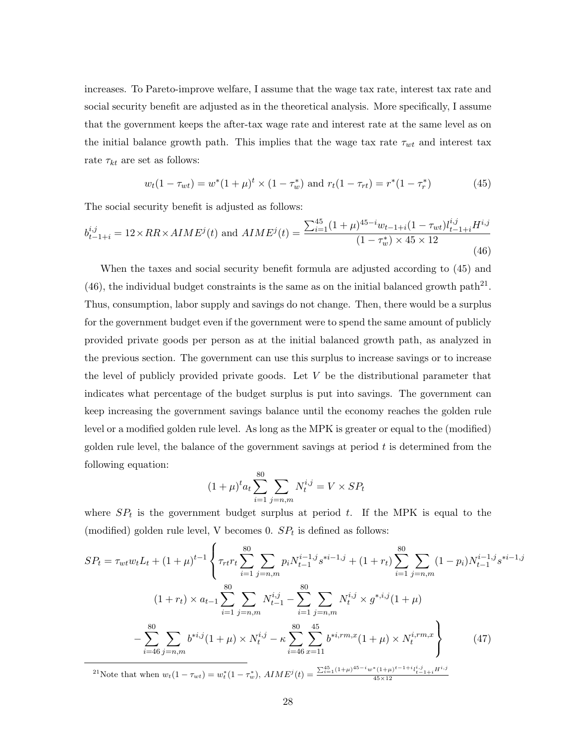increases. To Pareto-improve welfare, I assume that the wage tax rate, interest tax rate and social security benefit are adjusted as in the theoretical analysis. More specifically, I assume that the government keeps the after-tax wage rate and interest rate at the same level as on the initial balance growth path. This implies that the wage tax rate $\tau_{wt}$ and interest tax rate $\tau_{kt}$ are set as follows:

$$w_t(1-\tau_{wt}) = w^*(1+\mu)^t \times (1-\tau_w^*) \text{ and } r_t(1-\tau_{rt}) = r^*(1-\tau_r^*) \tag{45}$$

The social security benefit is adjusted as follows:

$$b_{t-1+i}^{i,j} = 12 \times RR \times AIME^j(t) \text{ and } AIME^j(t) = \frac{\sum_{i=1}^{45}(1+\mu)^{45-i} w_{t-1+i}(1-\tau_{wt}) l_{t-1+i}^{i,j} H^{i,j}}{(1-\tau_w^*) \times 45 \times 12} \tag{46}$$

When the taxes and social security benefit formula are adjusted according to (45) and (46), the individual budget constraints is the same as on the initial balanced growth path[21]. Thus, consumption, labor supply and savings do not change. Then, there would be a surplus for the government budget even if the government were to spend the same amount of publicly provided private goods per person as at the initial balanced growth path, as analyzed in the previous section. The government can use this surplus to increase savings or to increase the level of publicly provided private goods. Let $V$ be the distributional parameter that indicates what percentage of the budget surplus is put into savings. The government can keep increasing the government savings balance until the economy reaches the golden rule level or a modified golden rule level. As long as the MPK is greater or equal to the (modified) golden rule level, the balance of the government savings at period $t$ is determined from the following equation:

$$(1+\mu)^t a_t \sum_{i=1}^{80} \sum_{j=n,m} N_t^{i,j} = V \times SP_t$$

where $SP_t$ is the government budget surplus at period $t$. If the MPK is equal to the (modified) golden rule level, V becomes 0. $SP_t$ is defined as follows:

$$\begin{aligned} SP_t = \tau_{wt} w_t L_t + (1+\mu)^{t-1} \Bigg\{ & \tau_{rt} r_t \sum_{i=1}^{80} \sum_{j=n,m} p_i N_{t-1}^{i-1,j} s^{*i-1,j} + (1+r_t) \sum_{i=1}^{80} \sum_{j=n,m} (1-p_i) N_{t-1}^{i-1,j} s^{*i-1,j} \\ & (1+r_t) \times a_{t-1} \sum_{i=1}^{80} \sum_{j=n,m} N_{t-1}^{i,j} - \sum_{i=1}^{80} \sum_{j=n,m} N_t^{i,j} \times g^{*,i,j}(1+\mu) \\ & - \sum_{i=46}^{80} \sum_{j=n,m} b^{*i,j}(1+\mu) \times N_t^{i,j} - \kappa \sum_{i=46}^{80} \sum_{x=11}^{45} b^{*i,rm,x}(1+\mu) \times N_t^{i,rm,x} \Bigg\} \end{aligned} \tag{47}$$

---

[21]Note that when $w_t(1-\tau_{wt}) = w_t^*(1-\tau_w^*)$, $AIME^j(t) = \frac{\sum_{i=1}^{45}(1+\mu)^{45-i} w^*(1+\mu)^{t-1+i} l_{t-1+i}^{i,j} H^{i,j}}{45 \times 12}$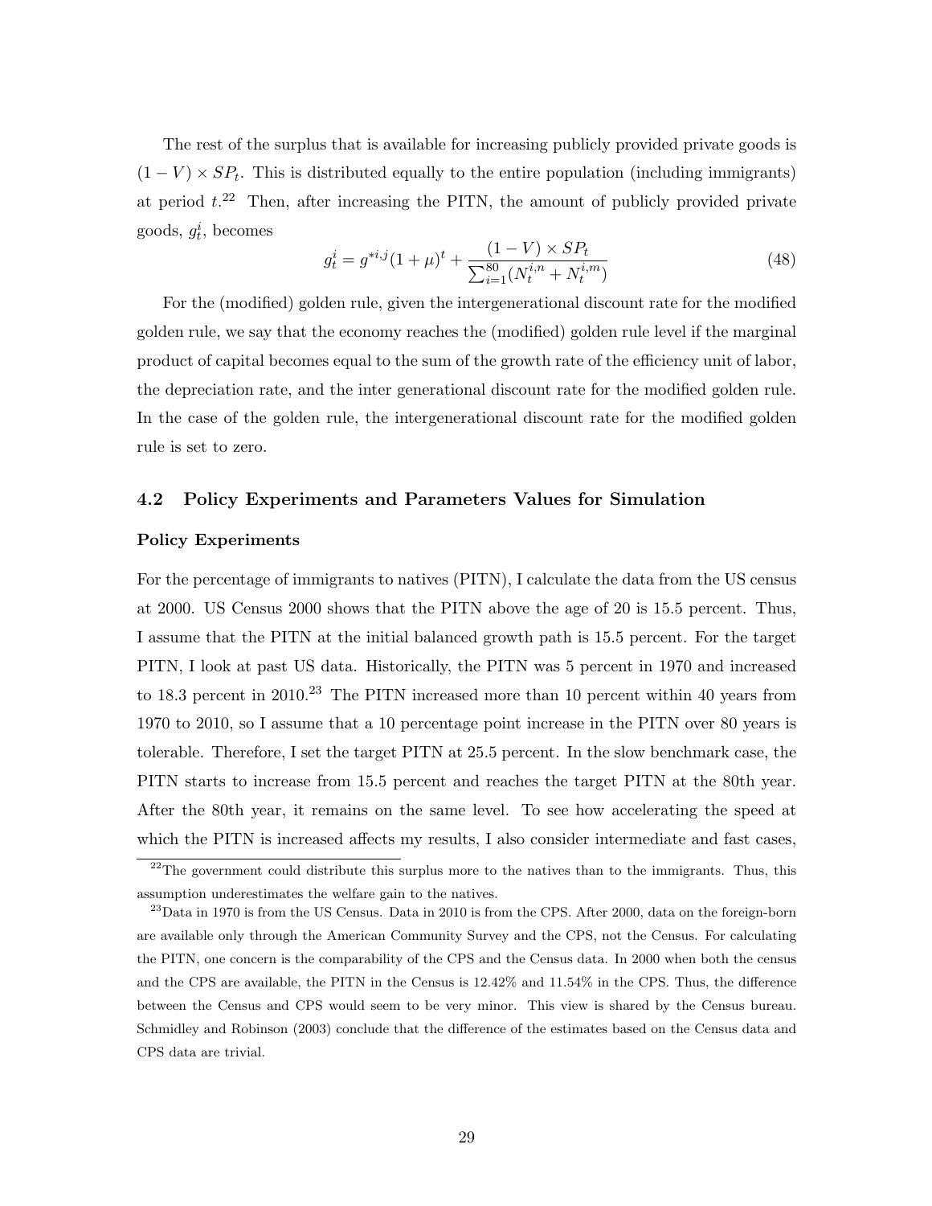The rest of the surplus that is available for increasing publicly provided private goods is $(1-V)\times SP_t$. This is distributed equally to the entire population (including immigrants) at period $t$.[22] Then, after increasing the PITN, the amount of publicly provided private goods, $g_t^i$, becomes

$$g_t^i = g^{*i,j}(1+\mu)^t + \frac{(1-V)\times SP_t}{\sum_{i=1}^{80}(N_t^{i,n}+N_t^{i,m})} \tag{48}$$

For the (modified) golden rule, given the intergenerational discount rate for the modified golden rule, we say that the economy reaches the (modified) golden rule level if the marginal product of capital becomes equal to the sum of the growth rate of the efficiency unit of labor, the depreciation rate, and the inter generational discount rate for the modified golden rule. In the case of the golden rule, the intergenerational discount rate for the modified golden rule is set to zero.

## 4.2 Policy Experiments and Parameters Values for Simulation

**Policy Experiments**

For the percentage of immigrants to natives (PITN), I calculate the data from the US census at 2000. US Census 2000 shows that the PITN above the age of 20 is 15.5 percent. Thus, I assume that the PITN at the initial balanced growth path is 15.5 percent. For the target PITN, I look at past US data. Historically, the PITN was 5 percent in 1970 and increased to 18.3 percent in 2010.[23] The PITN increased more than 10 percent within 40 years from 1970 to 2010, so I assume that a 10 percentage point increase in the PITN over 80 years is tolerable. Therefore, I set the target PITN at 25.5 percent. In the slow benchmark case, the PITN starts to increase from 15.5 percent and reaches the target PITN at the 80th year. After the 80th year, it remains on the same level. To see how accelerating the speed at which the PITN is increased affects my results, I also consider intermediate and fast cases,

[22] The government could distribute this surplus more to the natives than to the immigrants. Thus, this assumption underestimates the welfare gain to the natives.

[23] Data in 1970 is from the US Census. Data in 2010 is from the CPS. After 2000, data on the foreign-born are available only through the American Community Survey and the CPS, not the Census. For calculating the PITN, one concern is the comparability of the CPS and the Census data. In 2000 when both the census and the CPS are available, the PITN in the Census is 12.42% and 11.54% in the CPS. Thus, the difference between the Census and CPS would seem to be very minor. This view is shared by the Census bureau. Schmidley and Robinson (2003) conclude that the difference of the estimates based on the Census data and CPS data are trivial.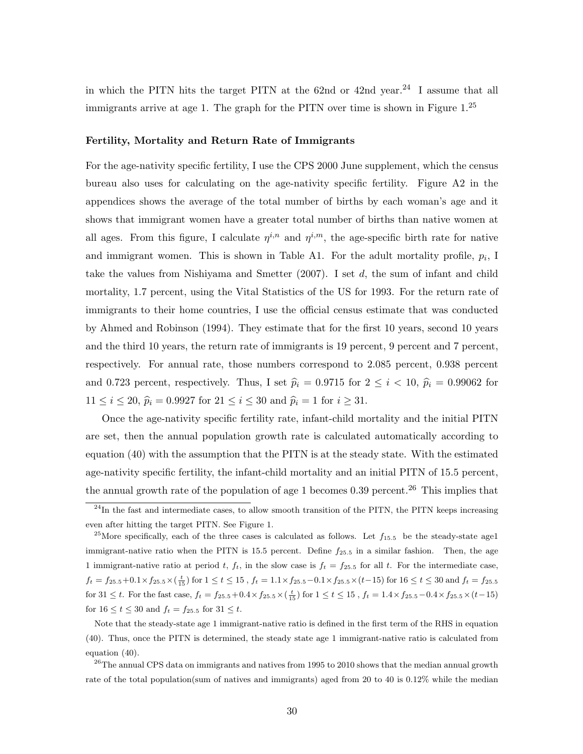in which the PITN hits the target PITN at the 62nd or 42nd year.[24] I assume that all immigrants arrive at age 1. The graph for the PITN over time is shown in Figure 1.[25]

### Fertility, Mortality and Return Rate of Immigrants

For the age-nativity specific fertility, I use the CPS 2000 June supplement, which the census bureau also uses for calculating on the age-nativity specific fertility. Figure A2 in the appendices shows the average of the total number of births by each woman's age and it shows that immigrant women have a greater total number of births than native women at all ages. From this figure, I calculate $\eta^{i,n}$ and $\eta^{i,m}$, the age-specific birth rate for native and immigrant women. This is shown in Table A1. For the adult mortality profile, $p_i$, I take the values from Nishiyama and Smetter (2007). I set $d$, the sum of infant and child mortality, 1.7 percent, using the Vital Statistics of the US for 1993. For the return rate of immigrants to their home countries, I use the official census estimate that was conducted by Ahmed and Robinson (1994). They estimate that for the first 10 years, second 10 years and the third 10 years, the return rate of immigrants is 19 percent, 9 percent and 7 percent, respectively. For annual rate, those numbers correspond to 2.085 percent, 0.938 percent and 0.723 percent, respectively. Thus, I set $\widehat{p}_i = 0.9715$ for $2 \leq i < 10$, $\widehat{p}_i = 0.99062$ for $11 \leq i \leq 20$, $\widehat{p}_i = 0.9927$ for $21 \leq i \leq 30$ and $\widehat{p}_i = 1$ for $i \geq 31$.

Once the age-nativity specific fertility rate, infant-child mortality and the initial PITN are set, then the annual population growth rate is calculated automatically according to equation (40) with the assumption that the PITN is at the steady state. With the estimated age-nativity specific fertility, the infant-child mortality and an initial PITN of 15.5 percent, the annual growth rate of the population of age 1 becomes 0.39 percent.[26] This implies that

---

[24] In the fast and intermediate cases, to allow smooth transition of the PITN, the PITN keeps increasing even after hitting the target PITN. See Figure 1.

[25] More specifically, each of the three cases is calculated as follows. Let $f_{15.5}$ be the steady-state age1 immigrant-native ratio when the PITN is 15.5 percent. Define $f_{25.5}$ in a similar fashion. Then, the age 1 immigrant-native ratio at period $t$, $f_t$, in the slow case is $f_t = f_{25.5}$ for all $t$. For the intermediate case, $f_t = f_{25.5} + 0.1 \times f_{25.5} \times (\frac{t}{15})$ for $1 \leq t \leq 15$ , $f_t = 1.1 \times f_{25.5} - 0.1 \times f_{25.5} \times (t - 15)$ for $16 \leq t \leq 30$ and $f_t = f_{25.5}$ for $31 \leq t$. For the fast case, $f_t = f_{25.5} + 0.4 \times f_{25.5} \times (\frac{t}{15})$ for $1 \leq t \leq 15$ , $f_t = 1.4 \times f_{25.5} - 0.4 \times f_{25.5} \times (t - 15)$ for $16 \leq t \leq 30$ and $f_t = f_{25.5}$ for $31 \leq t$.

Note that the steady-state age 1 immigrant-native ratio is defined in the first term of the RHS in equation (40). Thus, once the PITN is determined, the steady state age 1 immigrant-native ratio is calculated from equation (40).

[26] The annual CPS data on immigrants and natives from 1995 to 2010 shows that the median annual growth rate of the total population(sum of natives and immigrants) aged from 20 to 40 is 0.12% while the median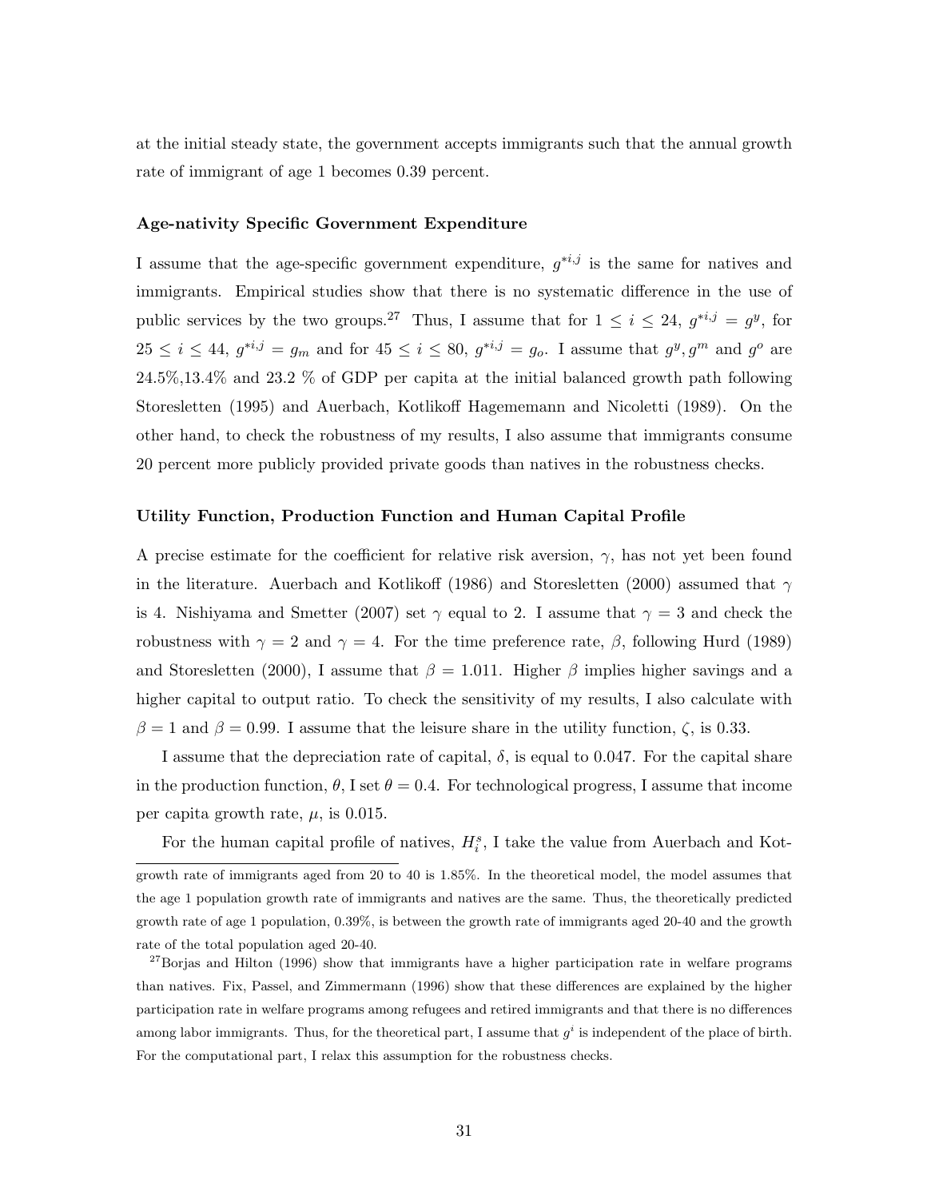at the initial steady state, the government accepts immigrants such that the annual growth rate of immigrant of age 1 becomes 0.39 percent.

#### Age-nativity Specific Government Expenditure

I assume that the age-specific government expenditure, $g^{*i,j}$ is the same for natives and immigrants. Empirical studies show that there is no systematic difference in the use of public services by the two groups.[27] Thus, I assume that for $1 \leq i \leq 24$, $g^{*i,j} = g^y$, for $25 \leq i \leq 44$, $g^{*i,j} = g_m$ and for $45 \leq i \leq 80$, $g^{*i,j} = g_o$. I assume that $g^y, g^m$ and $g^o$ are 24.5%,13.4% and 23.2 % of GDP per capita at the initial balanced growth path following Storesletten (1995) and Auerbach, Kotlikoff Hagememann and Nicoletti (1989). On the other hand, to check the robustness of my results, I also assume that immigrants consume 20 percent more publicly provided private goods than natives in the robustness checks.

#### Utility Function, Production Function and Human Capital Profile

A precise estimate for the coefficient for relative risk aversion, $\gamma$, has not yet been found in the literature. Auerbach and Kotlikoff (1986) and Storesletten (2000) assumed that $\gamma$ is 4. Nishiyama and Smetter (2007) set $\gamma$ equal to 2. I assume that $\gamma = 3$ and check the robustness with $\gamma = 2$ and $\gamma = 4$. For the time preference rate, $\beta$, following Hurd (1989) and Storesletten (2000), I assume that $\beta = 1.011$. Higher $\beta$ implies higher savings and a higher capital to output ratio. To check the sensitivity of my results, I also calculate with $\beta = 1$ and $\beta = 0.99$. I assume that the leisure share in the utility function, $\zeta$, is 0.33.

I assume that the depreciation rate of capital, $\delta$, is equal to 0.047. For the capital share in the production function, $\theta$, I set $\theta = 0.4$. For technological progress, I assume that income per capita growth rate, $\mu$, is 0.015.

For the human capital profile of natives, $H_i^s$, I take the value from Auerbach and Kot-

---

growth rate of immigrants aged from 20 to 40 is 1.85%. In the theoretical model, the model assumes that the age 1 population growth rate of immigrants and natives are the same. Thus, the theoretically predicted growth rate of age 1 population, 0.39%, is between the growth rate of immigrants aged 20-40 and the growth rate of the total population aged 20-40.

[27] Borjas and Hilton (1996) show that immigrants have a higher participation rate in welfare programs than natives. Fix, Passel, and Zimmermann (1996) show that these differences are explained by the higher participation rate in welfare programs among refugees and retired immigrants and that there is no differences among labor immigrants. Thus, for the theoretical part, I assume that $g^i$ is independent of the place of birth. For the computational part, I relax this assumption for the robustness checks.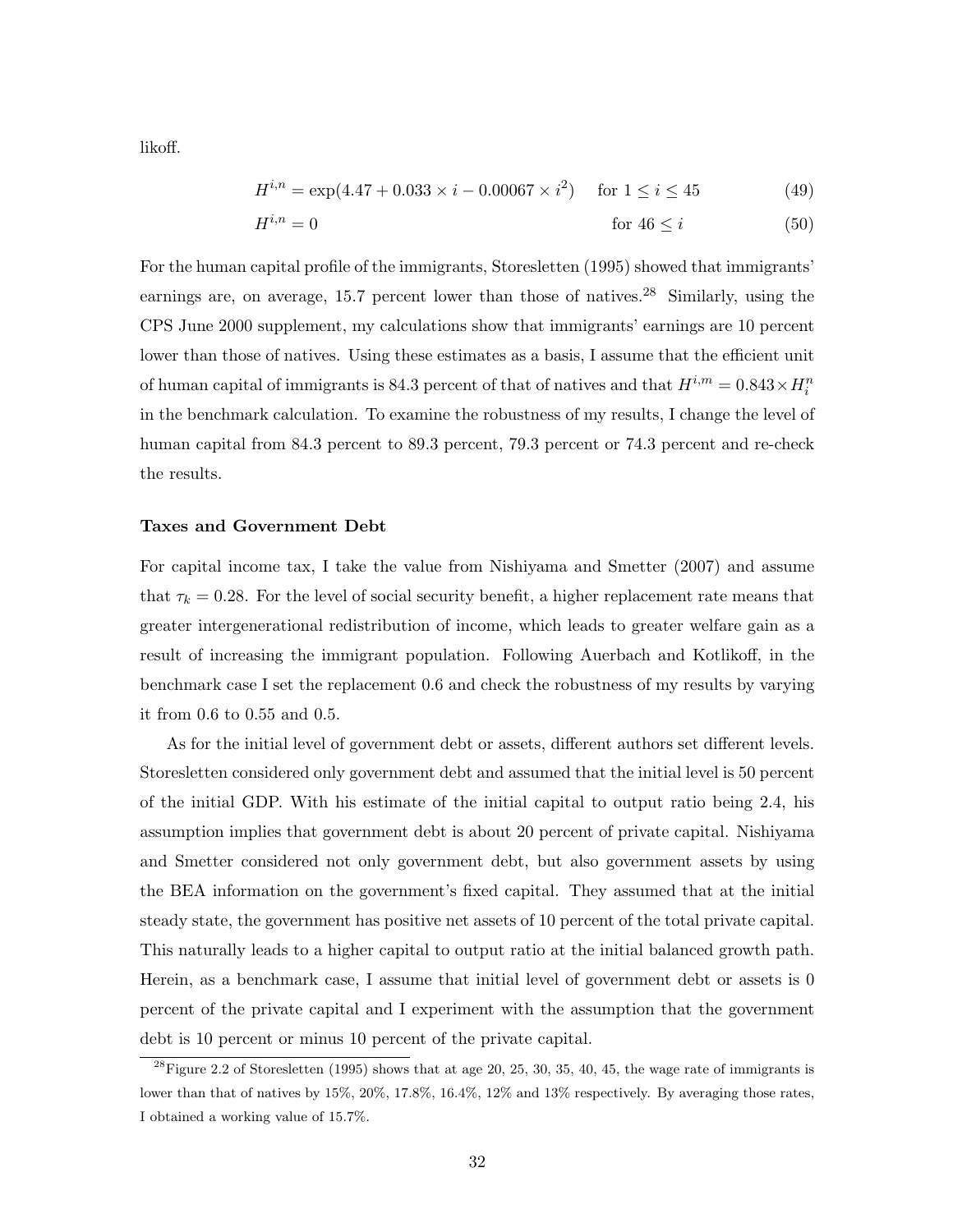likoff.

$$H^{i,n} = \exp(4.47 + 0.033 \times i - 0.00067 \times i^2) \quad \text{for } 1 \leq i \leq 45 \tag{49}$$

$$H^{i,n} = 0 \quad \text{for } 46 \leq i \tag{50}$$

For the human capital profile of the immigrants, Storesletten (1995) showed that immigrants' earnings are, on average, 15.7 percent lower than those of natives.[28] Similarly, using the CPS June 2000 supplement, my calculations show that immigrants' earnings are 10 percent lower than those of natives. Using these estimates as a basis, I assume that the efficient unit of human capital of immigrants is 84.3 percent of that of natives and that $H^{i,m} = 0.843 \times H_i^n$ in the benchmark calculation. To examine the robustness of my results, I change the level of human capital from 84.3 percent to 89.3 percent, 79.3 percent or 74.3 percent and re-check the results.

**Taxes and Government Debt**

For capital income tax, I take the value from Nishiyama and Smetter (2007) and assume that $\tau_k = 0.28$. For the level of social security benefit, a higher replacement rate means that greater intergenerational redistribution of income, which leads to greater welfare gain as a result of increasing the immigrant population. Following Auerbach and Kotlikoff, in the benchmark case I set the replacement 0.6 and check the robustness of my results by varying it from 0.6 to 0.55 and 0.5.

As for the initial level of government debt or assets, different authors set different levels. Storesletten considered only government debt and assumed that the initial level is 50 percent of the initial GDP. With his estimate of the initial capital to output ratio being 2.4, his assumption implies that government debt is about 20 percent of private capital. Nishiyama and Smetter considered not only government debt, but also government assets by using the BEA information on the government's fixed capital. They assumed that at the initial steady state, the government has positive net assets of 10 percent of the total private capital. This naturally leads to a higher capital to output ratio at the initial balanced growth path. Herein, as a benchmark case, I assume that initial level of government debt or assets is 0 percent of the private capital and I experiment with the assumption that the government debt is 10 percent or minus 10 percent of the private capital.

[28] Figure 2.2 of Storesletten (1995) shows that at age 20, 25, 30, 35, 40, 45, the wage rate of immigrants is lower than that of natives by 15%, 20%, 17.8%, 16.4%, 12% and 13% respectively. By averaging those rates, I obtained a working value of 15.7%.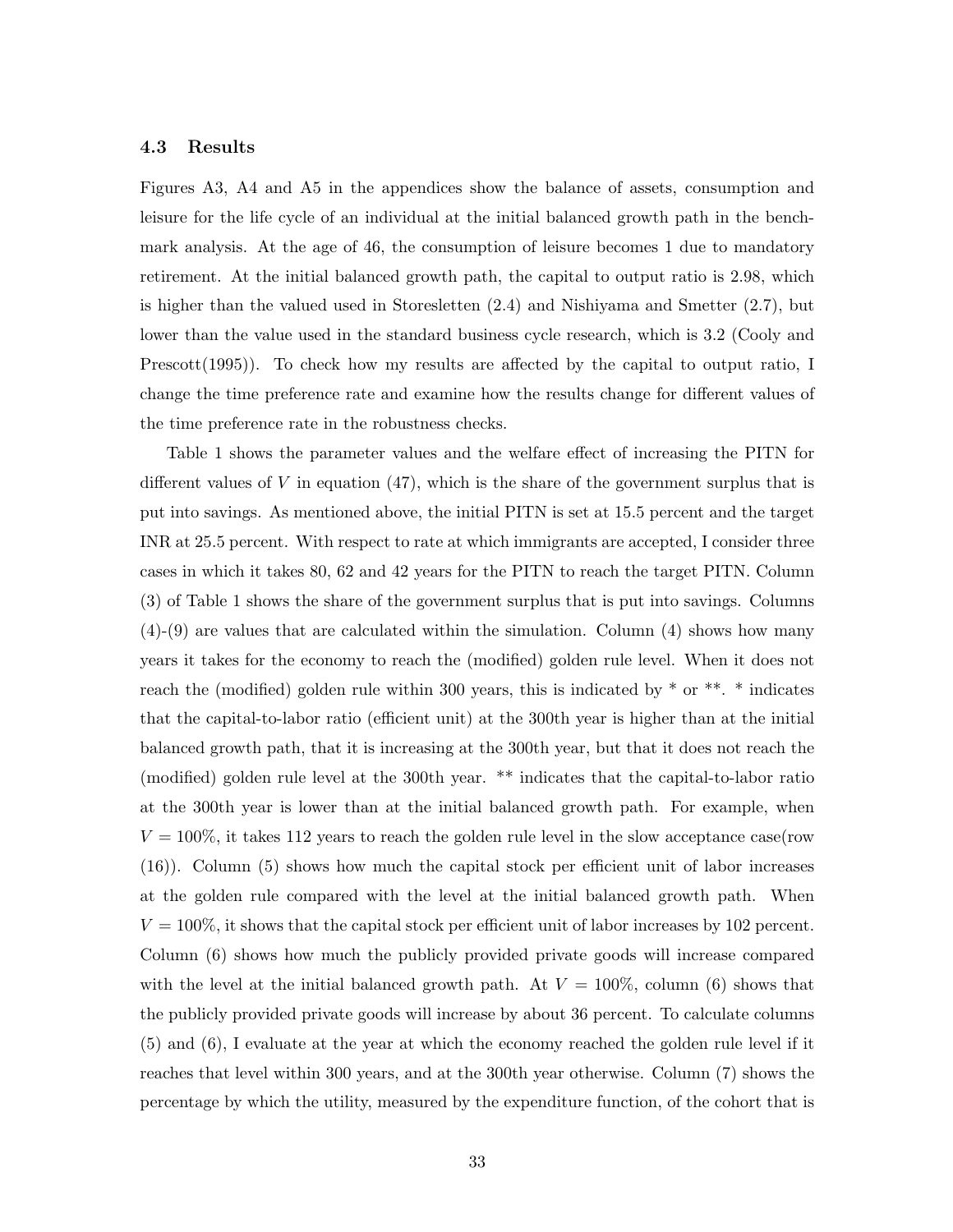### 4.3 Results

Figures A3, A4 and A5 in the appendices show the balance of assets, consumption and leisure for the life cycle of an individual at the initial balanced growth path in the benchmark analysis. At the age of 46, the consumption of leisure becomes 1 due to mandatory retirement. At the initial balanced growth path, the capital to output ratio is 2.98, which is higher than the valued used in Storesletten (2.4) and Nishiyama and Smetter (2.7), but lower than the value used in the standard business cycle research, which is 3.2 (Cooly and Prescott(1995)). To check how my results are affected by the capital to output ratio, I change the time preference rate and examine how the results change for different values of the time preference rate in the robustness checks.

Table 1 shows the parameter values and the welfare effect of increasing the PITN for different values of $V$ in equation (47), which is the share of the government surplus that is put into savings. As mentioned above, the initial PITN is set at 15.5 percent and the target INR at 25.5 percent. With respect to rate at which immigrants are accepted, I consider three cases in which it takes 80, 62 and 42 years for the PITN to reach the target PITN. Column (3) of Table 1 shows the share of the government surplus that is put into savings. Columns (4)-(9) are values that are calculated within the simulation. Column (4) shows how many years it takes for the economy to reach the (modified) golden rule level. When it does not reach the (modified) golden rule within 300 years, this is indicated by * or **. * indicates that the capital-to-labor ratio (efficient unit) at the 300th year is higher than at the initial balanced growth path, that it is increasing at the 300th year, but that it does not reach the (modified) golden rule level at the 300th year. ** indicates that the capital-to-labor ratio at the 300th year is lower than at the initial balanced growth path. For example, when $V = 100\%$, it takes 112 years to reach the golden rule level in the slow acceptance case(row (16)). Column (5) shows how much the capital stock per efficient unit of labor increases at the golden rule compared with the level at the initial balanced growth path. When $V = 100\%$, it shows that the capital stock per efficient unit of labor increases by 102 percent. Column (6) shows how much the publicly provided private goods will increase compared with the level at the initial balanced growth path. At $V = 100\%$, column (6) shows that the publicly provided private goods will increase by about 36 percent. To calculate columns (5) and (6), I evaluate at the year at which the economy reached the golden rule level if it reaches that level within 300 years, and at the 300th year otherwise. Column (7) shows the percentage by which the utility, measured by the expenditure function, of the cohort that is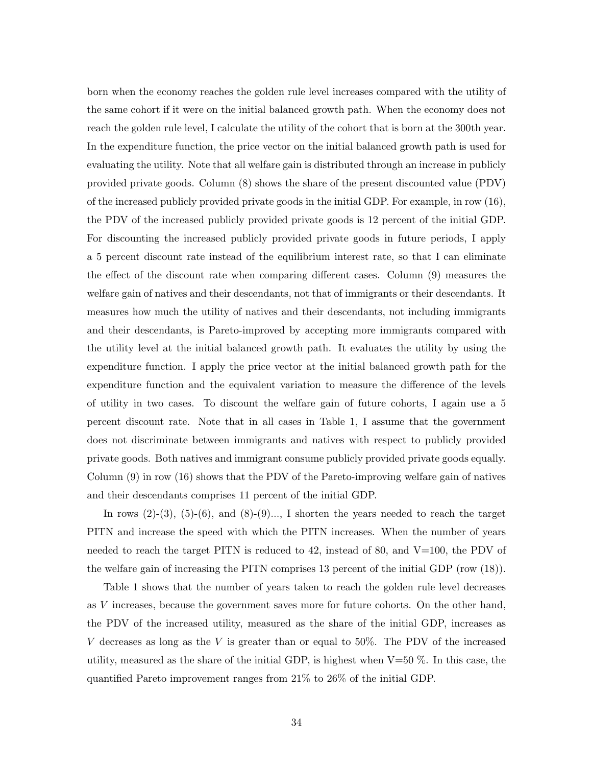born when the economy reaches the golden rule level increases compared with the utility of the same cohort if it were on the initial balanced growth path. When the economy does not reach the golden rule level, I calculate the utility of the cohort that is born at the 300th year. In the expenditure function, the price vector on the initial balanced growth path is used for evaluating the utility. Note that all welfare gain is distributed through an increase in publicly provided private goods. Column (8) shows the share of the present discounted value (PDV) of the increased publicly provided private goods in the initial GDP. For example, in row (16), the PDV of the increased publicly provided private goods is 12 percent of the initial GDP. For discounting the increased publicly provided private goods in future periods, I apply a 5 percent discount rate instead of the equilibrium interest rate, so that I can eliminate the effect of the discount rate when comparing different cases. Column (9) measures the welfare gain of natives and their descendants, not that of immigrants or their descendants. It measures how much the utility of natives and their descendants, not including immigrants and their descendants, is Pareto-improved by accepting more immigrants compared with the utility level at the initial balanced growth path. It evaluates the utility by using the expenditure function. I apply the price vector at the initial balanced growth path for the expenditure function and the equivalent variation to measure the difference of the levels of utility in two cases. To discount the welfare gain of future cohorts, I again use a 5 percent discount rate. Note that in all cases in Table 1, I assume that the government does not discriminate between immigrants and natives with respect to publicly provided private goods. Both natives and immigrant consume publicly provided private goods equally. Column (9) in row (16) shows that the PDV of the Pareto-improving welfare gain of natives and their descendants comprises 11 percent of the initial GDP.

In rows (2)-(3), (5)-(6), and (8)-(9)..., I shorten the years needed to reach the target PITN and increase the speed with which the PITN increases. When the number of years needed to reach the target PITN is reduced to 42, instead of 80, and V=100, the PDV of the welfare gain of increasing the PITN comprises 13 percent of the initial GDP (row (18)).

Table 1 shows that the number of years taken to reach the golden rule level decreases as $V$ increases, because the government saves more for future cohorts. On the other hand, the PDV of the increased utility, measured as the share of the initial GDP, increases as $V$ decreases as long as the $V$ is greater than or equal to 50%. The PDV of the increased utility, measured as the share of the initial GDP, is highest when V=50 %. In this case, the quantified Pareto improvement ranges from 21% to 26% of the initial GDP.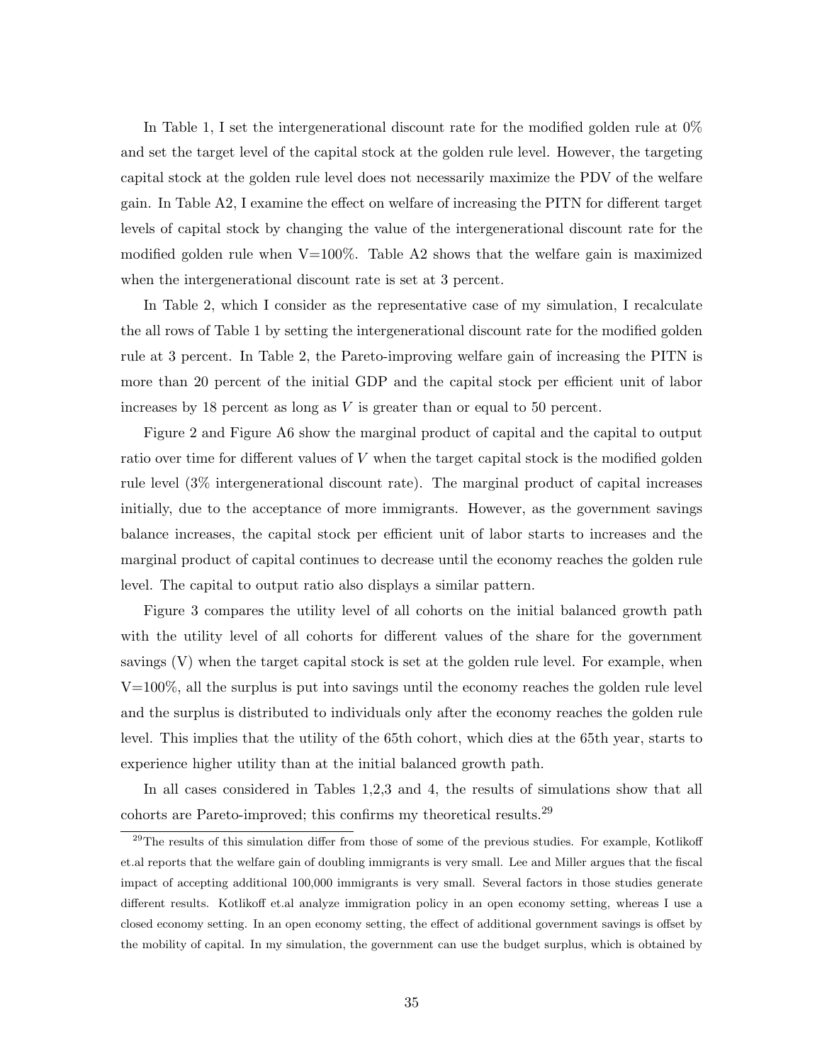In Table 1, I set the intergenerational discount rate for the modified golden rule at 0% and set the target level of the capital stock at the golden rule level. However, the targeting capital stock at the golden rule level does not necessarily maximize the PDV of the welfare gain. In Table A2, I examine the effect on welfare of increasing the PITN for different target levels of capital stock by changing the value of the intergenerational discount rate for the modified golden rule when V=100%. Table A2 shows that the welfare gain is maximized when the intergenerational discount rate is set at 3 percent.

In Table 2, which I consider as the representative case of my simulation, I recalculate the all rows of Table 1 by setting the intergenerational discount rate for the modified golden rule at 3 percent. In Table 2, the Pareto-improving welfare gain of increasing the PITN is more than 20 percent of the initial GDP and the capital stock per efficient unit of labor increases by 18 percent as long as $V$ is greater than or equal to 50 percent.

Figure 2 and Figure A6 show the marginal product of capital and the capital to output ratio over time for different values of $V$ when the target capital stock is the modified golden rule level (3% intergenerational discount rate). The marginal product of capital increases initially, due to the acceptance of more immigrants. However, as the government savings balance increases, the capital stock per efficient unit of labor starts to increases and the marginal product of capital continues to decrease until the economy reaches the golden rule level. The capital to output ratio also displays a similar pattern.

Figure 3 compares the utility level of all cohorts on the initial balanced growth path with the utility level of all cohorts for different values of the share for the government savings (V) when the target capital stock is set at the golden rule level. For example, when V=100%, all the surplus is put into savings until the economy reaches the golden rule level and the surplus is distributed to individuals only after the economy reaches the golden rule level. This implies that the utility of the 65th cohort, which dies at the 65th year, starts to experience higher utility than at the initial balanced growth path.

In all cases considered in Tables 1,2,3 and 4, the results of simulations show that all cohorts are Pareto-improved; this confirms my theoretical results.[29]

[29] The results of this simulation differ from those of some of the previous studies. For example, Kotlikoff et.al reports that the welfare gain of doubling immigrants is very small. Lee and Miller argues that the fiscal impact of accepting additional 100,000 immigrants is very small. Several factors in those studies generate different results. Kotlikoff et.al analyze immigration policy in an open economy setting, whereas I use a closed economy setting. In an open economy setting, the effect of additional government savings is offset by the mobility of capital. In my simulation, the government can use the budget surplus, which is obtained by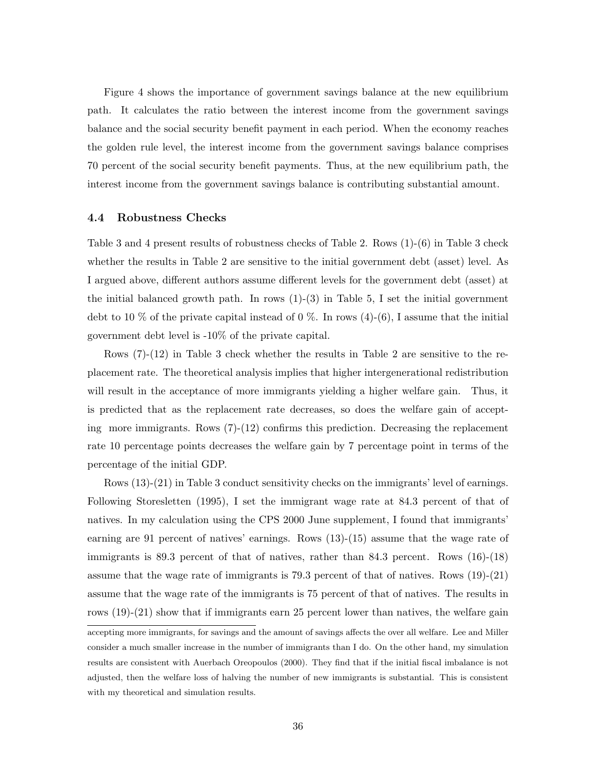Figure 4 shows the importance of government savings balance at the new equilibrium path. It calculates the ratio between the interest income from the government savings balance and the social security benefit payment in each period. When the economy reaches the golden rule level, the interest income from the government savings balance comprises 70 percent of the social security benefit payments. Thus, at the new equilibrium path, the interest income from the government savings balance is contributing substantial amount.

### 4.4 Robustness Checks

Table 3 and 4 present results of robustness checks of Table 2. Rows (1)-(6) in Table 3 check whether the results in Table 2 are sensitive to the initial government debt (asset) level. As I argued above, different authors assume different levels for the government debt (asset) at the initial balanced growth path. In rows (1)-(3) in Table 5, I set the initial government debt to 10 % of the private capital instead of 0 %. In rows (4)-(6), I assume that the initial government debt level is -10% of the private capital.

Rows (7)-(12) in Table 3 check whether the results in Table 2 are sensitive to the replacement rate. The theoretical analysis implies that higher intergenerational redistribution will result in the acceptance of more immigrants yielding a higher welfare gain. Thus, it is predicted that as the replacement rate decreases, so does the welfare gain of accepting more immigrants. Rows (7)-(12) confirms this prediction. Decreasing the replacement rate 10 percentage points decreases the welfare gain by 7 percentage point in terms of the percentage of the initial GDP.

Rows (13)-(21) in Table 3 conduct sensitivity checks on the immigrants' level of earnings. Following Storesletten (1995), I set the immigrant wage rate at 84.3 percent of that of natives. In my calculation using the CPS 2000 June supplement, I found that immigrants' earning are 91 percent of natives' earnings. Rows (13)-(15) assume that the wage rate of immigrants is 89.3 percent of that of natives, rather than 84.3 percent. Rows (16)-(18) assume that the wage rate of immigrants is 79.3 percent of that of natives. Rows (19)-(21) assume that the wage rate of the immigrants is 75 percent of that of natives. The results in rows (19)-(21) show that if immigrants earn 25 percent lower than natives, the welfare gain

accepting more immigrants, for savings and the amount of savings affects the over all welfare. Lee and Miller consider a much smaller increase in the number of immigrants than I do. On the other hand, my simulation results are consistent with Auerbach Oreopoulos (2000). They find that if the initial fiscal imbalance is not adjusted, then the welfare loss of halving the number of new immigrants is substantial. This is consistent with my theoretical and simulation results.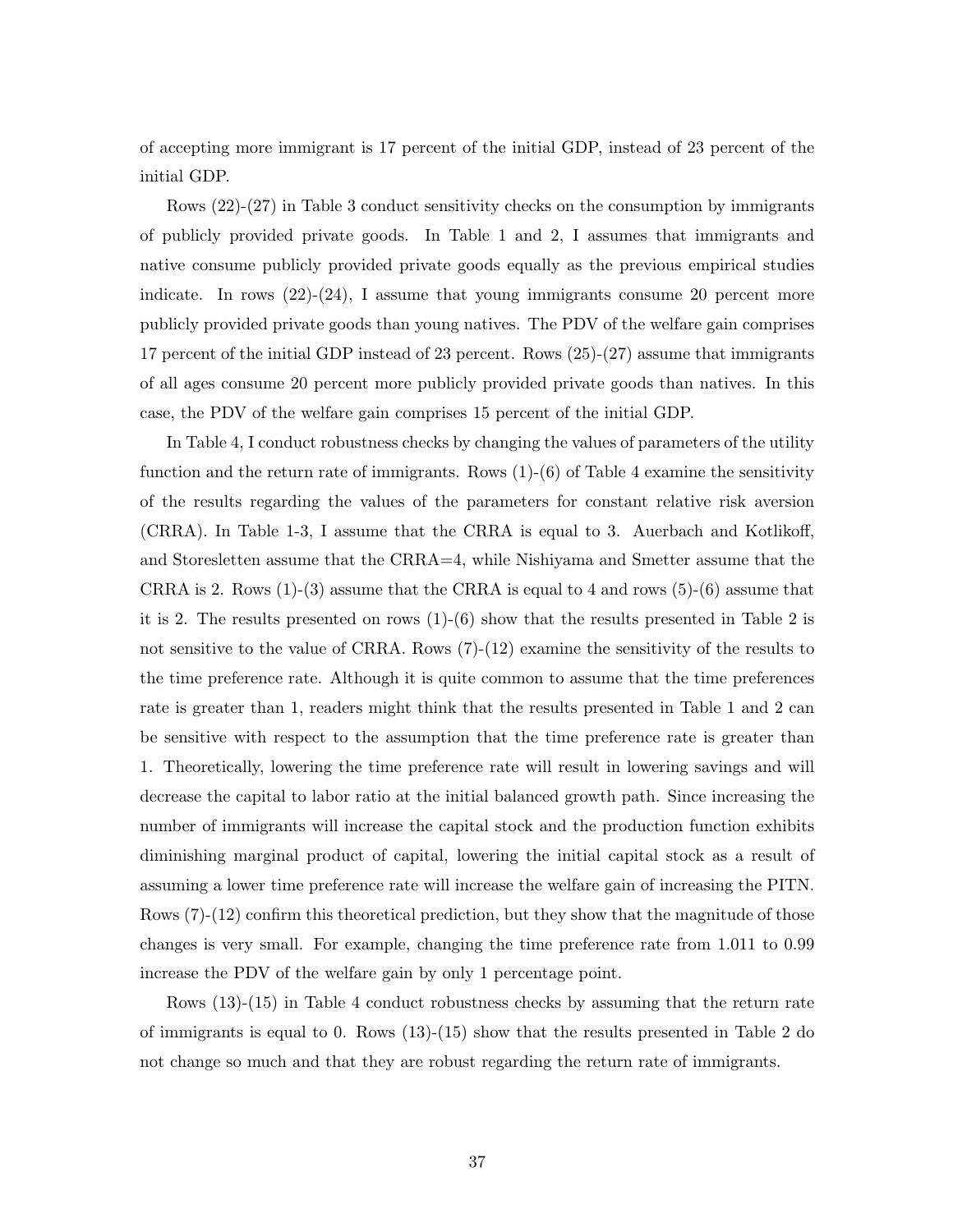of accepting more immigrant is 17 percent of the initial GDP, instead of 23 percent of the initial GDP.

Rows (22)-(27) in Table 3 conduct sensitivity checks on the consumption by immigrants of publicly provided private goods. In Table 1 and 2, I assumes that immigrants and native consume publicly provided private goods equally as the previous empirical studies indicate. In rows (22)-(24), I assume that young immigrants consume 20 percent more publicly provided private goods than young natives. The PDV of the welfare gain comprises 17 percent of the initial GDP instead of 23 percent. Rows (25)-(27) assume that immigrants of all ages consume 20 percent more publicly provided private goods than natives. In this case, the PDV of the welfare gain comprises 15 percent of the initial GDP.

In Table 4, I conduct robustness checks by changing the values of parameters of the utility function and the return rate of immigrants. Rows (1)-(6) of Table 4 examine the sensitivity of the results regarding the values of the parameters for constant relative risk aversion (CRRA). In Table 1-3, I assume that the CRRA is equal to 3. Auerbach and Kotlikoff, and Storesletten assume that the CRRA=4, while Nishiyama and Smetter assume that the CRRA is 2. Rows (1)-(3) assume that the CRRA is equal to 4 and rows (5)-(6) assume that it is 2. The results presented on rows (1)-(6) show that the results presented in Table 2 is not sensitive to the value of CRRA. Rows (7)-(12) examine the sensitivity of the results to the time preference rate. Although it is quite common to assume that the time preferences rate is greater than 1, readers might think that the results presented in Table 1 and 2 can be sensitive with respect to the assumption that the time preference rate is greater than 1. Theoretically, lowering the time preference rate will result in lowering savings and will decrease the capital to labor ratio at the initial balanced growth path. Since increasing the number of immigrants will increase the capital stock and the production function exhibits diminishing marginal product of capital, lowering the initial capital stock as a result of assuming a lower time preference rate will increase the welfare gain of increasing the PITN. Rows (7)-(12) confirm this theoretical prediction, but they show that the magnitude of those changes is very small. For example, changing the time preference rate from 1.011 to 0.99 increase the PDV of the welfare gain by only 1 percentage point.

Rows (13)-(15) in Table 4 conduct robustness checks by assuming that the return rate of immigrants is equal to 0. Rows (13)-(15) show that the results presented in Table 2 do not change so much and that they are robust regarding the return rate of immigrants.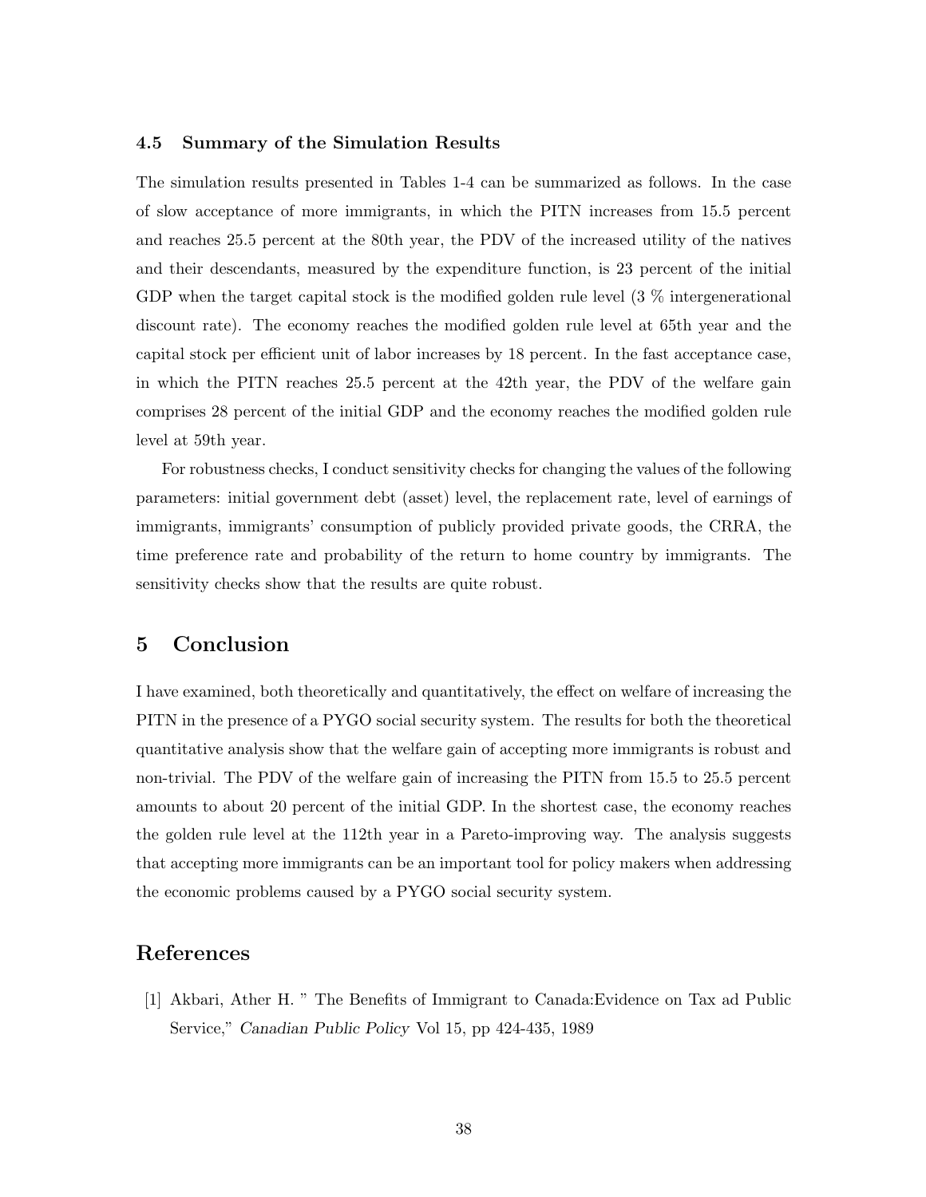### 4.5 Summary of the Simulation Results

The simulation results presented in Tables 1-4 can be summarized as follows. In the case of slow acceptance of more immigrants, in which the PITN increases from 15.5 percent and reaches 25.5 percent at the 80th year, the PDV of the increased utility of the natives and their descendants, measured by the expenditure function, is 23 percent of the initial GDP when the target capital stock is the modified golden rule level (3 % intergenerational discount rate). The economy reaches the modified golden rule level at 65th year and the capital stock per efficient unit of labor increases by 18 percent. In the fast acceptance case, in which the PITN reaches 25.5 percent at the 42th year, the PDV of the welfare gain comprises 28 percent of the initial GDP and the economy reaches the modified golden rule level at 59th year.

For robustness checks, I conduct sensitivity checks for changing the values of the following parameters: initial government debt (asset) level, the replacement rate, level of earnings of immigrants, immigrants' consumption of publicly provided private goods, the CRRA, the time preference rate and probability of the return to home country by immigrants. The sensitivity checks show that the results are quite robust.

## 5 Conclusion

I have examined, both theoretically and quantitatively, the effect on welfare of increasing the PITN in the presence of a PYGO social security system. The results for both the theoretical quantitative analysis show that the welfare gain of accepting more immigrants is robust and non-trivial. The PDV of the welfare gain of increasing the PITN from 15.5 to 25.5 percent amounts to about 20 percent of the initial GDP. In the shortest case, the economy reaches the golden rule level at the 112th year in a Pareto-improving way. The analysis suggests that accepting more immigrants can be an important tool for policy makers when addressing the economic problems caused by a PYGO social security system.

## References

[1] Akbari, Ather H. " The Benefits of Immigrant to Canada:Evidence on Tax ad Public Service," *Canadian Public Policy* Vol 15, pp 424-435, 1989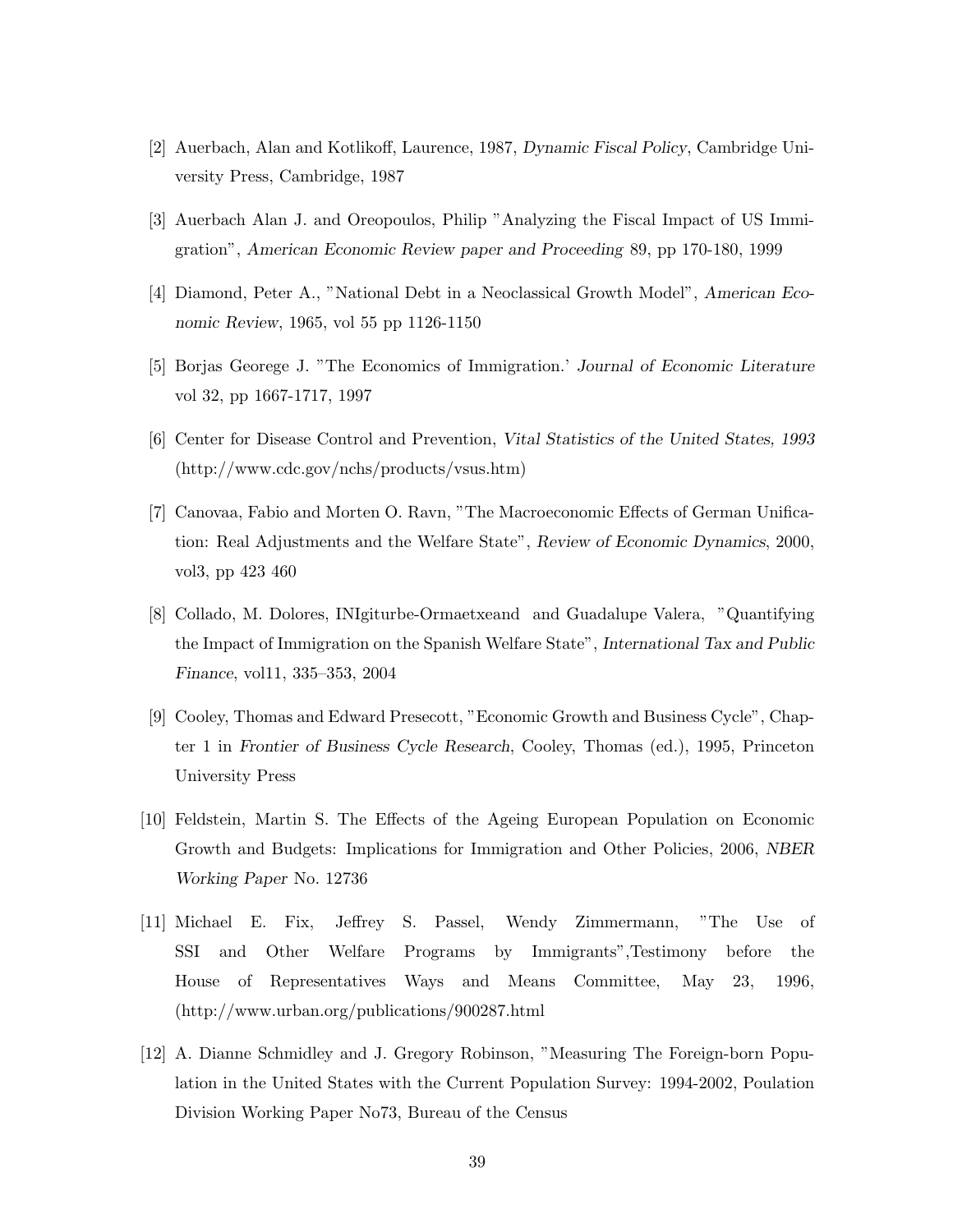[2] Auerbach, Alan and Kotlikoff, Laurence, 1987, *Dynamic Fiscal Policy*, Cambridge University Press, Cambridge, 1987

[3] Auerbach Alan J. and Oreopoulos, Philip "Analyzing the Fiscal Impact of US Immigration", *American Economic Review paper and Proceeding* 89, pp 170-180, 1999

[4] Diamond, Peter A., "National Debt in a Neoclassical Growth Model", *American Economic Review*, 1965, vol 55 pp 1126-1150

[5] Borjas Georege J. "The Economics of Immigration.' *Journal of Economic Literature* vol 32, pp 1667-1717, 1997

[6] Center for Disease Control and Prevention, *Vital Statistics of the United States, 1993* (http://www.cdc.gov/nchs/products/vsus.htm)

[7] Canovaa, Fabio and Morten O. Ravn, "The Macroeconomic Effects of German Unification: Real Adjustments and the Welfare State", *Review of Economic Dynamics*, 2000, vol3, pp 423 460

[8] Collado, M. Dolores, INIgiturbe-Ormaetxeand and Guadalupe Valera, "Quantifying the Impact of Immigration on the Spanish Welfare State", *International Tax and Public Finance*, vol11, 335–353, 2004

[9] Cooley, Thomas and Edward Presecott, "Economic Growth and Business Cycle", Chapter 1 in *Frontier of Business Cycle Research*, Cooley, Thomas (ed.), 1995, Princeton University Press

[10] Feldstein, Martin S. The Effects of the Ageing European Population on Economic Growth and Budgets: Implications for Immigration and Other Policies, 2006, *NBER Working Paper* No. 12736

[11] Michael E. Fix, Jeffrey S. Passel, Wendy Zimmermann, "The Use of SSI and Other Welfare Programs by Immigrants",Testimony before the House of Representatives Ways and Means Committee, May 23, 1996, (http://www.urban.org/publications/900287.html

[12] A. Dianne Schmidley and J. Gregory Robinson, "Measuring The Foreign-born Population in the United States with the Current Population Survey: 1994-2002, Poulation Division Working Paper No73, Bureau of the Census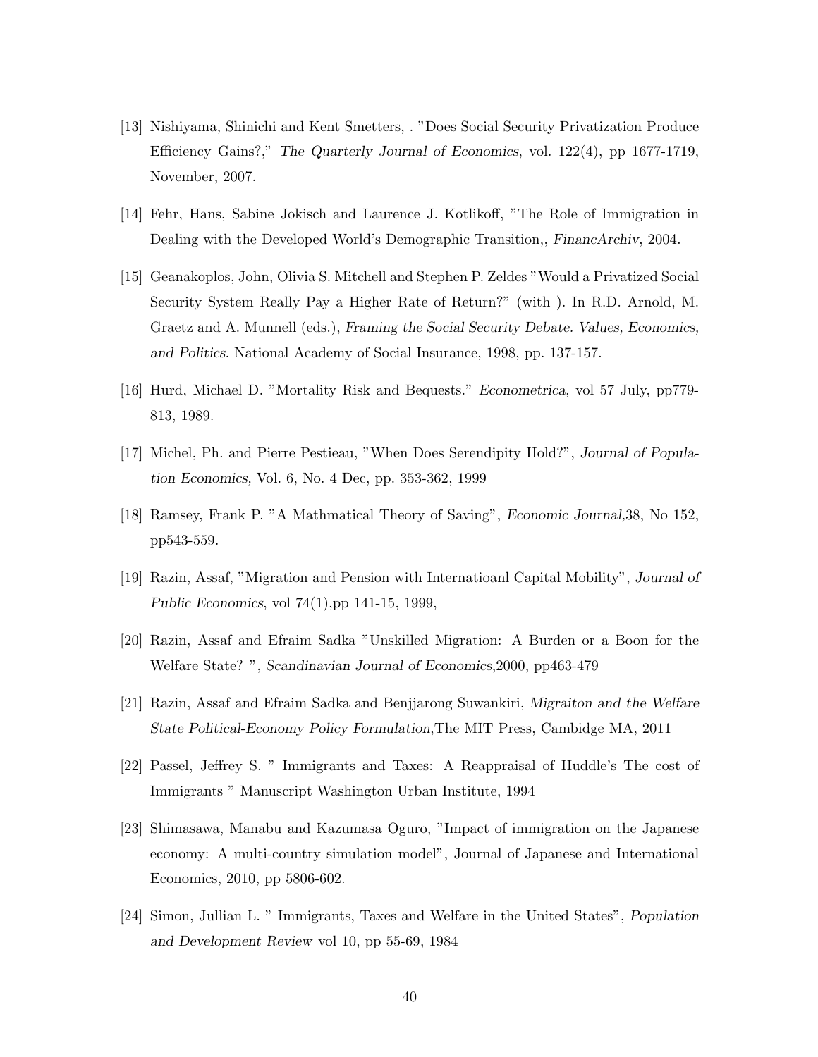[13] Nishiyama, Shinichi and Kent Smetters, . "Does Social Security Privatization Produce Efficiency Gains?," *The Quarterly Journal of Economics*, vol. 122(4), pp 1677-1719, November, 2007.

[14] Fehr, Hans, Sabine Jokisch and Laurence J. Kotlikoff, "The Role of Immigration in Dealing with the Developed World's Demographic Transition,, *FinancArchiv*, 2004.

[15] Geanakoplos, John, Olivia S. Mitchell and Stephen P. Zeldes "Would a Privatized Social Security System Really Pay a Higher Rate of Return?" (with ). In R.D. Arnold, M. Graetz and A. Munnell (eds.), *Framing the Social Security Debate. Values, Economics, and Politics*. National Academy of Social Insurance, 1998, pp. 137-157.

[16] Hurd, Michael D. "Mortality Risk and Bequests." *Econometrica,* vol 57 July, pp779-813, 1989.

[17] Michel, Ph. and Pierre Pestieau, "When Does Serendipity Hold?", *Journal of Population Economics,* Vol. 6, No. 4 Dec, pp. 353-362, 1999

[18] Ramsey, Frank P. "A Mathmatical Theory of Saving", *Economic Journal,*38, No 152, pp543-559.

[19] Razin, Assaf, "Migration and Pension with Internatioanl Capital Mobility", *Journal of Public Economics*, vol 74(1),pp 141-15, 1999,

[20] Razin, Assaf and Efraim Sadka "Unskilled Migration: A Burden or a Boon for the Welfare State? ", *Scandinavian Journal of Economics*,2000, pp463-479

[21] Razin, Assaf and Efraim Sadka and Benjjarong Suwankiri, *Migraiton and the Welfare State Political-Economy Policy Formulation*,The MIT Press, Cambidge MA, 2011

[22] Passel, Jeffrey S. " Immigrants and Taxes: A Reappraisal of Huddle's The cost of Immigrants " Manuscript Washington Urban Institute, 1994

[23] Shimasawa, Manabu and Kazumasa Oguro, "Impact of immigration on the Japanese economy: A multi-country simulation model", Journal of Japanese and International Economics, 2010, pp 5806-602.

[24] Simon, Jullian L. " Immigrants, Taxes and Welfare in the United States", *Population and Development Review* vol 10, pp 55-69, 1984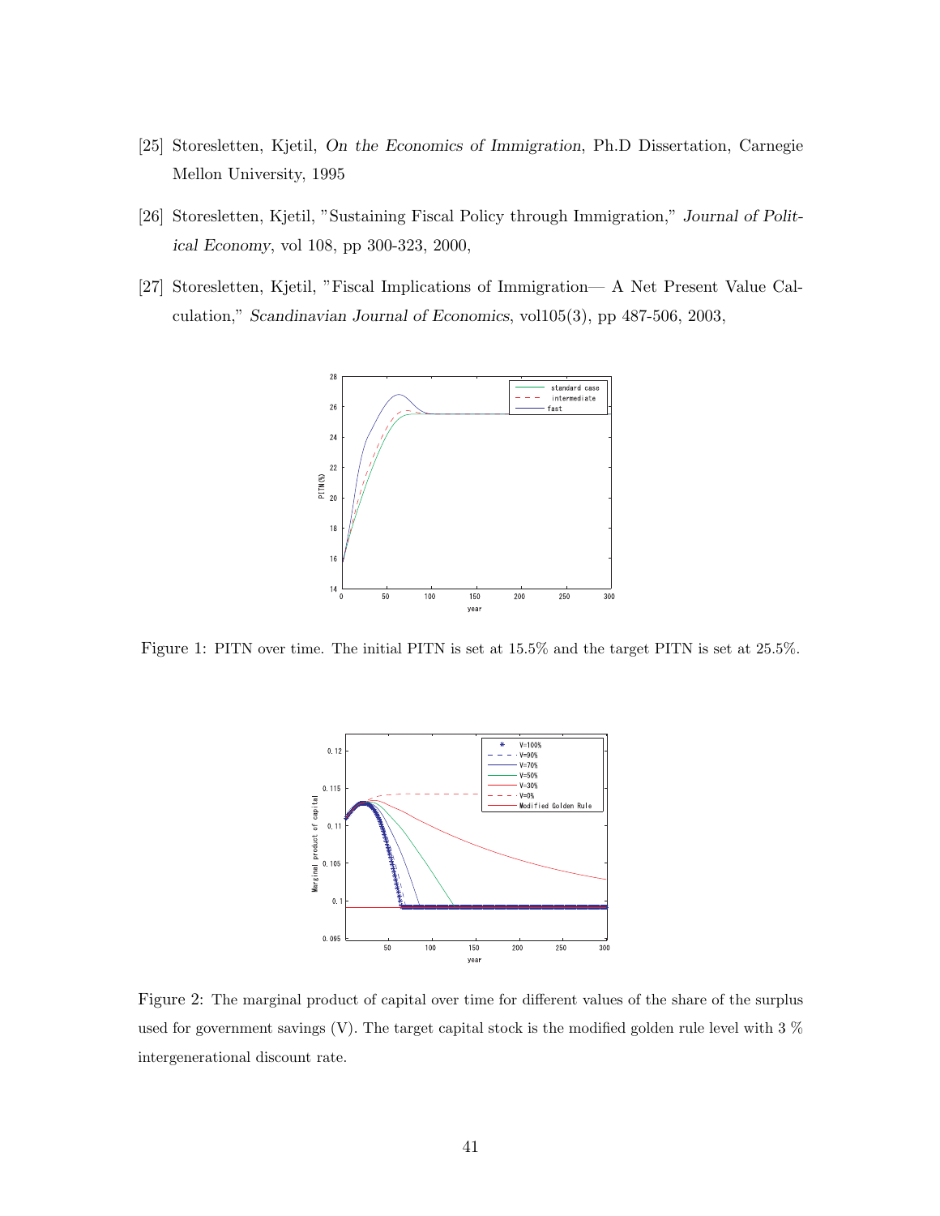[25] Storesletten, Kjetil, *On the Economics of Immigration*, Ph.D Dissertation, Carnegie Mellon University, 1995

[26] Storesletten, Kjetil, "Sustaining Fiscal Policy through Immigration," *Journal of Political Economy*, vol 108, pp 300-323, 2000,

[27] Storesletten, Kjetil, "Fiscal Implications of Immigration— A Net Present Value Calculation," *Scandinavian Journal of Economics*, vol105(3), pp 487-506, 2003,

Figure 1: PITN over time. The initial PITN is set at 15.5% and the target PITN is set at 25.5%.

Figure 2: The marginal product of capital over time for different values of the share of the surplus used for government savings (V). The target capital stock is the modified golden rule level with 3 % intergenerational discount rate.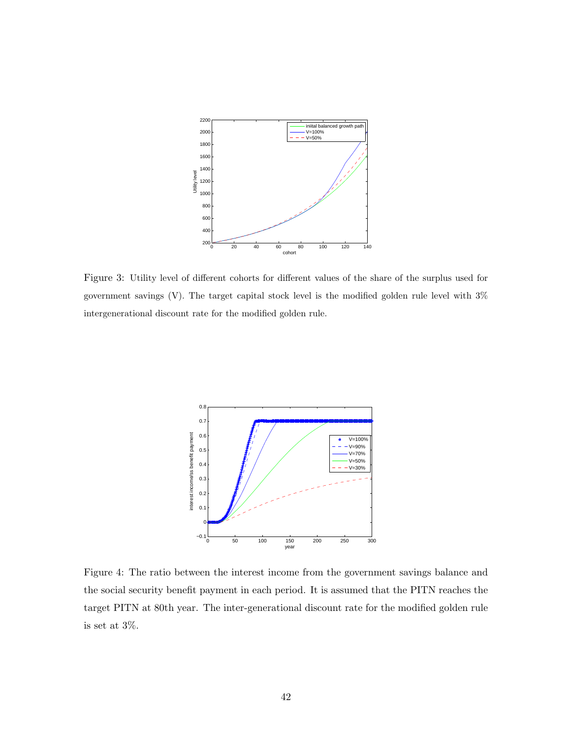Figure 3: Utility level of different cohorts for different values of the share of the surplus used for government savings (V). The target capital stock level is the modified golden rule level with 3% intergenerational discount rate for the modified golden rule.

Figure 4: The ratio between the interest income from the government savings balance and the social security benefit payment in each period. It is assumed that the PITN reaches the target PITN at 80th year. The inter-generational discount rate for the modified golden rule is set at 3%.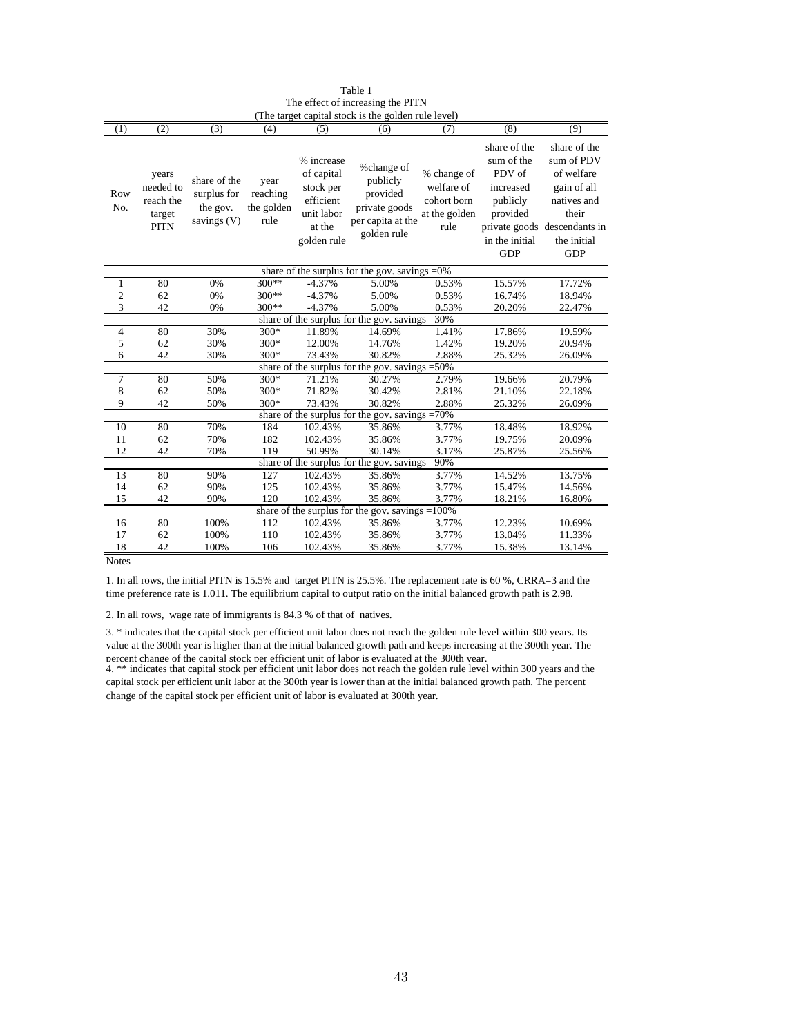Table 1
The effect of increasing the PITN
(The target capital stock is the golden rule level)

| (1) | (2) | (3) | (4) | (5) | (6) | (7) | (8) | (9) |
|---|---|---|---|---|---|---|---|---|
| Row No. | years needed to reach the target PITN | share of the surplus for the gov. savings (V) | year reaching the golden rule | % increase of capital stock per efficient unit labor at the golden rule | %change of publicly provided private goods per capita at the golden rule | % change of welfare of cohort born at the golden rule | share of the sum of the PDV of increased publicly provided private goods in the initial GDP | share of the sum of PDV of welfare gain of all natives and their descendants in the initial GDP |
| | | | | share of the surplus for the gov. savings =0% | | | | |
| 1 | 80 | 0% | 300** | -4.37% | 5.00% | 0.53% | 15.57% | 17.72% |
| 2 | 62 | 0% | 300** | -4.37% | 5.00% | 0.53% | 16.74% | 18.94% |
| 3 | 42 | 0% | 300** | -4.37% | 5.00% | 0.53% | 20.20% | 22.47% |
| | | | | share of the surplus for the gov. savings =30% | | | | |
| 4 | 80 | 30% | 300* | 11.89% | 14.69% | 1.41% | 17.86% | 19.59% |
| 5 | 62 | 30% | 300* | 12.00% | 14.76% | 1.42% | 19.20% | 20.94% |
| 6 | 42 | 30% | 300* | 73.43% | 30.82% | 2.88% | 25.32% | 26.09% |
| | | | | share of the surplus for the gov. savings =50% | | | | |
| 7 | 80 | 50% | 300* | 71.21% | 30.27% | 2.79% | 19.66% | 20.79% |
| 8 | 62 | 50% | 300* | 71.82% | 30.42% | 2.81% | 21.10% | 22.18% |
| 9 | 42 | 50% | 300* | 73.43% | 30.82% | 2.88% | 25.32% | 26.09% |
| | | | | share of the surplus for the gov. savings =70% | | | | |
| 10 | 80 | 70% | 184 | 102.43% | 35.86% | 3.77% | 18.48% | 18.92% |
| 11 | 62 | 70% | 182 | 102.43% | 35.86% | 3.77% | 19.75% | 20.09% |
| 12 | 42 | 70% | 119 | 50.99% | 30.14% | 3.17% | 25.87% | 25.56% |
| | | | | share of the surplus for the gov. savings =90% | | | | |
| 13 | 80 | 90% | 127 | 102.43% | 35.86% | 3.77% | 14.52% | 13.75% |
| 14 | 62 | 90% | 125 | 102.43% | 35.86% | 3.77% | 15.47% | 14.56% |
| 15 | 42 | 90% | 120 | 102.43% | 35.86% | 3.77% | 18.21% | 16.80% |
| | | | | share of the surplus for the gov. savings =100% | | | | |
| 16 | 80 | 100% | 112 | 102.43% | 35.86% | 3.77% | 12.23% | 10.69% |
| 17 | 62 | 100% | 110 | 102.43% | 35.86% | 3.77% | 13.04% | 11.33% |
| 18 | 42 | 100% | 106 | 102.43% | 35.86% | 3.77% | 15.38% | 13.14% |

Notes

1. In all rows, the initial PITN is 15.5% and target PITN is 25.5%. The replacement rate is 60 %, CRRA=3 and the time preference rate is 1.011. The equilibrium capital to output ratio on the initial balanced growth path is 2.98.

2. In all rows, wage rate of immigrants is 84.3 % of that of natives.

3. * indicates that the capital stock per efficient unit labor does not reach the golden rule level within 300 years. Its value at the 300th year is higher than at the initial balanced growth path and keeps increasing at the 300th year. The percent change of the capital stock per efficient unit of labor is evaluated at the 300th year.

4. ** indicates that capital stock per efficient unit labor does not reach the golden rule level within 300 years and the capital stock per efficient unit labor at the 300th year is lower than at the initial balanced growth path. The percent change of the capital stock per efficient unit of labor is evaluated at 300th year.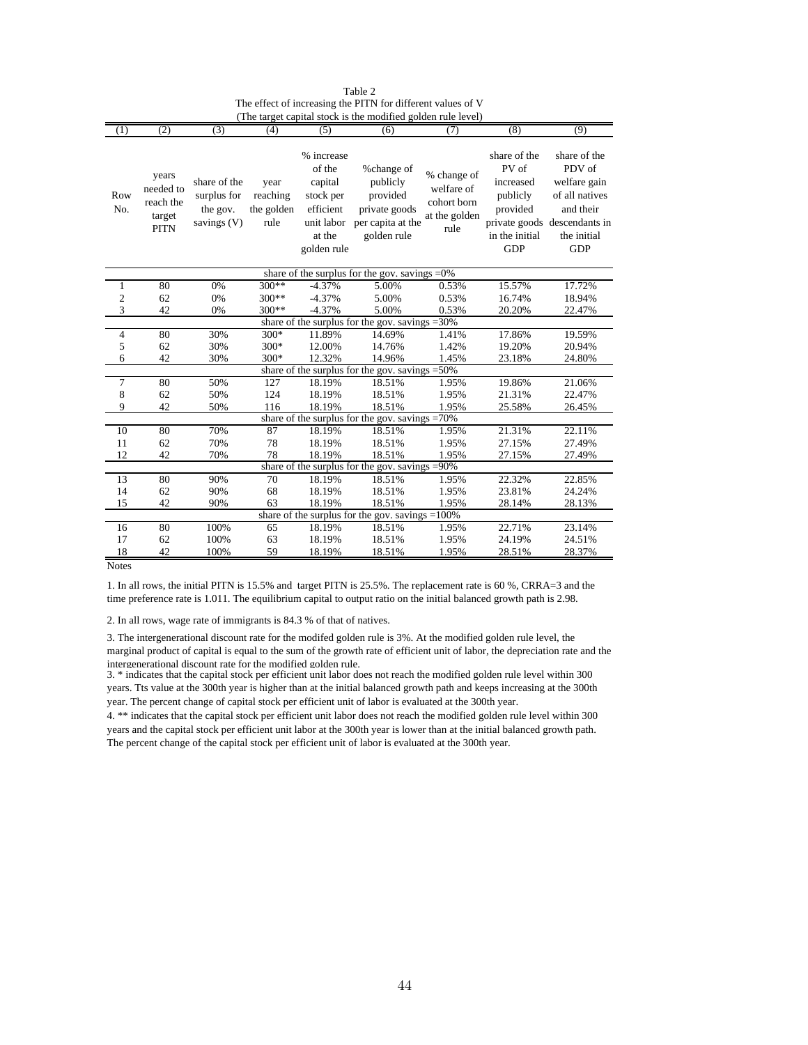Table 2
The effect of increasing the PITN for different values of V
(The target capital stock is the modified golden rule level)

| (1) | (2) | (3) | (4) | (5) | (6) | (7) | (8) | (9) |
|---|---|---|---|---|---|---|---|---|
| Row No. | years needed to reach the target PITN | share of the surplus for the gov. savings (V) | year reaching the golden rule | % increase of the capital stock per efficient unit labor at the golden rule | %change of publicly provided private goods per capita at the golden rule | % change of welfare of cohort born at the golden rule | share of the PV of increased publicly provided private goods in the initial GDP | share of the PDV of welfare gain of all natives and their descendants in the initial GDP |
| share of the surplus for the gov. savings =0% | | | | | | | | |
| 1 | 80 | 0% | 300** | -4.37% | 5.00% | 0.53% | 15.57% | 17.72% |
| 2 | 62 | 0% | 300** | -4.37% | 5.00% | 0.53% | 16.74% | 18.94% |
| 3 | 42 | 0% | 300** | -4.37% | 5.00% | 0.53% | 20.20% | 22.47% |
| share of the surplus for the gov. savings =30% | | | | | | | | |
| 4 | 80 | 30% | 300* | 11.89% | 14.69% | 1.41% | 17.86% | 19.59% |
| 5 | 62 | 30% | 300* | 12.00% | 14.76% | 1.42% | 19.20% | 20.94% |
| 6 | 42 | 30% | 300* | 12.32% | 14.96% | 1.45% | 23.18% | 24.80% |
| share of the surplus for the gov. savings =50% | | | | | | | | |
| 7 | 80 | 50% | 127 | 18.19% | 18.51% | 1.95% | 19.86% | 21.06% |
| 8 | 62 | 50% | 124 | 18.19% | 18.51% | 1.95% | 21.31% | 22.47% |
| 9 | 42 | 50% | 116 | 18.19% | 18.51% | 1.95% | 25.58% | 26.45% |
| share of the surplus for the gov. savings =70% | | | | | | | | |
| 10 | 80 | 70% | 87 | 18.19% | 18.51% | 1.95% | 21.31% | 22.11% |
| 11 | 62 | 70% | 78 | 18.19% | 18.51% | 1.95% | 27.15% | 27.49% |
| 12 | 42 | 70% | 78 | 18.19% | 18.51% | 1.95% | 27.15% | 27.49% |
| share of the surplus for the gov. savings =90% | | | | | | | | |
| 13 | 80 | 90% | 70 | 18.19% | 18.51% | 1.95% | 22.32% | 22.85% |
| 14 | 62 | 90% | 68 | 18.19% | 18.51% | 1.95% | 23.81% | 24.24% |
| 15 | 42 | 90% | 63 | 18.19% | 18.51% | 1.95% | 28.14% | 28.13% |
| share of the surplus for the gov. savings =100% | | | | | | | | |
| 16 | 80 | 100% | 65 | 18.19% | 18.51% | 1.95% | 22.71% | 23.14% |
| 17 | 62 | 100% | 63 | 18.19% | 18.51% | 1.95% | 24.19% | 24.51% |
| 18 | 42 | 100% | 59 | 18.19% | 18.51% | 1.95% | 28.51% | 28.37% |

Notes

1. In all rows, the initial PITN is 15.5% and target PITN is 25.5%. The replacement rate is 60 %, CRRA=3 and the time preference rate is 1.011. The equilibrium capital to output ratio on the initial balanced growth path is 2.98.

2. In all rows, wage rate of immigrants is 84.3 % of that of natives.

3. The intergenerational discount rate for the modifed golden rule is 3%. At the modified golden rule level, the marginal product of capital is equal to the sum of the growth rate of efficient unit of labor, the depreciation rate and the intergenerational discount rate for the modified golden rule.

3. * indicates that the capital stock per efficient unit labor does not reach the modified golden rule level within 300 years. Tts value at the 300th year is higher than at the initial balanced growth path and keeps increasing at the 300th year. The percent change of capital stock per efficient unit of labor is evaluated at the 300th year.

4. ** indicates that the capital stock per efficient unit labor does not reach the modified golden rule level within 300 years and the capital stock per efficient unit labor at the 300th year is lower than at the initial balanced growth path. The percent change of the capital stock per efficient unit of labor is evaluated at the 300th year.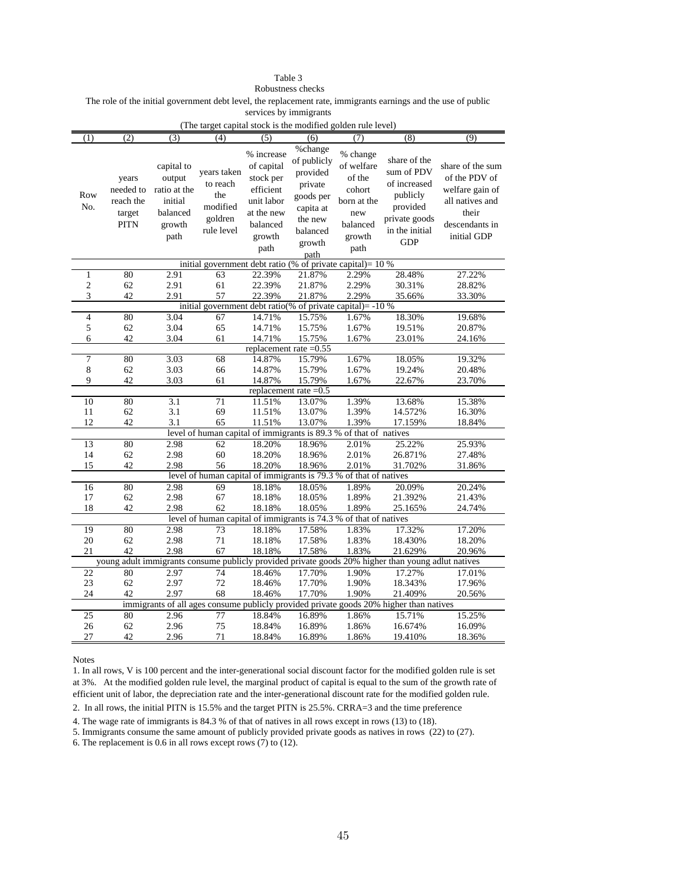Table 3
Robustness checks
The role of the initial government debt level, the replacement rate, immigrants earnings and the use of public services by immigrants
(The target capital stock is the modified golden rule level)

| (1) | (2) | (3) | (4) | (5) | (6) | (7) | (8) | (9) |
|---|---|---|---|---|---|---|---|---|
| Row No. | years needed to reach the target PITN | capital to output ratio at the initial balanced growth path | years taken to reach the modified goldren rule level | % increase of capital stock per efficient unit labor at the new balanced growth path | %change of publicly provided private goods per capita at the new balanced growth path | % change of welfare of the cohort born at the new balanced growth path | share of the sum of PDV of increased publicly provided private goods in the initial GDP | share of the sum of the PDV of welfare gain of all natives and their descendants in initial GDP |
| initial government debt ratio (% of private capital)= 10 % | | | | | | | | |
| 1 | 80 | 2.91 | 63 | 22.39% | 21.87% | 2.29% | 28.48% | 27.22% |
| 2 | 62 | 2.91 | 61 | 22.39% | 21.87% | 2.29% | 30.31% | 28.82% |
| 3 | 42 | 2.91 | 57 | 22.39% | 21.87% | 2.29% | 35.66% | 33.30% |
| initial government debt ratio(% of private capital)= -10 % | | | | | | | | |
| 4 | 80 | 3.04 | 67 | 14.71% | 15.75% | 1.67% | 18.30% | 19.68% |
| 5 | 62 | 3.04 | 65 | 14.71% | 15.75% | 1.67% | 19.51% | 20.87% |
| 6 | 42 | 3.04 | 61 | 14.71% | 15.75% | 1.67% | 23.01% | 24.16% |
| replacement rate =0.55 | | | | | | | | |
| 7 | 80 | 3.03 | 68 | 14.87% | 15.79% | 1.67% | 18.05% | 19.32% |
| 8 | 62 | 3.03 | 66 | 14.87% | 15.79% | 1.67% | 19.24% | 20.48% |
| 9 | 42 | 3.03 | 61 | 14.87% | 15.79% | 1.67% | 22.67% | 23.70% |
| replacement rate =0.5 | | | | | | | | |
| 10 | 80 | 3.1 | 71 | 11.51% | 13.07% | 1.39% | 13.68% | 15.38% |
| 11 | 62 | 3.1 | 69 | 11.51% | 13.07% | 1.39% | 14.572% | 16.30% |
| 12 | 42 | 3.1 | 65 | 11.51% | 13.07% | 1.39% | 17.159% | 18.84% |
| level of human capital of immigrants is 89.3 % of that of natives | | | | | | | | |
| 13 | 80 | 2.98 | 62 | 18.20% | 18.96% | 2.01% | 25.22% | 25.93% |
| 14 | 62 | 2.98 | 60 | 18.20% | 18.96% | 2.01% | 26.871% | 27.48% |
| 15 | 42 | 2.98 | 56 | 18.20% | 18.96% | 2.01% | 31.702% | 31.86% |
| level of human capital of immigrants is 79.3 % of that of natives | | | | | | | | |
| 16 | 80 | 2.98 | 69 | 18.18% | 18.05% | 1.89% | 20.09% | 20.24% |
| 17 | 62 | 2.98 | 67 | 18.18% | 18.05% | 1.89% | 21.392% | 21.43% |
| 18 | 42 | 2.98 | 62 | 18.18% | 18.05% | 1.89% | 25.165% | 24.74% |
| level of human capital of immigrants is 74.3 % of that of natives | | | | | | | | |
| 19 | 80 | 2.98 | 73 | 18.18% | 17.58% | 1.83% | 17.32% | 17.20% |
| 20 | 62 | 2.98 | 71 | 18.18% | 17.58% | 1.83% | 18.430% | 18.20% |
| 21 | 42 | 2.98 | 67 | 18.18% | 17.58% | 1.83% | 21.629% | 20.96% |
| young adult immigrants consume publicly provided private goods 20% higher than young adlut natives | | | | | | | | |
| 22 | 80 | 2.97 | 74 | 18.46% | 17.70% | 1.90% | 17.27% | 17.01% |
| 23 | 62 | 2.97 | 72 | 18.46% | 17.70% | 1.90% | 18.343% | 17.96% |
| 24 | 42 | 2.97 | 68 | 18.46% | 17.70% | 1.90% | 21.409% | 20.56% |
| immigrants of all ages consume publicly provided private goods 20% higher than natives | | | | | | | | |
| 25 | 80 | 2.96 | 77 | 18.84% | 16.89% | 1.86% | 15.71% | 15.25% |
| 26 | 62 | 2.96 | 75 | 18.84% | 16.89% | 1.86% | 16.674% | 16.09% |
| 27 | 42 | 2.96 | 71 | 18.84% | 16.89% | 1.86% | 19.410% | 18.36% |

Notes

1. In all rows, V is 100 percent and the inter-generational social discount factor for the modified golden rule is set at 3%. At the modified golden rule level, the marginal product of capital is equal to the sum of the growth rate of efficient unit of labor, the depreciation rate and the inter-generational discount rate for the modified golden rule.

2. In all rows, the initial PITN is 15.5% and the target PITN is 25.5%. CRRA=3 and the time preference

4. The wage rate of immigrants is 84.3 % of that of natives in all rows except in rows (13) to (18).

5. Immigrants consume the same amount of publicly provided private goods as natives in rows (22) to (27).

6. The replacement is 0.6 in all rows except rows (7) to (12).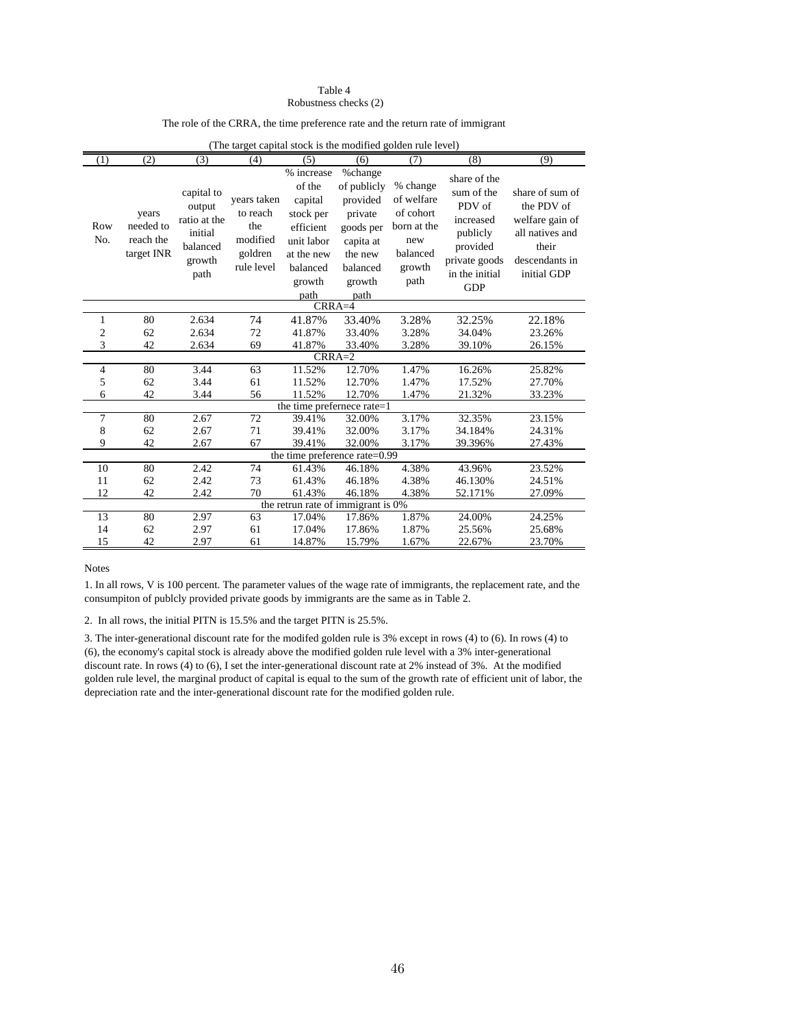Table 4
Robustness checks (2)

The role of the CRRA, the time preference rate and the return rate of immigrant

(The target capital stock is the modified golden rule level)

| (1) | (2) | (3) | (4) | (5) | (6) | (7) | (8) | (9) |
|---|---|---|---|---|---|---|---|---|
| Row No. | years needed to reach the target INR | capital to output ratio at the initial balanced growth path | years taken to reach the modified goldren rule level | % increase of the capital stock per efficient unit labor at the new balanced growth path | %change of publicly provided private goods per capita at the new balanced growth path | % change of welfare of cohort born at the new balanced growth path | share of the sum of the PDV of increased publicly provided private goods in the initial GDP | share of sum of the PDV of welfare gain of all natives and their descendants in initial GDP |
| | | | | CRRA=4 | | | | |
| 1 | 80 | 2.634 | 74 | 41.87% | 33.40% | 3.28% | 32.25% | 22.18% |
| 2 | 62 | 2.634 | 72 | 41.87% | 33.40% | 3.28% | 34.04% | 23.26% |
| 3 | 42 | 2.634 | 69 | 41.87% | 33.40% | 3.28% | 39.10% | 26.15% |
| | | | | CRRA=2 | | | | |
| 4 | 80 | 3.44 | 63 | 11.52% | 12.70% | 1.47% | 16.26% | 25.82% |
| 5 | 62 | 3.44 | 61 | 11.52% | 12.70% | 1.47% | 17.52% | 27.70% |
| 6 | 42 | 3.44 | 56 | 11.52% | 12.70% | 1.47% | 21.32% | 33.23% |
| | | | | the time prefernece rate=1 | | | | |
| 7 | 80 | 2.67 | 72 | 39.41% | 32.00% | 3.17% | 32.35% | 23.15% |
| 8 | 62 | 2.67 | 71 | 39.41% | 32.00% | 3.17% | 34.184% | 24.31% |
| 9 | 42 | 2.67 | 67 | 39.41% | 32.00% | 3.17% | 39.396% | 27.43% |
| | | | | the time preference rate=0.99 | | | | |
| 10 | 80 | 2.42 | 74 | 61.43% | 46.18% | 4.38% | 43.96% | 23.52% |
| 11 | 62 | 2.42 | 73 | 61.43% | 46.18% | 4.38% | 46.130% | 24.51% |
| 12 | 42 | 2.42 | 70 | 61.43% | 46.18% | 4.38% | 52.171% | 27.09% |
| | | | | the retrun rate of immigrant is 0% | | | | |
| 13 | 80 | 2.97 | 63 | 17.04% | 17.86% | 1.87% | 24.00% | 24.25% |
| 14 | 62 | 2.97 | 61 | 17.04% | 17.86% | 1.87% | 25.56% | 25.68% |
| 15 | 42 | 2.97 | 61 | 14.87% | 15.79% | 1.67% | 22.67% | 23.70% |

Notes

1. In all rows, V is 100 percent. The parameter values of the wage rate of immigrants, the replacement rate, and the consumpiton of publcly provided private goods by immigrants are the same as in Table 2.

2. In all rows, the initial PITN is 15.5% and the target PITN is 25.5%.

3. The inter-generational discount rate for the modifed golden rule is 3% except in rows (4) to (6). In rows (4) to (6), the economy's capital stock is already above the modified golden rule level with a 3% inter-generational discount rate. In rows (4) to (6), I set the inter-generational discount rate at 2% instead of 3%. At the modified golden rule level, the marginal product of capital is equal to the sum of the growth rate of efficient unit of labor, the depreciation rate and the inter-generational discount rate for the modified golden rule.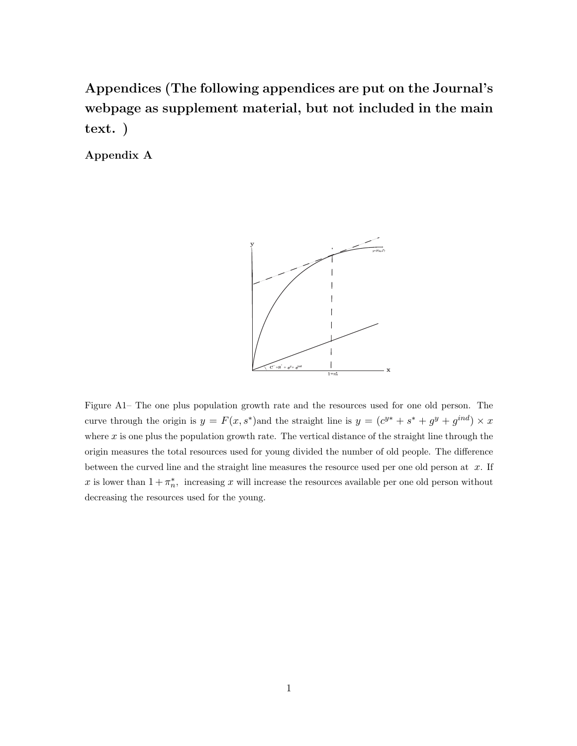# Appendices (The following appendices are put on the Journal's webpage as supplement material, but not included in the main text. )

## Appendix A

Figure A1– The one plus population growth rate and the resources used for one old person. The curve through the origin is $y = F(x, s^*)$and the straight line is $y = (c^{y*} + s^* + g^y + g^{ind}) \times x$ where $x$ is one plus the population growth rate. The vertical distance of the straight line through the origin measures the total resources used for young divided the number of old people. The difference between the curved line and the straight line measures the resource used per one old person at $x$. If $x$ is lower than $1 + \pi_n^*$, increasing $x$ will increase the resources available per one old person without decreasing the resources used for the young.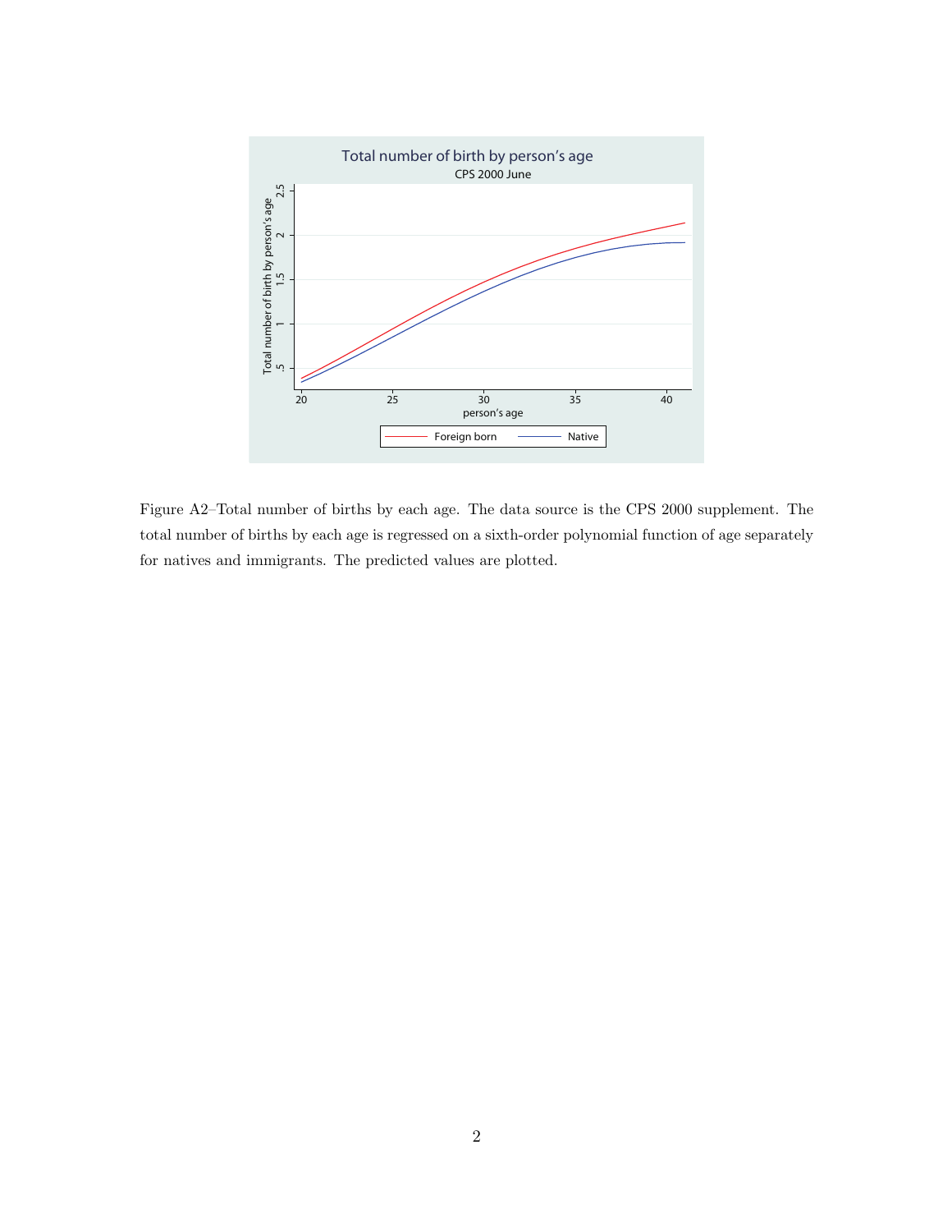Figure A2–Total number of births by each age. The data source is the CPS 2000 supplement. The total number of births by each age is regressed on a sixth-order polynomial function of age separately for natives and immigrants. The predicted values are plotted.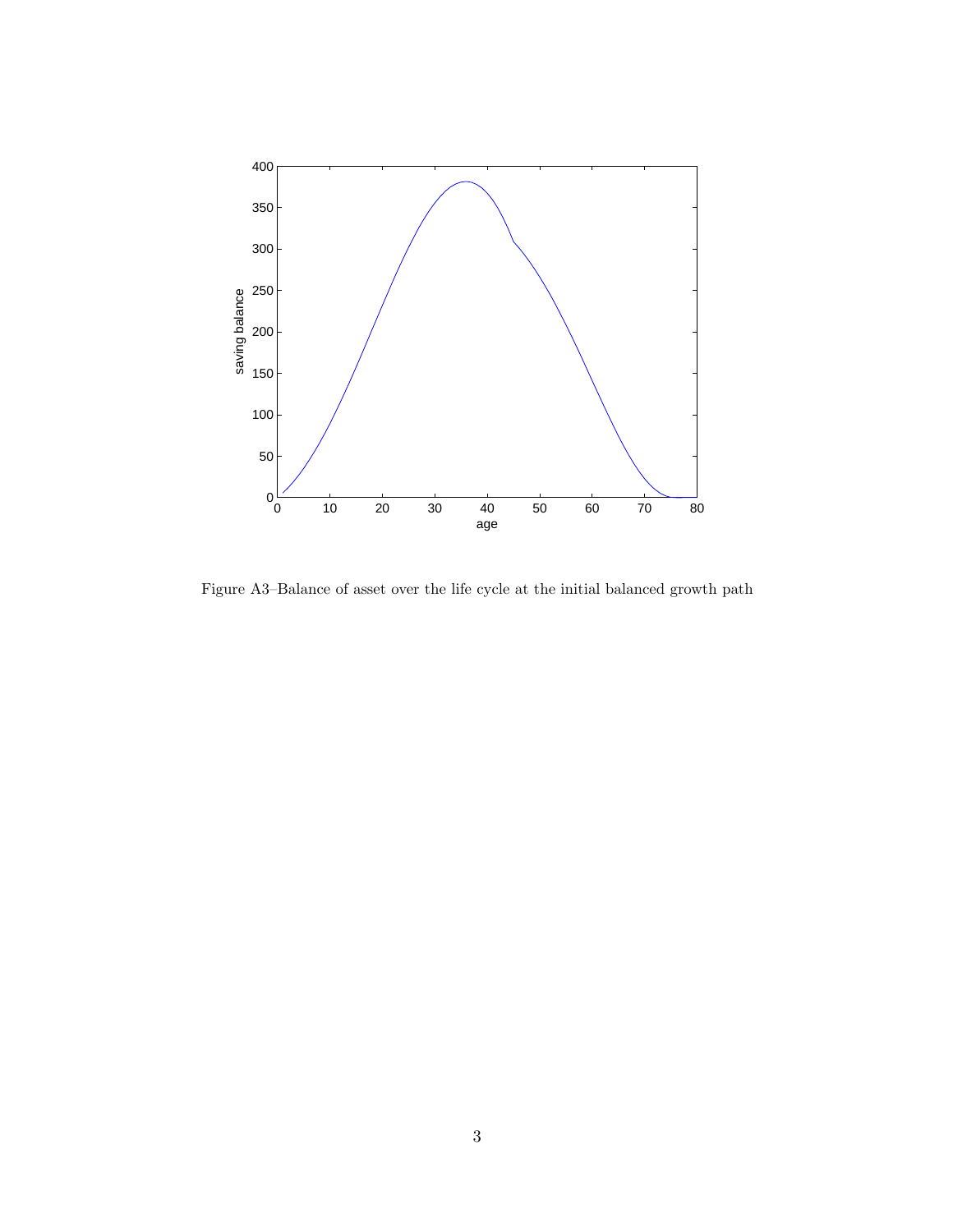Figure A3–Balance of asset over the life cycle at the initial balanced growth path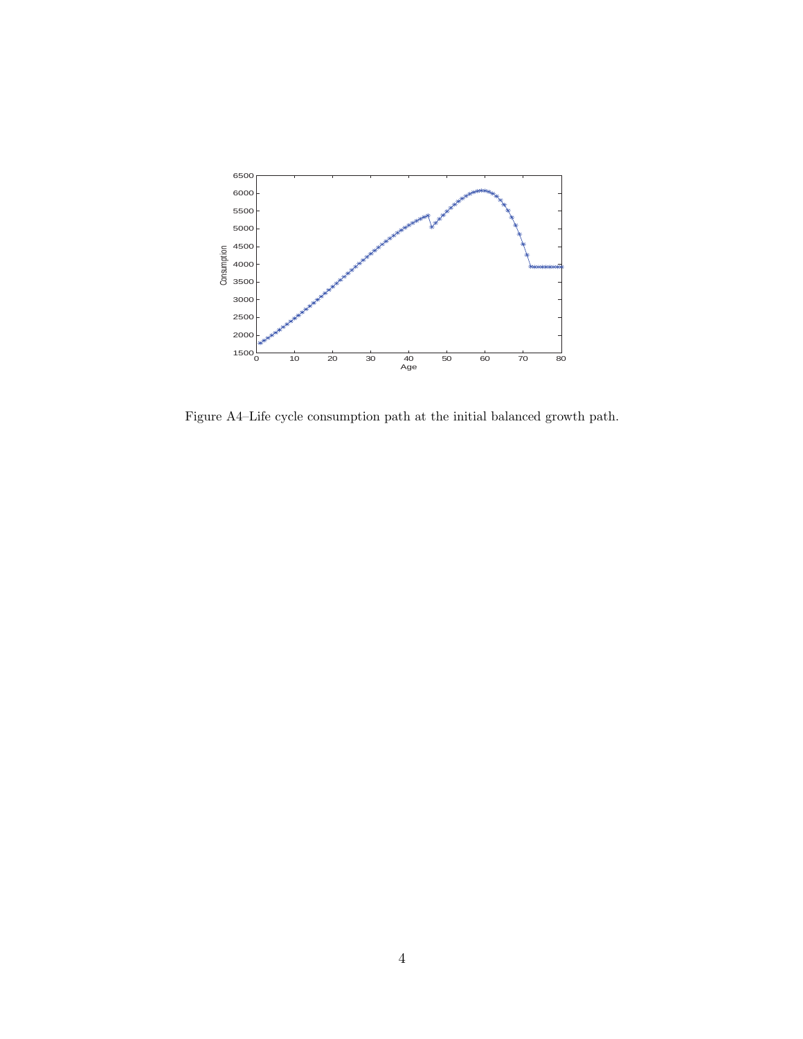Figure A4–Life cycle consumption path at the initial balanced growth path.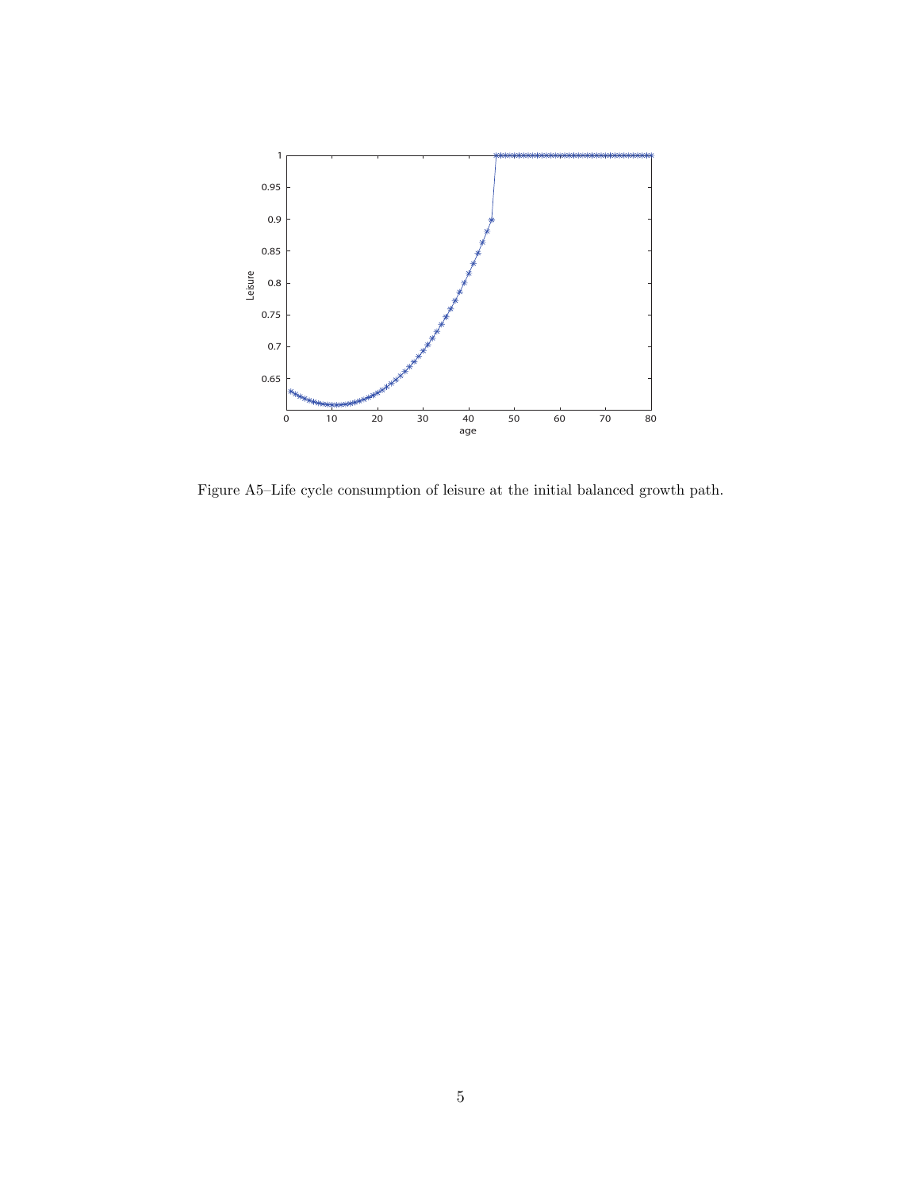Figure A5–Life cycle consumption of leisure at the initial balanced growth path.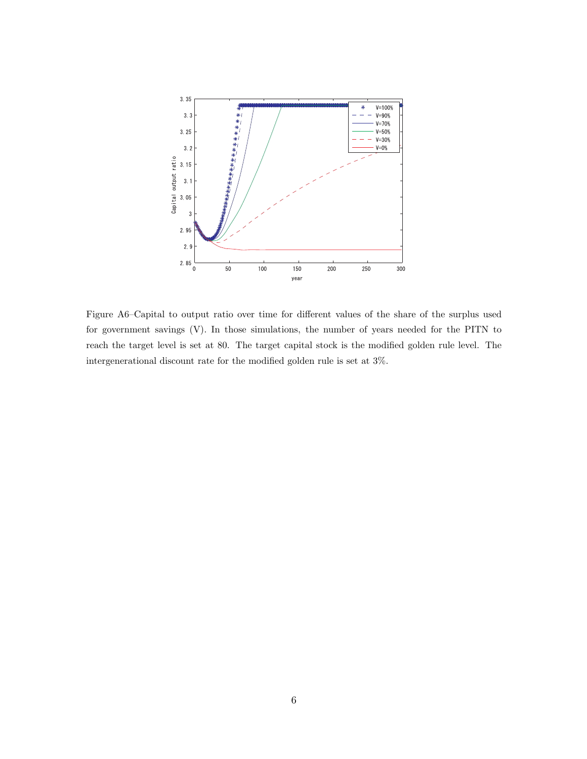Figure A6–Capital to output ratio over time for different values of the share of the surplus used for government savings (V). In those simulations, the number of years needed for the PITN to reach the target level is set at 80. The target capital stock is the modified golden rule level. The intergenerational discount rate for the modified golden rule is set at 3%.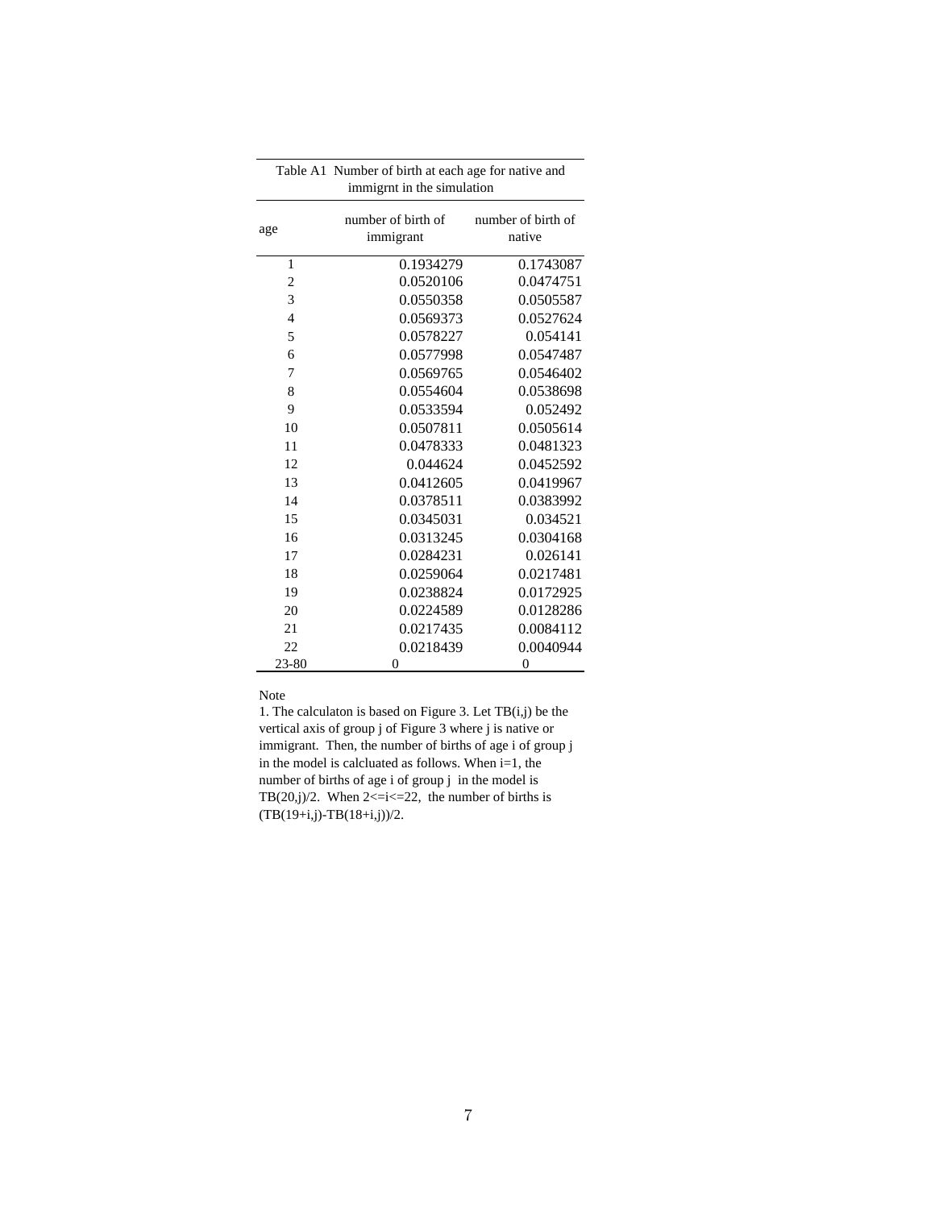Table A1 Number of birth at each age for native and immigrnt in the simulation

| age | number of birth of immigrant | number of birth of native |
|---|---|---|
| 1 | 0.1934279 | 0.1743087 |
| 2 | 0.0520106 | 0.0474751 |
| 3 | 0.0550358 | 0.0505587 |
| 4 | 0.0569373 | 0.0527624 |
| 5 | 0.0578227 | 0.054141 |
| 6 | 0.0577998 | 0.0547487 |
| 7 | 0.0569765 | 0.0546402 |
| 8 | 0.0554604 | 0.0538698 |
| 9 | 0.0533594 | 0.052492 |
| 10 | 0.0507811 | 0.0505614 |
| 11 | 0.0478333 | 0.0481323 |
| 12 | 0.044624 | 0.0452592 |
| 13 | 0.0412605 | 0.0419967 |
| 14 | 0.0378511 | 0.0383992 |
| 15 | 0.0345031 | 0.034521 |
| 16 | 0.0313245 | 0.0304168 |
| 17 | 0.0284231 | 0.026141 |
| 18 | 0.0259064 | 0.0217481 |
| 19 | 0.0238824 | 0.0172925 |
| 20 | 0.0224589 | 0.0128286 |
| 21 | 0.0217435 | 0.0084112 |
| 22 | 0.0218439 | 0.0040944 |
| 23-80 | 0 | 0 |

Note

1. The calculaton is based on Figure 3. Let TB(i,j) be the vertical axis of group j of Figure 3 where j is native or immigrant. Then, the number of births of age i of group j in the model is calcluated as follows. When i=1, the number of births of age i of group j in the model is TB(20,j)/2. When 2<=i<=22, the number of births is (TB(19+i,j)-TB(18+i,j))/2.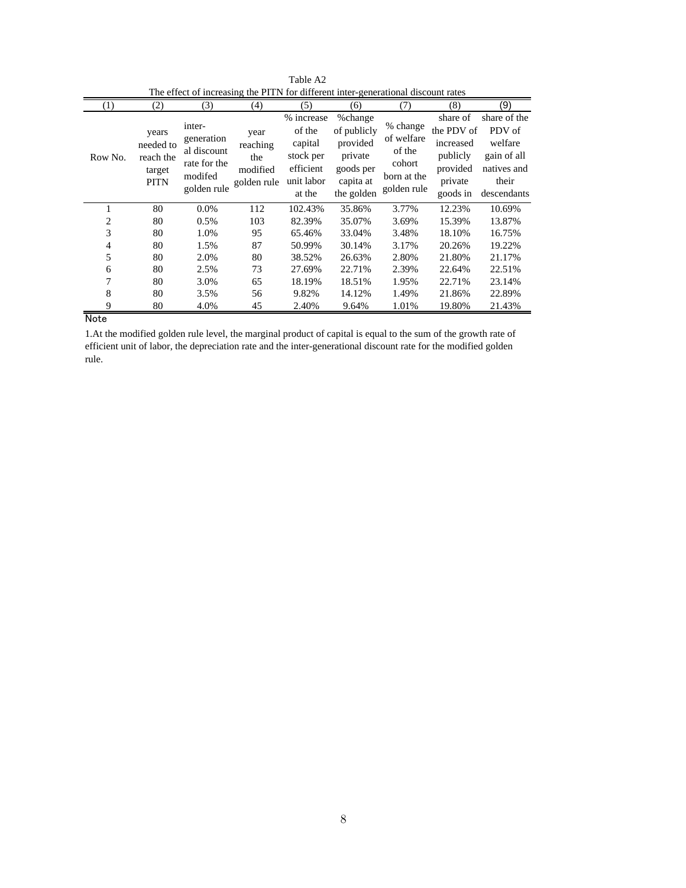Table A2

The effect of increasing the PITN for different inter-generational discount rates

| (1) | (2) | (3) | (4) | (5) | (6) | (7) | (8) | (9) |
|---|---|---|---|---|---|---|---|---|
| Row No. | years needed to reach the target PITN | inter-generational discount rate for the modifed golden rule | year reaching the modified golden rule | % increase of the capital stock per efficient unit labor at the | %change of publicly provided private goods per capita at the golden | % change of welfare of the cohort born at the golden rule | share of the PDV of increased publicly provided private goods in | share of the PDV of welfare gain of all natives and their descendants |
| 1 | 80 | 0.0% | 112 | 102.43% | 35.86% | 3.77% | 12.23% | 10.69% |
| 2 | 80 | 0.5% | 103 | 82.39% | 35.07% | 3.69% | 15.39% | 13.87% |
| 3 | 80 | 1.0% | 95 | 65.46% | 33.04% | 3.48% | 18.10% | 16.75% |
| 4 | 80 | 1.5% | 87 | 50.99% | 30.14% | 3.17% | 20.26% | 19.22% |
| 5 | 80 | 2.0% | 80 | 38.52% | 26.63% | 2.80% | 21.80% | 21.17% |
| 6 | 80 | 2.5% | 73 | 27.69% | 22.71% | 2.39% | 22.64% | 22.51% |
| 7 | 80 | 3.0% | 65 | 18.19% | 18.51% | 1.95% | 22.71% | 23.14% |
| 8 | 80 | 3.5% | 56 | 9.82% | 14.12% | 1.49% | 21.86% | 22.89% |
| 9 | 80 | 4.0% | 45 | 2.40% | 9.64% | 1.01% | 19.80% | 21.43% |

Note

1.At the modified golden rule level, the marginal product of capital is equal to the sum of the growth rate of efficient unit of labor, the depreciation rate and the inter-generational discount rate for the modified golden rule.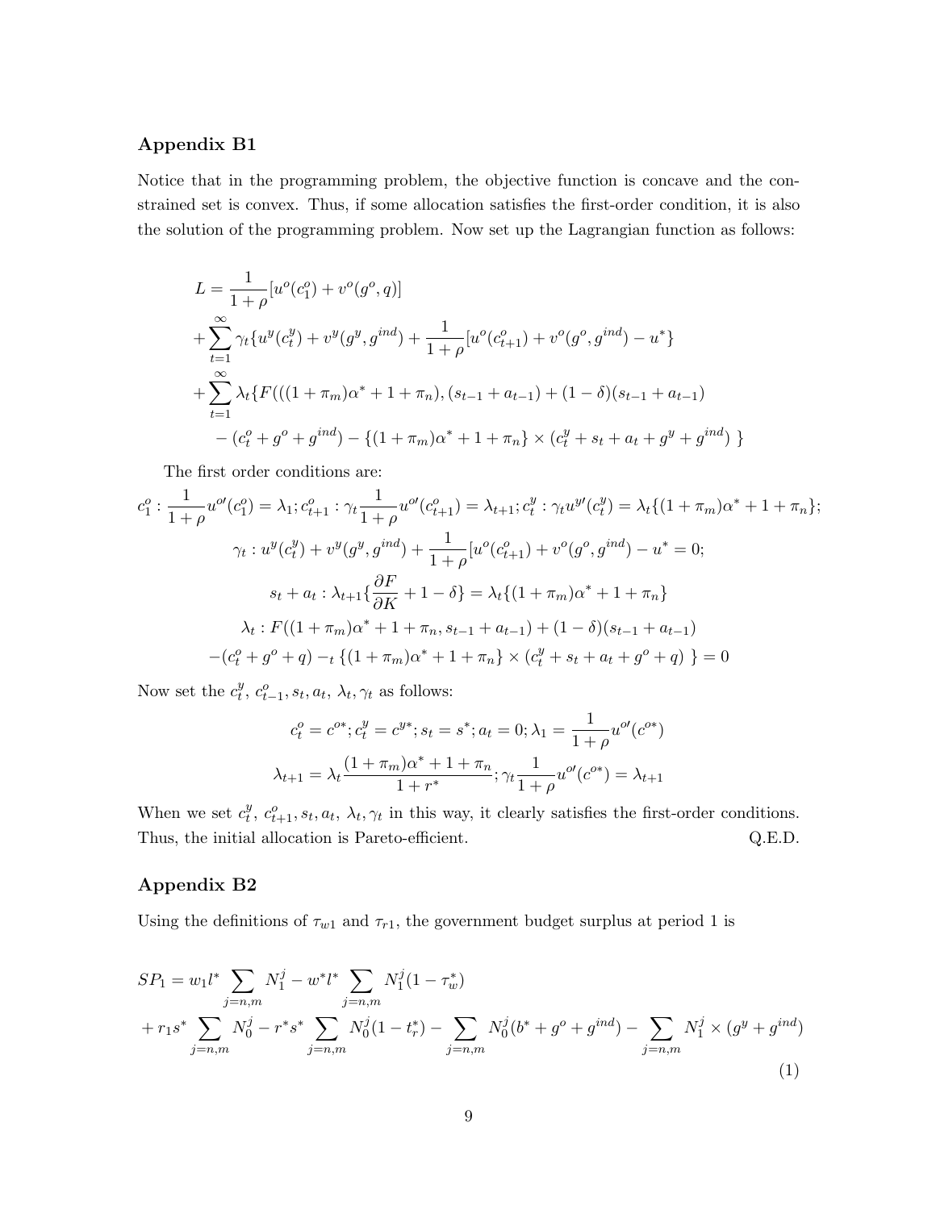### Appendix B1

Notice that in the programming problem, the objective function is concave and the constrained set is convex. Thus, if some allocation satisfies the first-order condition, it is also the solution of the programming problem. Now set up the Lagrangian function as follows:

$$
\begin{aligned}
L &= \frac{1}{1+\rho}[u^o(c_1^o) + v^o(g^o, q)] \\
&+ \sum_{t=1}^{\infty} \gamma_t \{u^y(c_t^y) + v^y(g^y, g^{ind}) + \frac{1}{1+\rho}[u^o(c_{t+1}^o) + v^o(g^o, g^{ind}) - u^*\} \\
&+ \sum_{t=1}^{\infty} \lambda_t \{F(((1+\pi_m)\alpha^* + 1 + \pi_n), (s_{t-1} + a_{t-1}) + (1-\delta)(s_{t-1} + a_{t-1}) \\
&\quad - (c_t^o + g^o + g^{ind}) - \{(1+\pi_m)\alpha^* + 1 + \pi_n\} \times (c_t^y + s_t + a_t + g^y + g^{ind}) \ \}
\end{aligned}
$$

The first order conditions are:

$$
c_1^o : \frac{1}{1+\rho} u^{o\prime}(c_1^o) = \lambda_1; c_{t+1}^o : \gamma_t \frac{1}{1+\rho} u^{o\prime}(c_{t+1}^o) = \lambda_{t+1}; c_t^y : \gamma_t u^{y\prime}(c_t^y) = \lambda_t \{(1+\pi_m)\alpha^* + 1 + \pi_n\};
$$

$$
\gamma_t : u^y(c_t^y) + v^y(g^y, g^{ind}) + \frac{1}{1+\rho}[u^o(c_{t+1}^o) + v^o(g^o, g^{ind}) - u^* = 0;
$$

$$
s_t + a_t : \lambda_{t+1} \{\frac{\partial F}{\partial K} + 1 - \delta\} = \lambda_t \{(1+\pi_m)\alpha^* + 1 + \pi_n\}
$$

$$
\lambda_t : F((1+\pi_m)\alpha^* + 1 + \pi_n, s_{t-1} + a_{t-1}) + (1-\delta)(s_{t-1} + a_{t-1})
$$

$$
-(c_t^o + g^o + q) -_t \{(1+\pi_m)\alpha^* + 1 + \pi_n\} \times (c_t^y + s_t + a_t + g^o + q) \ \} = 0
$$

Now set the $c_t^y$, $c_{t-1}^o, s_t, a_t, \lambda_t, \gamma_t$ as follows:

$$
c_t^o = c^{o*}; c_t^y = c^{y*}; s_t = s^*; a_t = 0; \lambda_1 = \frac{1}{1+\rho} u^{o\prime}(c^{o*})
$$

$$
\lambda_{t+1} = \lambda_t \frac{(1+\pi_m)\alpha^* + 1 + \pi_n}{1 + r^*}; \gamma_t \frac{1}{1+\rho} u^{o\prime}(c^{o*}) = \lambda_{t+1}
$$

When we set $c_t^y$, $c_{t+1}^o, s_t, a_t, \lambda_t, \gamma_t$ in this way, it clearly satisfies the first-order conditions. Thus, the initial allocation is Pareto-efficient. Q.E.D.

### Appendix B2

Using the definitions of $\tau_{w1}$ and $\tau_{r1}$, the government budget surplus at period 1 is

$$
\begin{aligned}
SP_1 &= w_1 l^* \sum_{j=n,m} N_1^j - w^* l^* \sum_{j=n,m} N_1^j (1 - \tau_w^*) \\
&+ r_1 s^* \sum_{j=n,m} N_0^j - r^* s^* \sum_{j=n,m} N_0^j (1 - t_r^*) - \sum_{j=n,m} N_0^j (b^* + g^o + g^{ind}) - \sum_{j=n,m} N_1^j \times (g^y + g^{ind})
\end{aligned}
\tag{1}
$$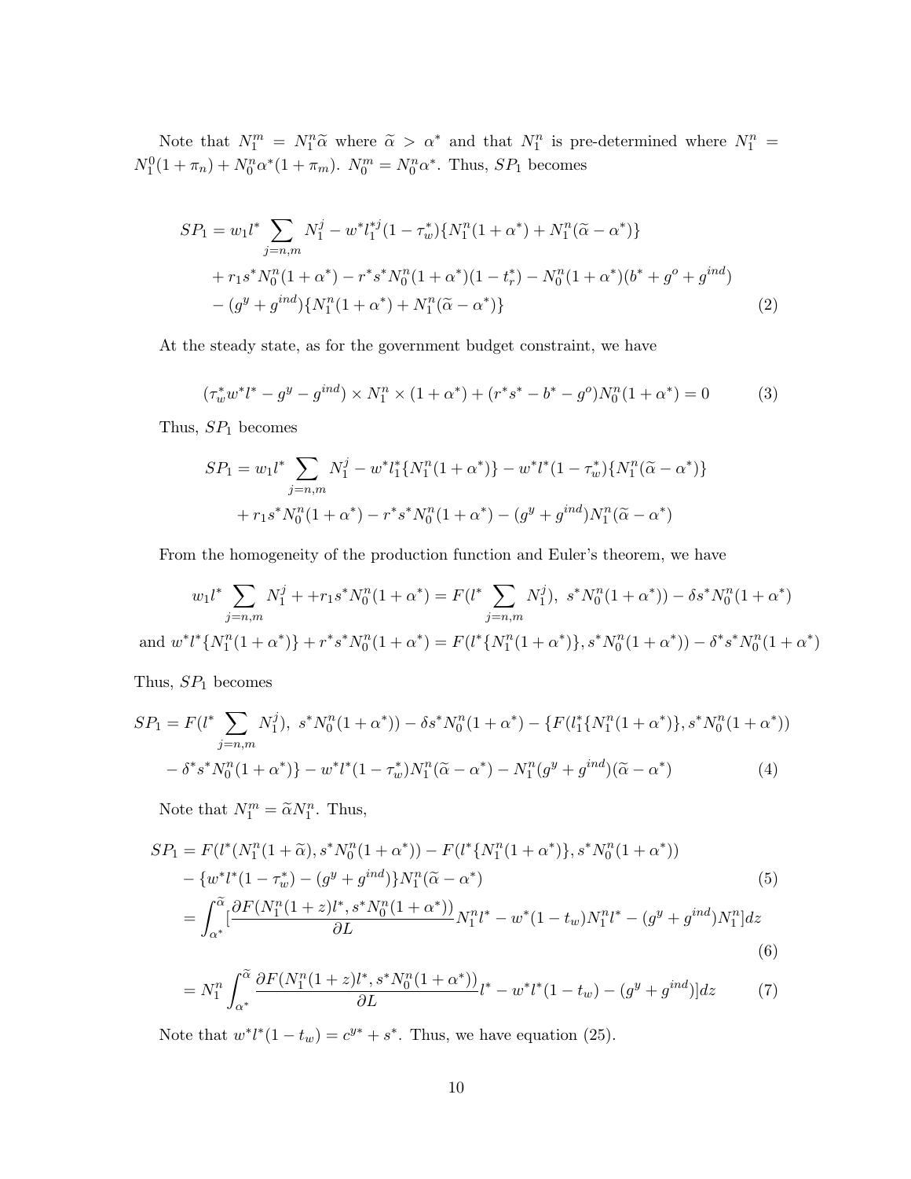Note that $N_1^m = N_1^n \widetilde{\alpha}$ where $\widetilde{\alpha} > \alpha^*$ and that $N_1^n$ is pre-determined where $N_1^n = N_1^0(1+\pi_n) + N_0^n \alpha^*(1+\pi_m)$. $N_0^m = N_0^n \alpha^*$. Thus, $SP_1$ becomes

$$
\begin{aligned}
SP_1 = w_1 l^* \sum_{j=n,m} N_1^j - w^* l_1^{*j}(1-\tau_w^*)\{N_1^n(1+\alpha^*) + N_1^n(\widetilde{\alpha}-\alpha^*)\} \\
+ r_1 s^* N_0^n(1+\alpha^*) - r^* s^* N_0^n(1+\alpha^*)(1-t_r^*) - N_0^n(1+\alpha^*)(b^* + g^o + g^{ind}) \\
- (g^y + g^{ind})\{N_1^n(1+\alpha^*) + N_1^n(\widetilde{\alpha}-\alpha^*)\} \qquad (2)
\end{aligned}
$$

At the steady state, as for the government budget constraint, we have

$$
(\tau_w^* w^* l^* - g^y - g^{ind}) \times N_1^n \times (1+\alpha^*) + (r^* s^* - b^* - g^o) N_0^n (1+\alpha^*) = 0 \qquad (3)
$$

Thus, $SP_1$ becomes

$$
\begin{aligned}
SP_1 = w_1 l^* \sum_{j=n,m} N_1^j - w^* l_1^* \{N_1^n(1+\alpha^*)\} - w^* l^* (1-\tau_w^*)\{N_1^n(\widetilde{\alpha}-\alpha^*)\} \\
+ r_1 s^* N_0^n(1+\alpha^*) - r^* s^* N_0^n(1+\alpha^*) - (g^y + g^{ind}) N_1^n(\widetilde{\alpha}-\alpha^*)
\end{aligned}
$$

From the homogeneity of the production function and Euler's theorem, we have

$$
w_1 l^* \sum_{j=n,m} N_1^j + + r_1 s^* N_0^n(1+\alpha^*) = F(l^* \sum_{j=n,m} N_1^j),\ s^* N_0^n(1+\alpha^*)) - \delta s^* N_0^n(1+\alpha^*)
$$

$$
\text{and } w^* l^* \{N_1^n(1+\alpha^*)\} + r^* s^* N_0^n(1+\alpha^*) = F(l^*\{N_1^n(1+\alpha^*)\}, s^* N_0^n(1+\alpha^*)) - \delta^* s^* N_0^n(1+\alpha^*)
$$

Thus, $SP_1$ becomes

$$
\begin{aligned}
SP_1 = F(l^* \sum_{j=n,m} N_1^j),\ s^* N_0^n(1+\alpha^*)) - \delta s^* N_0^n(1+\alpha^*) - \{F(l_1^*\{N_1^n(1+\alpha^*)\}, s^* N_0^n(1+\alpha^*)) \\
- \delta^* s^* N_0^n(1+\alpha^*)\} - w^* l^*(1-\tau_w^*) N_1^n(\widetilde{\alpha}-\alpha^*) - N_1^n(g^y + g^{ind})(\widetilde{\alpha}-\alpha^*) \qquad (4)
\end{aligned}
$$

Note that $N_1^m = \widetilde{\alpha} N_1^n$. Thus,

$$
\begin{aligned}
SP_1 &= F(l^*(N_1^n(1+\widetilde{\alpha}), s^* N_0^n(1+\alpha^*)) - F(l^*\{N_1^n(1+\alpha^*)\}, s^* N_0^n(1+\alpha^*)) \\
&\quad - \{w^* l^*(1-\tau_w^*) - (g^y + g^{ind})\} N_1^n(\widetilde{\alpha}-\alpha^*) \qquad (5) \\
&= \int_{\alpha^*}^{\widetilde{\alpha}} [\frac{\partial F(N_1^n(1+z)l^*, s^* N_0^n(1+\alpha^*))}{\partial L} N_1^n l^* - w^*(1-t_w) N_1^n l^* - (g^y + g^{ind}) N_1^n] dz \qquad (6) \\
&= N_1^n \int_{\alpha^*}^{\widetilde{\alpha}} \frac{\partial F(N_1^n(1+z)l^*, s^* N_0^n(1+\alpha^*))}{\partial L} l^* - w^* l^*(1-t_w) - (g^y + g^{ind})] dz \qquad (7)
\end{aligned}
$$

Note that $w^* l^*(1-t_w) = c^{y*} + s^*$. Thus, we have equation (25).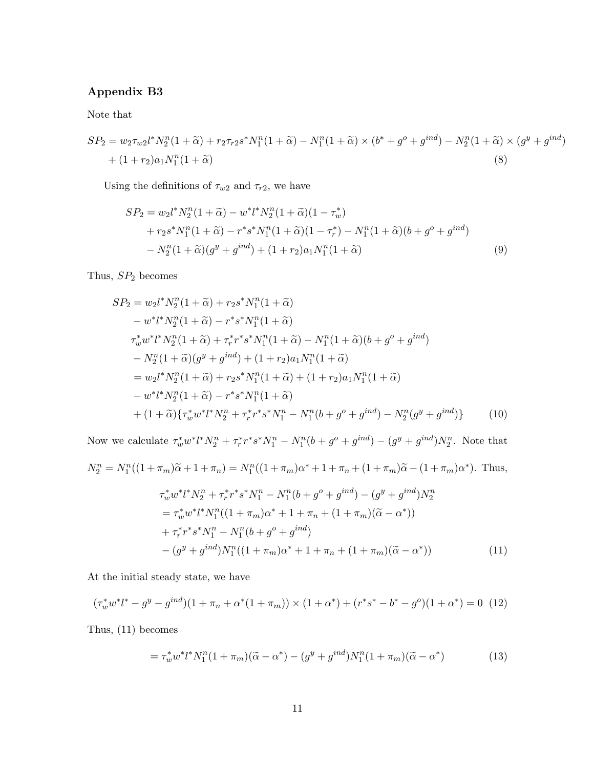## Appendix B3

Note that

$$SP_2 = w_2\tau_{w2}l^*N_2^n(1+\widetilde{\alpha}) + r_2\tau_{r2}s^*N_1^n(1+\widetilde{\alpha}) - N_1^n(1+\widetilde{\alpha}) \times (b^* + g^o + g^{ind}) - N_2^n(1+\widetilde{\alpha}) \times (g^y + g^{ind})$$
$$+ (1+r_2)a_1N_1^n(1+\widetilde{\alpha}) \tag{8}$$

Using the definitions of $\tau_{w2}$ and $\tau_{r2}$, we have

$$\begin{aligned} SP_2 &= w_2l^*N_2^n(1+\widetilde{\alpha}) - w^*l^*N_2^n(1+\widetilde{\alpha})(1-\tau_w^*) \\ &+ r_2s^*N_1^n(1+\widetilde{\alpha}) - r^*s^*N_1^n(1+\widetilde{\alpha})(1-\tau_r^*) - N_1^n(1+\widetilde{\alpha})(b+g^o+g^{ind}) \\ &- N_2^n(1+\widetilde{\alpha})(g^y+g^{ind}) + (1+r_2)a_1N_1^n(1+\widetilde{\alpha}) \end{aligned} \tag{9}$$

Thus, $SP_2$ becomes

$$\begin{aligned} SP_2 &= w_2l^*N_2^n(1+\widetilde{\alpha}) + r_2s^*N_1^n(1+\widetilde{\alpha}) \\ &- w^*l^*N_2^n(1+\widetilde{\alpha}) - r^*s^*N_1^n(1+\widetilde{\alpha}) \\ &\tau_w^*w^*l^*N_2^n(1+\widetilde{\alpha}) + \tau_r^*r^*s^*N_1^n(1+\widetilde{\alpha}) - N_1^n(1+\widetilde{\alpha})(b+g^o+g^{ind}) \\ &- N_2^n(1+\widetilde{\alpha})(g^y+g^{ind}) + (1+r_2)a_1N_1^n(1+\widetilde{\alpha}) \\ &= w_2l^*N_2^n(1+\widetilde{\alpha}) + r_2s^*N_1^n(1+\widetilde{\alpha}) + (1+r_2)a_1N_1^n(1+\widetilde{\alpha}) \\ &- w^*l^*N_2^n(1+\widetilde{\alpha}) - r^*s^*N_1^n(1+\widetilde{\alpha}) \\ &+ (1+\widetilde{\alpha})\{\tau_w^*w^*l^*N_2^n + \tau_r^*r^*s^*N_1^n - N_1^n(b+g^o+g^{ind}) - N_2^n(g^y+g^{ind})\} \end{aligned} \tag{10}$$

Now we calculate $\tau_w^*w^*l^*N_2^n + \tau_r^*r^*s^*N_1^n - N_1^n(b+g^o+g^{ind}) - (g^y+g^{ind})N_2^n$. Note that

$N_2^n = N_1^n((1+\pi_m)\widetilde{\alpha} + 1 + \pi_n) = N_1^n((1+\pi_m)\alpha^* + 1 + \pi_n + (1+\pi_m)\widetilde{\alpha} - (1+\pi_m)\alpha^*)$. Thus,

$$\begin{aligned} &\tau_w^*w^*l^*N_2^n + \tau_r^*r^*s^*N_1^n - N_1^n(b+g^o+g^{ind}) - (g^y+g^{ind})N_2^n \\ &= \tau_w^*w^*l^*N_1^n((1+\pi_m)\alpha^* + 1 + \pi_n + (1+\pi_m)(\widetilde{\alpha} - \alpha^*)) \\ &+ \tau_r^*r^*s^*N_1^n - N_1^n(b+g^o+g^{ind}) \\ &- (g^y+g^{ind})N_1^n((1+\pi_m)\alpha^* + 1 + \pi_n + (1+\pi_m)(\widetilde{\alpha} - \alpha^*)) \end{aligned} \tag{11}$$

At the initial steady state, we have

$$(\tau_w^*w^*l^* - g^y - g^{ind})(1 + \pi_n + \alpha^*(1+\pi_m)) \times (1+\alpha^*) + (r^*s^* - b^* - g^o)(1+\alpha^*) = 0 \tag{12}$$

Thus, (11) becomes

$$= \tau_w^*w^*l^*N_1^n(1+\pi_m)(\widetilde{\alpha} - \alpha^*) - (g^y+g^{ind})N_1^n(1+\pi_m)(\widetilde{\alpha} - \alpha^*) \tag{13}$$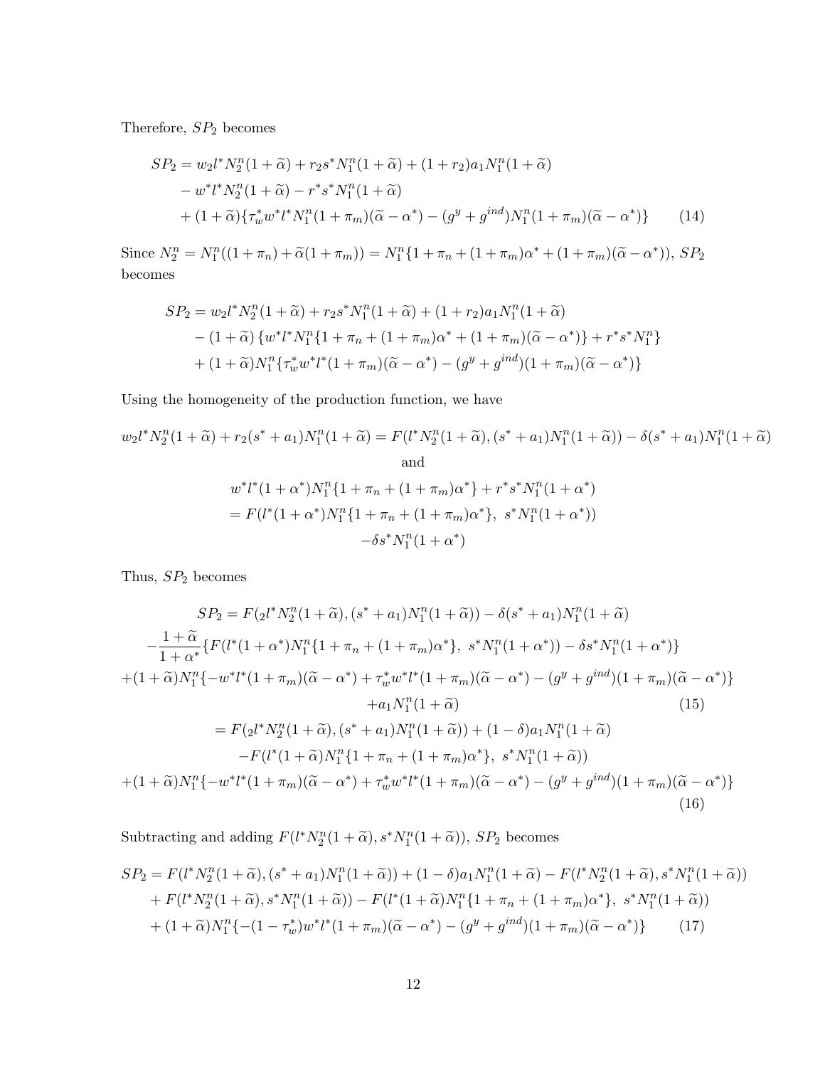Therefore, $SP_2$ becomes

$$
\begin{aligned}
SP_2 &= w_2 l^* N_2^n(1+\widetilde{\alpha}) + r_2 s^* N_1^n(1+\widetilde{\alpha}) + (1+r_2)a_1 N_1^n(1+\widetilde{\alpha}) \\
&\quad - w^* l^* N_2^n(1+\widetilde{\alpha}) - r^* s^* N_1^n(1+\widetilde{\alpha}) \\
&\quad + (1+\widetilde{\alpha})\{\tau_w^* w^* l^* N_1^n(1+\pi_m)(\widetilde{\alpha}-\alpha^*) - (g^y + g^{ind})N_1^n(1+\pi_m)(\widetilde{\alpha}-\alpha^*)\} \qquad (14)
\end{aligned}
$$

Since $N_2^n = N_1^n((1+\pi_n)+\widetilde{\alpha}(1+\pi_m)) = N_1^n\{1+\pi_n+(1+\pi_m)\alpha^* + (1+\pi_m)(\widetilde{\alpha}-\alpha^*))$, $SP_2$ becomes

$$
\begin{aligned}
SP_2 &= w_2 l^* N_2^n(1+\widetilde{\alpha}) + r_2 s^* N_1^n(1+\widetilde{\alpha}) + (1+r_2)a_1 N_1^n(1+\widetilde{\alpha}) \\
&\quad - (1+\widetilde{\alpha})\left\{w^* l^* N_1^n\{1+\pi_n+(1+\pi_m)\alpha^* + (1+\pi_m)(\widetilde{\alpha}-\alpha^*)\} + r^* s^* N_1^n\right\} \\
&\quad + (1+\widetilde{\alpha})N_1^n\{\tau_w^* w^* l^*(1+\pi_m)(\widetilde{\alpha}-\alpha^*) - (g^y+g^{ind})(1+\pi_m)(\widetilde{\alpha}-\alpha^*)\}
\end{aligned}
$$

Using the homogeneity of the production function, we have

$$
w_2 l^* N_2^n(1+\widetilde{\alpha}) + r_2(s^*+a_1)N_1^n(1+\widetilde{\alpha}) = F(l^* N_2^n(1+\widetilde{\alpha}), (s^*+a_1)N_1^n(1+\widetilde{\alpha})) - \delta(s^*+a_1)N_1^n(1+\widetilde{\alpha})
$$

and

$$
\begin{aligned}
& w^* l^*(1+\alpha^*)N_1^n\{1+\pi_n+(1+\pi_m)\alpha^*\} + r^* s^* N_1^n(1+\alpha^*) \\
&= F(l^*(1+\alpha^*)N_1^n\{1+\pi_n+(1+\pi_m)\alpha^*\},\ s^* N_1^n(1+\alpha^*)) \\
&\quad -\delta s^* N_1^n(1+\alpha^*)
\end{aligned}
$$

Thus, $SP_2$ becomes

$$
\begin{aligned}
SP_2 &= F({}_2 l^* N_2^n(1+\widetilde{\alpha}), (s^*+a_1)N_1^n(1+\widetilde{\alpha})) - \delta(s^*+a_1)N_1^n(1+\widetilde{\alpha}) \\
&\quad -\frac{1+\widetilde{\alpha}}{1+\alpha^*}\{F(l^*(1+\alpha^*)N_1^n\{1+\pi_n+(1+\pi_m)\alpha^*\},\ s^* N_1^n(1+\alpha^*)) - \delta s^* N_1^n(1+\alpha^*)\} \\
&\quad +(1+\widetilde{\alpha})N_1^n\{-w^* l^*(1+\pi_m)(\widetilde{\alpha}-\alpha^*) + \tau_w^* w^* l^*(1+\pi_m)(\widetilde{\alpha}-\alpha^*) - (g^y+g^{ind})(1+\pi_m)(\widetilde{\alpha}-\alpha^*)\} \\
&\quad +a_1 N_1^n(1+\widetilde{\alpha}) \qquad (15) \\
&= F({}_2 l^* N_2^n(1+\widetilde{\alpha}), (s^*+a_1)N_1^n(1+\widetilde{\alpha})) + (1-\delta)a_1 N_1^n(1+\widetilde{\alpha}) \\
&\quad -F(l^*(1+\widetilde{\alpha})N_1^n\{1+\pi_n+(1+\pi_m)\alpha^*\},\ s^* N_1^n(1+\widetilde{\alpha})) \\
&\quad +(1+\widetilde{\alpha})N_1^n\{-w^* l^*(1+\pi_m)(\widetilde{\alpha}-\alpha^*) + \tau_w^* w^* l^*(1+\pi_m)(\widetilde{\alpha}-\alpha^*) - (g^y+g^{ind})(1+\pi_m)(\widetilde{\alpha}-\alpha^*)\} \qquad (16)
\end{aligned}
$$

Subtracting and adding $F(l^* N_2^n(1+\widetilde{\alpha}), s^* N_1^n(1+\widetilde{\alpha}))$, $SP_2$ becomes

$$
\begin{aligned}
SP_2 &= F(l^* N_2^n(1+\widetilde{\alpha}), (s^*+a_1)N_1^n(1+\widetilde{\alpha})) + (1-\delta)a_1 N_1^n(1+\widetilde{\alpha}) - F(l^* N_2^n(1+\widetilde{\alpha}), s^* N_1^n(1+\widetilde{\alpha})) \\
&\quad + F(l^* N_2^n(1+\widetilde{\alpha}), s^* N_1^n(1+\widetilde{\alpha})) - F(l^*(1+\widetilde{\alpha})N_1^n\{1+\pi_n+(1+\pi_m)\alpha^*\},\ s^* N_1^n(1+\widetilde{\alpha})) \\
&\quad + (1+\widetilde{\alpha})N_1^n\{-(1-\tau_w^*)w^* l^*(1+\pi_m)(\widetilde{\alpha}-\alpha^*) - (g^y+g^{ind})(1+\pi_m)(\widetilde{\alpha}-\alpha^*)\} \qquad (17)
\end{aligned}
$$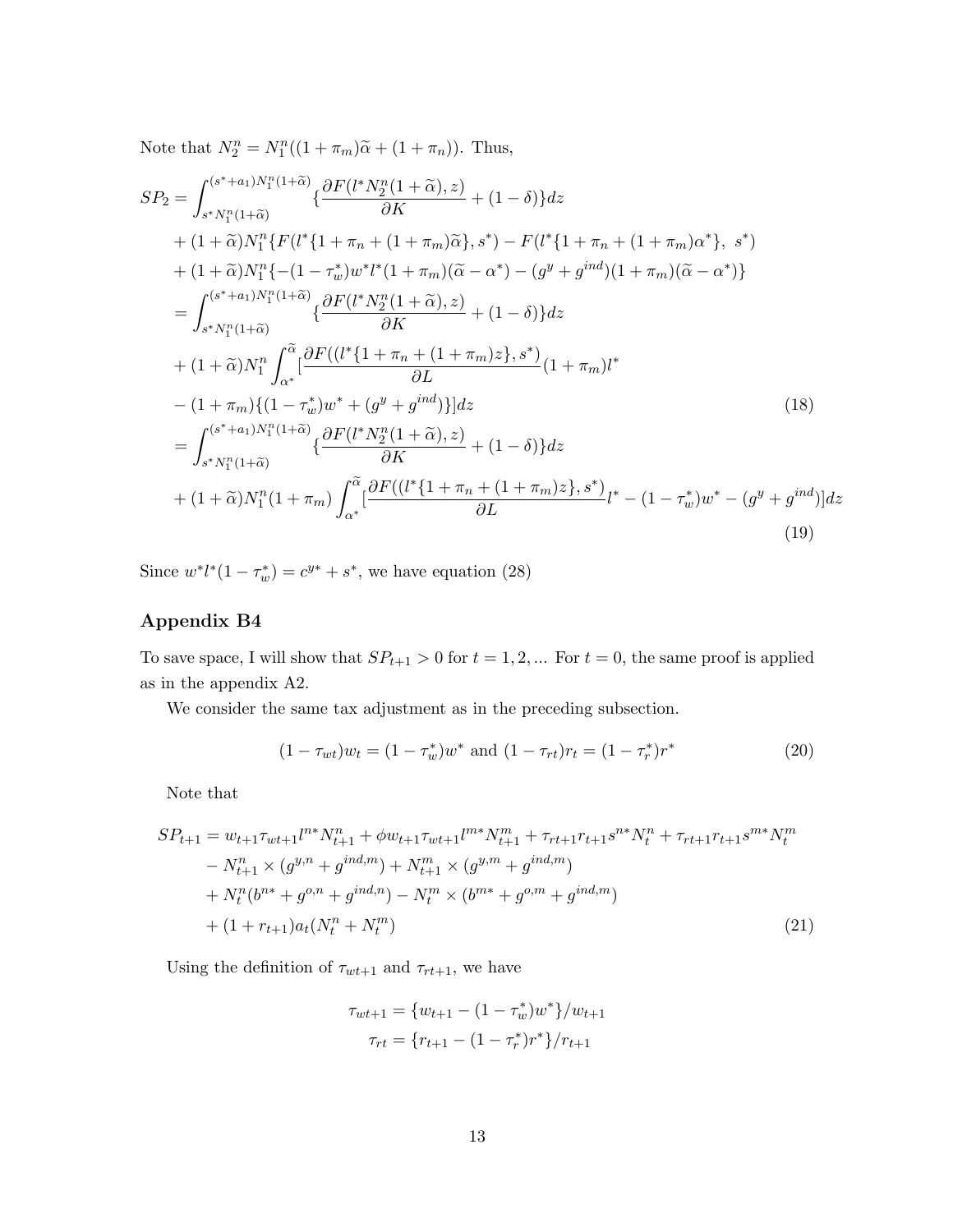Note that $N_2^n = N_1^n((1+\pi_m)\widetilde{\alpha} + (1+\pi_n))$. Thus,

$$
\begin{aligned}
SP_2 &= \int_{s^* N_1^n(1+\widetilde{\alpha})}^{(s^*+a_1)N_1^n(1+\widetilde{\alpha})} \{\frac{\partial F(l^* N_2^n(1+\widetilde{\alpha}), z)}{\partial K} + (1-\delta)\}dz \\
&+ (1+\widetilde{\alpha})N_1^n\{F(l^*\{1+\pi_n+(1+\pi_m)\widetilde{\alpha}\}, s^*) - F(l^*\{1+\pi_n+(1+\pi_m)\alpha^*\},\ s^*) \\
&+ (1+\widetilde{\alpha})N_1^n\{-(1-\tau_w^*)w^*l^*(1+\pi_m)(\widetilde{\alpha}-\alpha^*) - (g^y+g^{ind})(1+\pi_m)(\widetilde{\alpha}-\alpha^*)\} \\
&= \int_{s^* N_1^n(1+\widetilde{\alpha})}^{(s^*+a_1)N_1^n(1+\widetilde{\alpha})} \{\frac{\partial F(l^* N_2^n(1+\widetilde{\alpha}), z)}{\partial K} + (1-\delta)\}dz \\
&+ (1+\widetilde{\alpha})N_1^n \int_{\alpha^*}^{\widetilde{\alpha}} [\frac{\partial F((l^*\{1+\pi_n+(1+\pi_m)z\}, s^*)}{\partial L}(1+\pi_m)l^* \\
&- (1+\pi_m)\{(1-\tau_w^*)w^* + (g^y+g^{ind})\}]dz \qquad (18) \\
&= \int_{s^* N_1^n(1+\widetilde{\alpha})}^{(s^*+a_1)N_1^n(1+\widetilde{\alpha})} \{\frac{\partial F(l^* N_2^n(1+\widetilde{\alpha}), z)}{\partial K} + (1-\delta)\}dz \\
&+ (1+\widetilde{\alpha})N_1^n(1+\pi_m)\int_{\alpha^*}^{\widetilde{\alpha}} [\frac{\partial F((l^*\{1+\pi_n+(1+\pi_m)z\}, s^*)}{\partial L}l^* - (1-\tau_w^*)w^* - (g^y+g^{ind})]dz \qquad (19)
\end{aligned}
$$

Since $w^*l^*(1-\tau_w^*) = c^{y*} + s^*$, we have equation (28)

## Appendix B4

To save space, I will show that $SP_{t+1} > 0$ for $t = 1, 2, ...$ For $t = 0$, the same proof is applied as in the appendix A2.

We consider the same tax adjustment as in the preceding subsection.

$$
(1-\tau_{wt})w_t = (1-\tau_w^*)w^* \text{ and } (1-\tau_{rt})r_t = (1-\tau_r^*)r^* \qquad (20)
$$

Note that

$$
\begin{aligned}
SP_{t+1} &= w_{t+1}\tau_{wt+1}l^{n*}N_{t+1}^n + \phi w_{t+1}\tau_{wt+1}l^{m*}N_{t+1}^m + \tau_{rt+1}r_{t+1}s^{n*}N_t^n + \tau_{rt+1}r_{t+1}s^{m*}N_t^m \\
&- N_{t+1}^n \times (g^{y,n} + g^{ind,m}) + N_{t+1}^m \times (g^{y,m} + g^{ind,m}) \\
&+ N_t^n(b^{n*} + g^{o,n} + g^{ind,n}) - N_t^m \times (b^{m*} + g^{o,m} + g^{ind,m}) \\
&+ (1+r_{t+1})a_t(N_t^n + N_t^m) \qquad (21)
\end{aligned}
$$

Using the definition of $\tau_{wt+1}$ and $\tau_{rt+1}$, we have

$$
\begin{aligned}
\tau_{wt+1} &= \{w_{t+1} - (1-\tau_w^*)w^*\}/w_{t+1} \\
\tau_{rt} &= \{r_{t+1} - (1-\tau_r^*)r^*\}/r_{t+1}
\end{aligned}
$$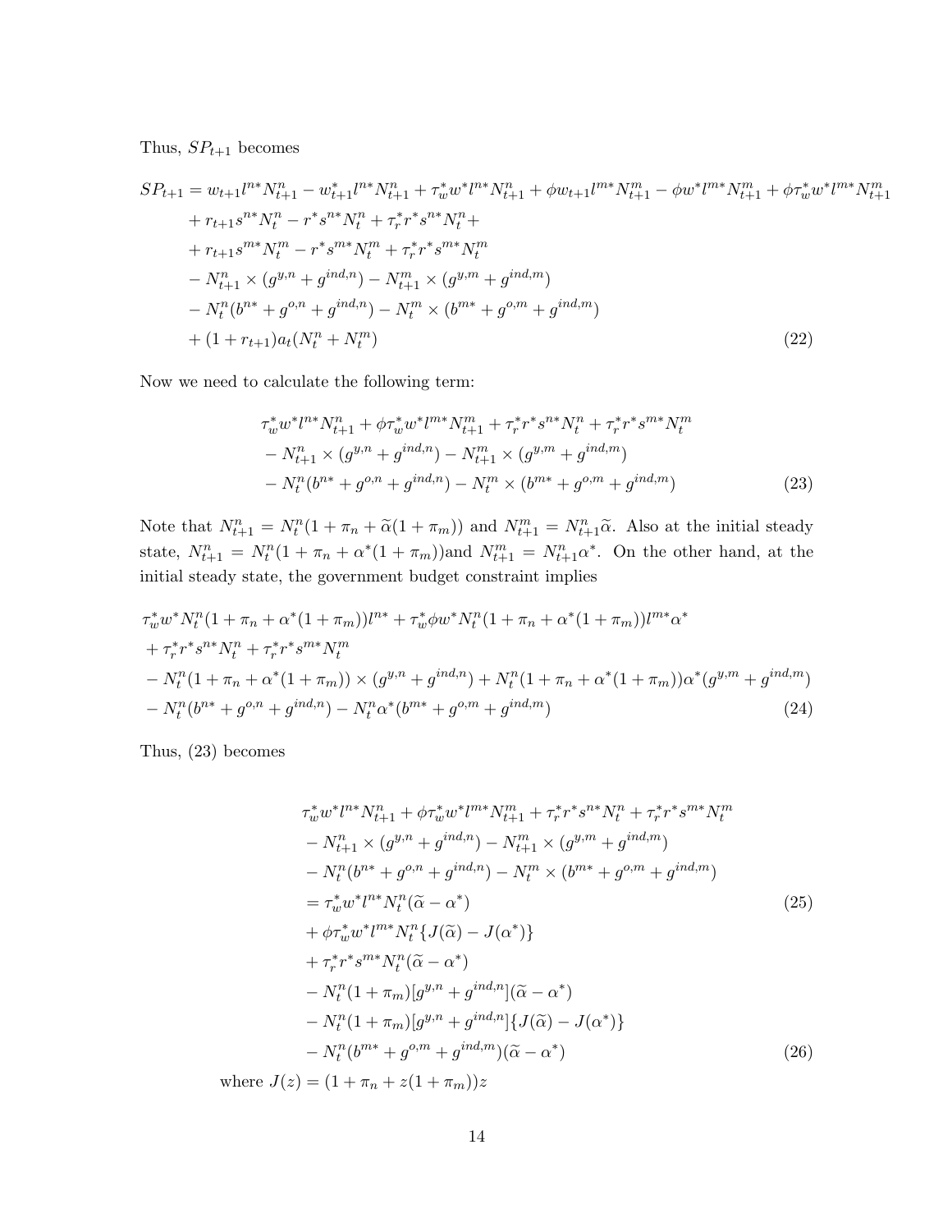Thus, $SP_{t+1}$ becomes

$$
\begin{aligned}
SP_{t+1} = & w_{t+1} l^{n*} N_{t+1}^n - w_{t+1}^* l^{n*} N_{t+1}^n + \tau_w^* w^* l^{n*} N_{t+1}^n + \phi w_{t+1} l^{m*} N_{t+1}^m - \phi w^* l^{m*} N_{t+1}^m + \phi \tau_w^* w^* l^{m*} N_{t+1}^m \\
& + r_{t+1} s^{n*} N_t^n - r^* s^{n*} N_t^n + \tau_r^* r^* s^{n*} N_t^n + \\
& + r_{t+1} s^{m*} N_t^m - r^* s^{m*} N_t^m + \tau_r^* r^* s^{m*} N_t^m \\
& - N_{t+1}^n \times (g^{y,n} + g^{ind,n}) - N_{t+1}^m \times (g^{y,m} + g^{ind,m}) \\
& - N_t^n (b^{n*} + g^{o,n} + g^{ind,n}) - N_t^m \times (b^{m*} + g^{o,m} + g^{ind,m}) \\
& + (1 + r_{t+1}) a_t (N_t^n + N_t^m)
\end{aligned} \tag{22}
$$

Now we need to calculate the following term:

$$
\begin{aligned}
& \tau_w^* w^* l^{n*} N_{t+1}^n + \phi \tau_w^* w^* l^{m*} N_{t+1}^m + \tau_r^* r^* s^{n*} N_t^n + \tau_r^* r^* s^{m*} N_t^m \\
& - N_{t+1}^n \times (g^{y,n} + g^{ind,n}) - N_{t+1}^m \times (g^{y,m} + g^{ind,m}) \\
& - N_t^n (b^{n*} + g^{o,n} + g^{ind,n}) - N_t^m \times (b^{m*} + g^{o,m} + g^{ind,m})
\end{aligned} \tag{23}
$$

Note that $N_{t+1}^n = N_t^n(1 + \pi_n + \widetilde{\alpha}(1 + \pi_m))$ and $N_{t+1}^m = N_{t+1}^n \widetilde{\alpha}$. Also at the initial steady state, $N_{t+1}^n = N_t^n(1 + \pi_n + \alpha^*(1 + \pi_m))$and $N_{t+1}^m = N_{t+1}^n \alpha^*$. On the other hand, at the initial steady state, the government budget constraint implies

$$
\begin{aligned}
& \tau_w^* w^* N_t^n (1 + \pi_n + \alpha^*(1 + \pi_m)) l^{n*} + \tau_w^* \phi w^* N_t^n (1 + \pi_n + \alpha^*(1 + \pi_m)) l^{m*} \alpha^* \\
& + \tau_r^* r^* s^{n*} N_t^n + \tau_r^* r^* s^{m*} N_t^m \\
& - N_t^n (1 + \pi_n + \alpha^*(1 + \pi_m)) \times (g^{y,n} + g^{ind,n}) + N_t^n (1 + \pi_n + \alpha^*(1 + \pi_m)) \alpha^* (g^{y,m} + g^{ind,m}) \\
& - N_t^n (b^{n*} + g^{o,n} + g^{ind,n}) - N_t^n \alpha^* (b^{m*} + g^{o,m} + g^{ind,m})
\end{aligned} \tag{24}
$$

Thus, (23) becomes

$$
\begin{aligned}
& \tau_w^* w^* l^{n*} N_{t+1}^n + \phi \tau_w^* w^* l^{m*} N_{t+1}^m + \tau_r^* r^* s^{n*} N_t^n + \tau_r^* r^* s^{m*} N_t^m \\
& - N_{t+1}^n \times (g^{y,n} + g^{ind,n}) - N_{t+1}^m \times (g^{y,m} + g^{ind,m}) \\
& - N_t^n (b^{n*} + g^{o,n} + g^{ind,n}) - N_t^m \times (b^{m*} + g^{o,m} + g^{ind,m}) \\
& = \tau_w^* w^* l^{n*} N_t^n (\widetilde{\alpha} - \alpha^*) \qquad (25) \\
& + \phi \tau_w^* w^* l^{m*} N_t^n \{J(\widetilde{\alpha}) - J(\alpha^*)\} \\
& + \tau_r^* r^* s^{m*} N_t^n (\widetilde{\alpha} - \alpha^*) \\
& - N_t^n (1 + \pi_m)[g^{y,n} + g^{ind,n}](\widetilde{\alpha} - \alpha^*) \\
& - N_t^n (1 + \pi_m)[g^{y,n} + g^{ind,n}]\{J(\widetilde{\alpha}) - J(\alpha^*)\} \\
& - N_t^n (b^{m*} + g^{o,m} + g^{ind,m})(\widetilde{\alpha} - \alpha^*)
\end{aligned} \tag{26}
$$

where $J(z) = (1 + \pi_n + z(1 + \pi_m))z$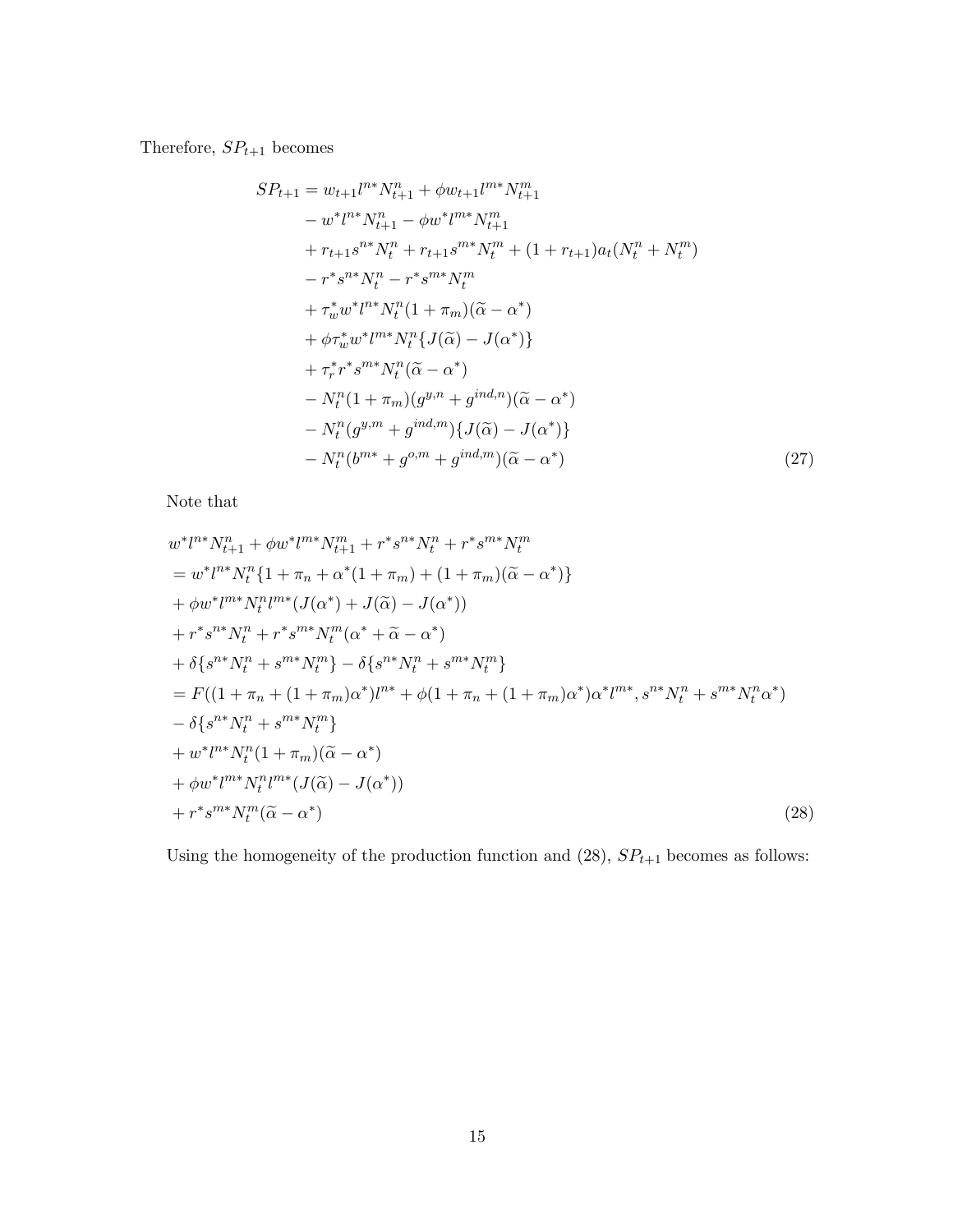Therefore, $SP_{t+1}$ becomes

$$
\begin{aligned}
SP_{t+1} = & \; w_{t+1} l^{n*} N_{t+1}^{n} + \phi w_{t+1} l^{m*} N_{t+1}^{m} \\
& - w^{*} l^{n*} N_{t+1}^{n} - \phi w^{*} l^{m*} N_{t+1}^{m} \\
& + r_{t+1} s^{n*} N_{t}^{n} + r_{t+1} s^{m*} N_{t}^{m} + (1+r_{t+1}) a_{t} (N_{t}^{n} + N_{t}^{m}) \\
& - r^{*} s^{n*} N_{t}^{n} - r^{*} s^{m*} N_{t}^{m} \\
& + \tau_{w}^{*} w^{*} l^{n*} N_{t}^{n} (1+\pi_{m})(\widetilde{\alpha} - \alpha^{*}) \\
& + \phi \tau_{w}^{*} w^{*} l^{m*} N_{t}^{n} \{ J(\widetilde{\alpha}) - J(\alpha^{*}) \} \\
& + \tau_{r}^{*} r^{*} s^{m*} N_{t}^{n} (\widetilde{\alpha} - \alpha^{*}) \\
& - N_{t}^{n} (1+\pi_{m})(g^{y,n} + g^{ind,n})(\widetilde{\alpha} - \alpha^{*}) \\
& - N_{t}^{n} (g^{y,m} + g^{ind,m}) \{ J(\widetilde{\alpha}) - J(\alpha^{*}) \} \\
& - N_{t}^{n} (b^{m*} + g^{o,m} + g^{ind,m})(\widetilde{\alpha} - \alpha^{*})
\end{aligned}
\tag{27}
$$

Note that

$$
\begin{aligned}
& w^{*} l^{n*} N_{t+1}^{n} + \phi w^{*} l^{m*} N_{t+1}^{m} + r^{*} s^{n*} N_{t}^{n} + r^{*} s^{m*} N_{t}^{m} \\
& = w^{*} l^{n*} N_{t}^{n} \{ 1 + \pi_{n} + \alpha^{*}(1+\pi_{m}) + (1+\pi_{m})(\widetilde{\alpha} - \alpha^{*}) \} \\
& + \phi w^{*} l^{m*} N_{t}^{n} l^{m*} (J(\alpha^{*}) + J(\widetilde{\alpha}) - J(\alpha^{*})) \\
& + r^{*} s^{n*} N_{t}^{n} + r^{*} s^{m*} N_{t}^{m} (\alpha^{*} + \widetilde{\alpha} - \alpha^{*}) \\
& + \delta \{ s^{n*} N_{t}^{n} + s^{m*} N_{t}^{m} \} - \delta \{ s^{n*} N_{t}^{n} + s^{m*} N_{t}^{m} \} \\
& = F((1 + \pi_{n} + (1+\pi_{m})\alpha^{*}) l^{n*} + \phi (1 + \pi_{n} + (1+\pi_{m})\alpha^{*}) \alpha^{*} l^{m*}, s^{n*} N_{t}^{n} + s^{m*} N_{t}^{n} \alpha^{*}) \\
& - \delta \{ s^{n*} N_{t}^{n} + s^{m*} N_{t}^{m} \} \\
& + w^{*} l^{n*} N_{t}^{n} (1+\pi_{m})(\widetilde{\alpha} - \alpha^{*}) \\
& + \phi w^{*} l^{m*} N_{t}^{n} l^{m*} (J(\widetilde{\alpha}) - J(\alpha^{*})) \\
& + r^{*} s^{m*} N_{t}^{m} (\widetilde{\alpha} - \alpha^{*})
\end{aligned}
\tag{28}
$$

Using the homogeneity of the production function and (28), $SP_{t+1}$ becomes as follows: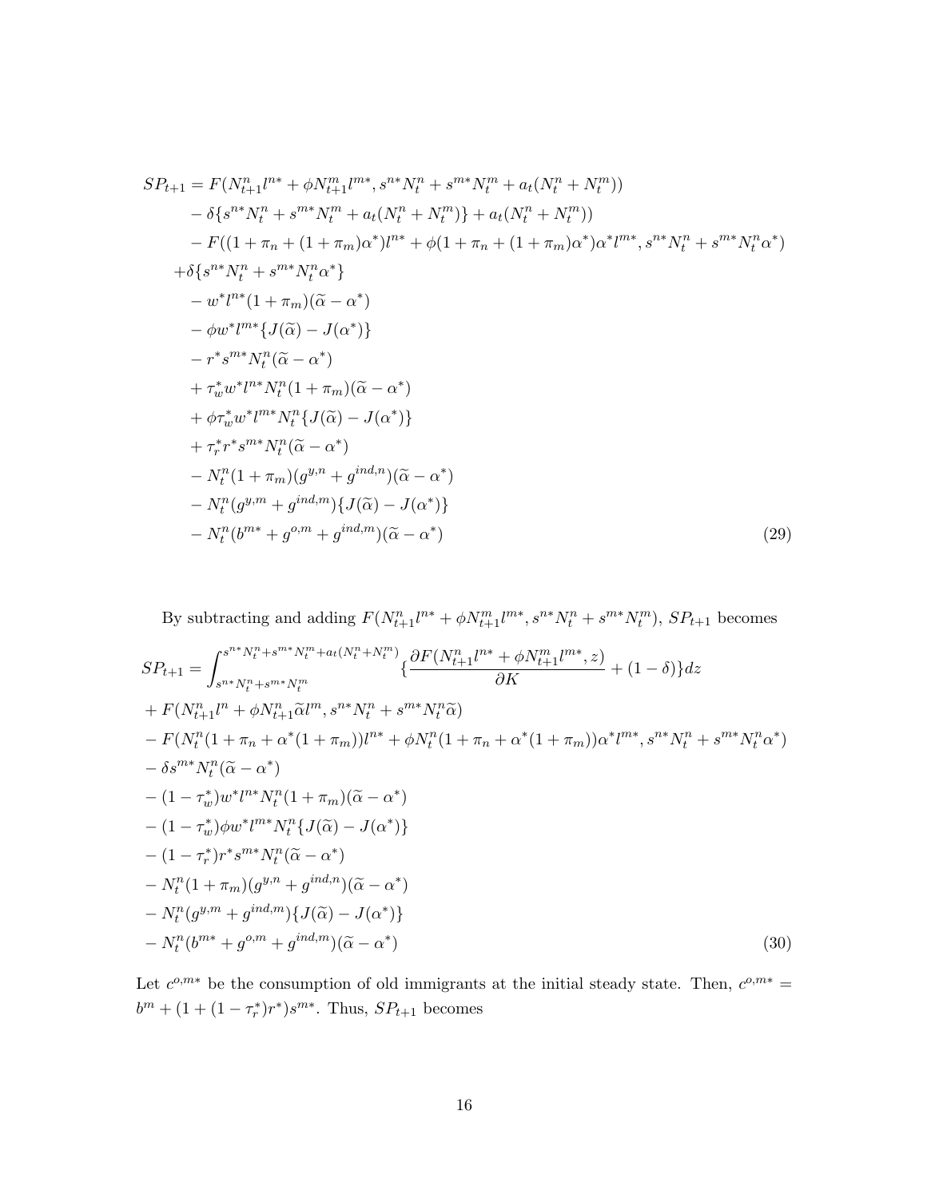$$
\begin{aligned}
SP_{t+1} =\ & F(N_{t+1}^n l^{n*} + \phi N_{t+1}^m l^{m*}, s^{n*} N_t^n + s^{m*} N_t^m + a_t(N_t^n + N_t^m)) \\
& - \delta\{s^{n*} N_t^n + s^{m*} N_t^m + a_t(N_t^n + N_t^m)\} + a_t(N_t^n + N_t^m)) \\
& - F((1 + \pi_n + (1 + \pi_m)\alpha^*) l^{n*} + \phi(1 + \pi_n + (1 + \pi_m)\alpha^*)\alpha^* l^{m*}, s^{n*} N_t^n + s^{m*} N_t^n \alpha^*) \\
& + \delta\{s^{n*} N_t^n + s^{m*} N_t^n \alpha^*\} \\
& - w^* l^{n*}(1 + \pi_m)(\widetilde{\alpha} - \alpha^*) \\
& - \phi w^* l^{m*}\{J(\widetilde{\alpha}) - J(\alpha^*)\} \\
& - r^* s^{m*} N_t^n(\widetilde{\alpha} - \alpha^*) \\
& + \tau_w^* w^* l^{n*} N_t^n (1 + \pi_m)(\widetilde{\alpha} - \alpha^*) \\
& + \phi \tau_w^* w^* l^{m*} N_t^n \{J(\widetilde{\alpha}) - J(\alpha^*)\} \\
& + \tau_r^* r^* s^{m*} N_t^n (\widetilde{\alpha} - \alpha^*) \\
& - N_t^n (1 + \pi_m)(g^{y,n} + g^{ind,n})(\widetilde{\alpha} - \alpha^*) \\
& - N_t^n (g^{y,m} + g^{ind,m})\{J(\widetilde{\alpha}) - J(\alpha^*)\} \\
& - N_t^n (b^{m*} + g^{o,m} + g^{ind,m})(\widetilde{\alpha} - \alpha^*)
\end{aligned} \tag{29}
$$

By subtracting and adding $F(N_{t+1}^n l^{n*} + \phi N_{t+1}^m l^{m*}, s^{n*} N_t^n + s^{m*} N_t^m)$, $SP_{t+1}$ becomes

$$
\begin{aligned}
SP_{t+1} =\ & \int_{s^{n*} N_t^n + s^{m*} N_t^m}^{s^{n*} N_t^n + s^{m*} N_t^m + a_t(N_t^n + N_t^m)} \{\frac{\partial F(N_{t+1}^n l^{n*} + \phi N_{t+1}^m l^{m*}, z)}{\partial K} + (1 - \delta)\} dz \\
& + F(N_{t+1}^n l^n + \phi N_{t+1}^n \widetilde{\alpha} l^m, s^{n*} N_t^n + s^{m*} N_t^n \widetilde{\alpha}) \\
& - F(N_t^n (1 + \pi_n + \alpha^*(1 + \pi_m)) l^{n*} + \phi N_t^n (1 + \pi_n + \alpha^*(1 + \pi_m))\alpha^* l^{m*}, s^{n*} N_t^n + s^{m*} N_t^n \alpha^*) \\
& - \delta s^{m*} N_t^n (\widetilde{\alpha} - \alpha^*) \\
& - (1 - \tau_w^*) w^* l^{n*} N_t^n (1 + \pi_m)(\widetilde{\alpha} - \alpha^*) \\
& - (1 - \tau_w^*) \phi w^* l^{m*} N_t^n \{J(\widetilde{\alpha}) - J(\alpha^*)\} \\
& - (1 - \tau_r^*) r^* s^{m*} N_t^n (\widetilde{\alpha} - \alpha^*) \\
& - N_t^n (1 + \pi_m)(g^{y,n} + g^{ind,n})(\widetilde{\alpha} - \alpha^*) \\
& - N_t^n (g^{y,m} + g^{ind,m})\{J(\widetilde{\alpha}) - J(\alpha^*)\} \\
& - N_t^n (b^{m*} + g^{o,m} + g^{ind,m})(\widetilde{\alpha} - \alpha^*)
\end{aligned} \tag{30}
$$

Let $c^{o,m*}$ be the consumption of old immigrants at the initial steady state. Then, $c^{o,m*} = b^m + (1 + (1 - \tau_r^*) r^*) s^{m*}$. Thus, $SP_{t+1}$ becomes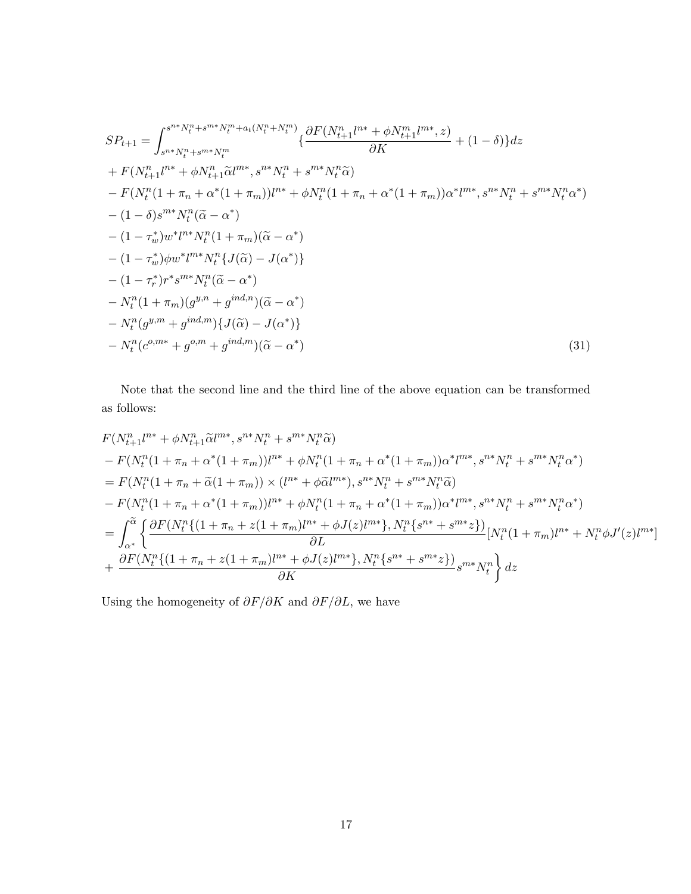$$
\begin{aligned}
SP_{t+1} &= \int_{s^{n*}N_t^n + s^{m*}N_t^m}^{s^{n*}N_t^n + s^{m*}N_t^m + a_t(N_t^n + N_t^m)} \{\frac{\partial F(N_{t+1}^n l^{n*} + \phi N_{t+1}^m l^{m*}, z)}{\partial K} + (1-\delta)\} dz \\
&+ F(N_{t+1}^n l^{n*} + \phi N_{t+1}^n \widetilde{\alpha} l^{m*}, s^{n*}N_t^n + s^{m*}N_t^n \widetilde{\alpha}) \\
&- F(N_t^n(1+\pi_n + \alpha^*(1+\pi_m)) l^{n*} + \phi N_t^n (1+\pi_n+\alpha^*(1+\pi_m))\alpha^* l^{m*}, s^{n*}N_t^n + s^{m*}N_t^n \alpha^*) \\
&- (1-\delta) s^{m*} N_t^n (\widetilde{\alpha} - \alpha^*) \\
&- (1-\tau_w^*) w^* l^{n*} N_t^n (1+\pi_m)(\widetilde{\alpha} - \alpha^*) \\
&- (1-\tau_w^*) \phi w^* l^{m*} N_t^n \{J(\widetilde{\alpha}) - J(\alpha^*)\} \\
&- (1-\tau_r^*) r^* s^{m*} N_t^n (\widetilde{\alpha} - \alpha^*) \\
&- N_t^n (1+\pi_m)(g^{y,n} + g^{ind,n})(\widetilde{\alpha} - \alpha^*) \\
&- N_t^n (g^{y,m} + g^{ind,m}) \{J(\widetilde{\alpha}) - J(\alpha^*)\} \\
&- N_t^n (c^{o,m*} + g^{o,m} + g^{ind,m})(\widetilde{\alpha} - \alpha^*)
\end{aligned}
\tag{31}
$$

Note that the second line and the third line of the above equation can be transformed as follows:

$$
\begin{aligned}
&F(N_{t+1}^n l^{n*} + \phi N_{t+1}^n \widetilde{\alpha} l^{m*}, s^{n*}N_t^n + s^{m*}N_t^n \widetilde{\alpha}) \\
&- F(N_t^n(1+\pi_n + \alpha^*(1+\pi_m)) l^{n*} + \phi N_t^n (1+\pi_n+\alpha^*(1+\pi_m))\alpha^* l^{m*}, s^{n*}N_t^n + s^{m*}N_t^n \alpha^*) \\
&= F(N_t^n(1+\pi_n + \widetilde{\alpha}(1+\pi_m)) \times (l^{n*} + \phi \widetilde{\alpha} l^{m*}), s^{n*}N_t^n + s^{m*}N_t^n \widetilde{\alpha}) \\
&- F(N_t^n(1+\pi_n + \alpha^*(1+\pi_m)) l^{n*} + \phi N_t^n (1+\pi_n+\alpha^*(1+\pi_m))\alpha^* l^{m*}, s^{n*}N_t^n + s^{m*}N_t^n \alpha^*) \\
&= \int_{\alpha^*}^{\widetilde{\alpha}} \Bigg\{ \frac{\partial F(N_t^n\{(1+\pi_n + z(1+\pi_m) l^{n*} + \phi J(z) l^{m*}\}, N_t^n\{s^{n*} + s^{m*}z\})}{\partial L} [N_t^n(1+\pi_m) l^{n*} + N_t^n \phi J'(z) l^{m*}] \\
&+ \frac{\partial F(N_t^n\{(1+\pi_n + z(1+\pi_m) l^{n*} + \phi J(z) l^{m*}\}, N_t^n\{s^{n*} + s^{m*}z\})}{\partial K} s^{m*} N_t^n \Bigg\} dz
\end{aligned}
$$

Using the homogeneity of $\partial F/\partial K$ and $\partial F/\partial L$, we have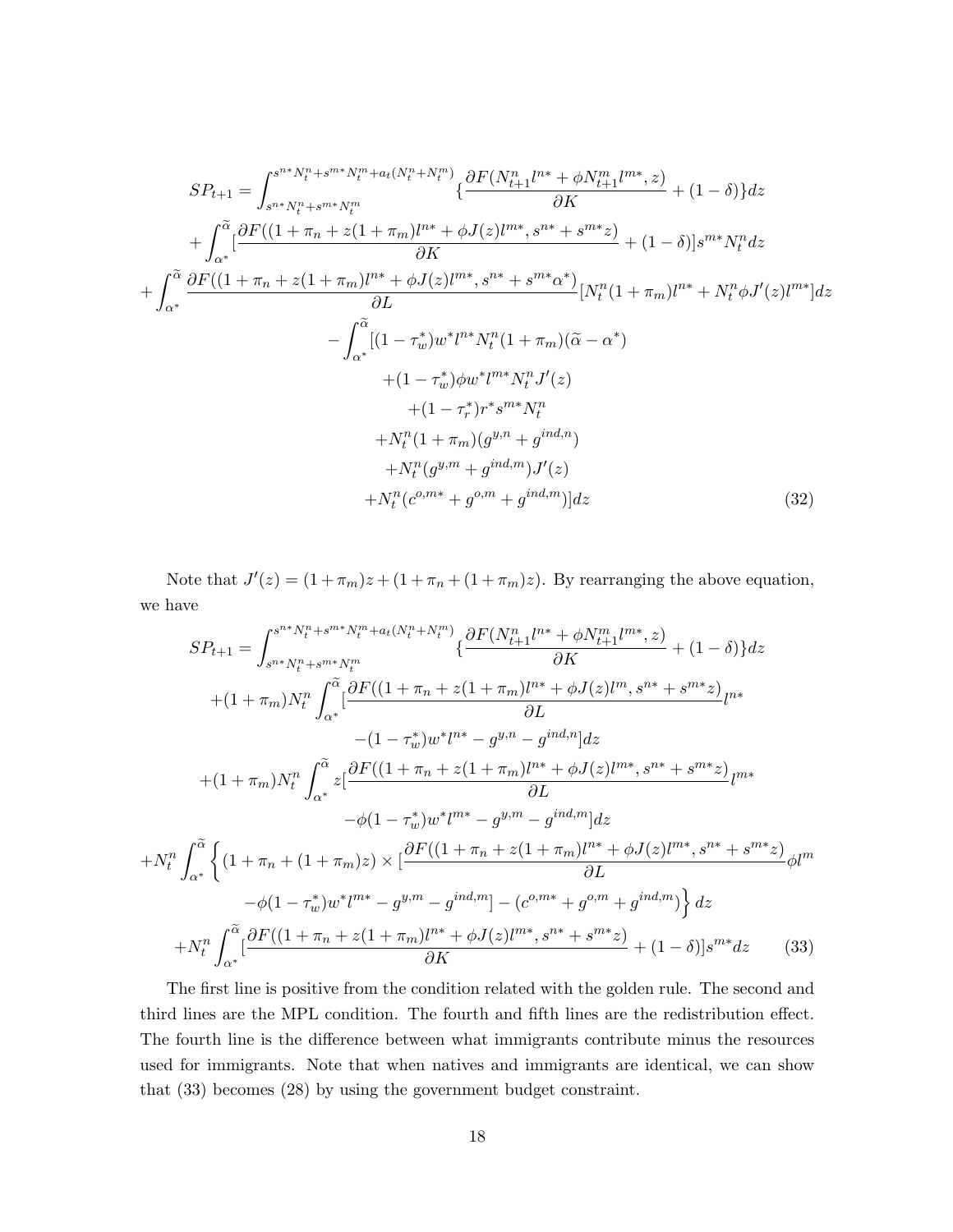$$
\begin{aligned}
SP_{t+1} = & \int_{s^{n*}N_t^n + s^{m*}N_t^m}^{s^{n*}N_t^n + s^{m*}N_t^m + a_t(N_t^n + N_t^m)} \{\frac{\partial F(N_{t+1}^n l^{n*} + \phi N_{t+1}^m l^{m*}, z)}{\partial K} + (1-\delta)\} dz \\
& + \int_{\alpha^*}^{\widetilde{\alpha}} [\frac{\partial F((1+\pi_n + z(1+\pi_m) l^{n*} + \phi J(z) l^{m*}, s^{n*} + s^{m*} z)}{\partial K} + (1-\delta)] s^{m*} N_t^n dz \\
+ & \int_{\alpha^*}^{\widetilde{\alpha}} \frac{\partial F((1+\pi_n + z(1+\pi_m) l^{n*} + \phi J(z) l^{m*}, s^{n*} + s^{m*}\alpha^*)}{\partial L} [N_t^n (1+\pi_m) l^{n*} + N_t^n \phi J'(z) l^{m*}] dz \\
& - \int_{\alpha^*}^{\widetilde{\alpha}} [(1-\tau_w^*) w^* l^{n*} N_t^n (1+\pi_m)(\widetilde{\alpha} - \alpha^*) \\
& \quad + (1-\tau_w^*) \phi w^* l^{m*} N_t^n J'(z) \\
& \quad + (1-\tau_r^*) r^* s^{m*} N_t^n \\
& \quad + N_t^n (1+\pi_m)(g^{y,n} + g^{ind,n}) \\
& \quad + N_t^n (g^{y,m} + g^{ind,m}) J'(z) \\
& \quad + N_t^n (c^{o,m*} + g^{o,m} + g^{ind,m})] dz
\end{aligned} \tag{32}
$$

Note that $J'(z) = (1+\pi_m)z + (1+\pi_n + (1+\pi_m)z)$. By rearranging the above equation, we have

$$
\begin{aligned}
SP_{t+1} = & \int_{s^{n*}N_t^n + s^{m*}N_t^m}^{s^{n*}N_t^n + s^{m*}N_t^m + a_t(N_t^n + N_t^m)} \{\frac{\partial F(N_{t+1}^n l^{n*} + \phi N_{t+1}^m l^{m*}, z)}{\partial K} + (1-\delta)\} dz \\
& + (1+\pi_m) N_t^n \int_{\alpha^*}^{\widetilde{\alpha}} [\frac{\partial F((1+\pi_n + z(1+\pi_m) l^{n*} + \phi J(z) l^{m}, s^{n*} + s^{m*} z)}{\partial L} l^{n*} \\
& \quad - (1-\tau_w^*) w^* l^{n*} - g^{y,n} - g^{ind,n}] dz \\
& + (1+\pi_m) N_t^n \int_{\alpha^*}^{\widetilde{\alpha}} z [\frac{\partial F((1+\pi_n + z(1+\pi_m) l^{n*} + \phi J(z) l^{m*}, s^{n*} + s^{m*} z)}{\partial L} l^{m*} \\
& \quad - \phi (1-\tau_w^*) w^* l^{m*} - g^{y,m} - g^{ind,m}] dz \\
+ & N_t^n \int_{\alpha^*}^{\widetilde{\alpha}} \Big\{ (1+\pi_n + (1+\pi_m) z) \times [\frac{\partial F((1+\pi_n + z(1+\pi_m) l^{n*} + \phi J(z) l^{m*}, s^{n*} + s^{m*} z)}{\partial L} \phi l^{m} \\
& \quad - \phi (1-\tau_w^*) w^* l^{m*} - g^{y,m} - g^{ind,m}] - (c^{o,m*} + g^{o,m} + g^{ind,m}) \Big\} dz \\
& + N_t^n \int_{\alpha^*}^{\widetilde{\alpha}} [\frac{\partial F((1+\pi_n + z(1+\pi_m) l^{n*} + \phi J(z) l^{m*}, s^{n*} + s^{m*} z)}{\partial K} + (1-\delta)] s^{m*} dz
\end{aligned} \tag{33}
$$

The first line is positive from the condition related with the golden rule. The second and third lines are the MPL condition. The fourth and fifth lines are the redistribution effect. The fourth line is the difference between what immigrants contribute minus the resources used for immigrants. Note that when natives and immigrants are identical, we can show that (33) becomes (28) by using the government budget constraint.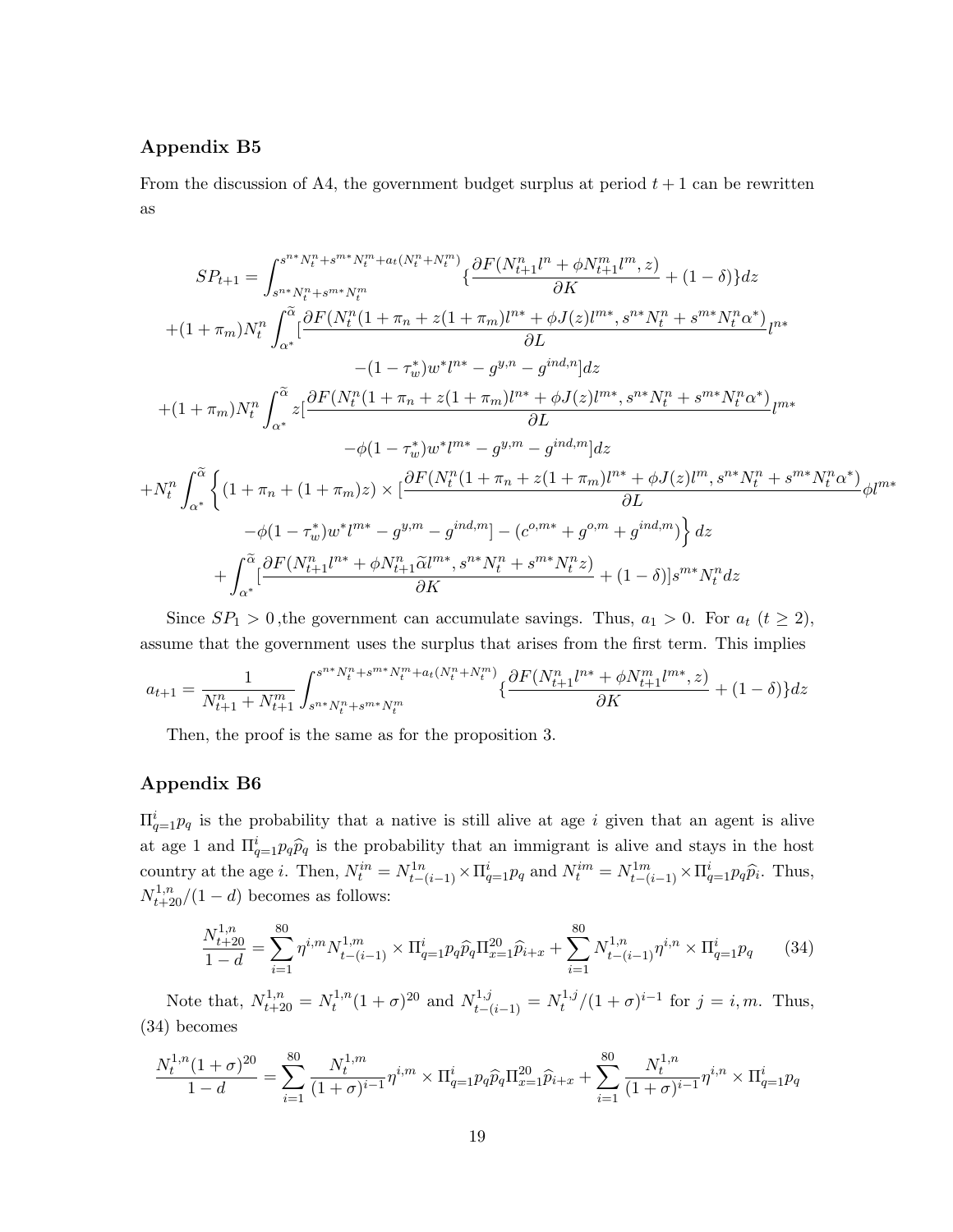### Appendix B5

From the discussion of A4, the government budget surplus at period $t+1$ can be rewritten as

$$
\begin{aligned}
SP_{t+1} = & \int_{s^{n*}N_t^n + s^{m*}N_t^m}^{s^{n*}N_t^n + s^{m*}N_t^m + a_t(N_t^n + N_t^m)} \{ \frac{\partial F(N_{t+1}^n l^n + \phi N_{t+1}^m l^m, z)}{\partial K} + (1-\delta) \} dz \\
& + (1+\pi_m) N_t^n \int_{\alpha^*}^{\widetilde{\alpha}} [ \frac{\partial F(N_t^n(1+\pi_n + z(1+\pi_m)l^{n*} + \phi J(z) l^{m*}, s^{n*}N_t^n + s^{m*}N_t^n \alpha^*)}{\partial L} l^{n*} \\
& \qquad - (1-\tau_w^*) w^* l^{n*} - g^{y,n} - g^{ind,n} ] dz \\
& + (1+\pi_m) N_t^n \int_{\alpha^*}^{\widetilde{\alpha}} z [ \frac{\partial F(N_t^n(1+\pi_n + z(1+\pi_m)l^{n*} + \phi J(z) l^{m*}, s^{n*}N_t^n + s^{m*}N_t^n \alpha^*)}{\partial L} l^{m*} \\
& \qquad - \phi (1-\tau_w^*) w^* l^{m*} - g^{y,m} - g^{ind,m} ] dz \\
& + N_t^n \int_{\alpha^*}^{\widetilde{\alpha}} \Big\{ (1+\pi_n + (1+\pi_m) z) \times [ \frac{\partial F(N_t^n(1+\pi_n + z(1+\pi_m)l^{n*} + \phi J(z) l^{m}, s^{n*}N_t^n + s^{m*}N_t^n \alpha^*)}{\partial L} \phi l^{m*} \\
& \qquad - \phi (1-\tau_w^*) w^* l^{m*} - g^{y,m} - g^{ind,m} ] - (c^{o,m*} + g^{o,m} + g^{ind,m}) \Big\} dz \\
& + \int_{\alpha^*}^{\widetilde{\alpha}} [ \frac{\partial F(N_{t+1}^n l^{n*} + \phi N_{t+1}^n \widetilde{\alpha} l^{m*}, s^{n*}N_t^n + s^{m*}N_t^n z)}{\partial K} + (1-\delta) ] s^{m*} N_t^n dz
\end{aligned}
$$

Since $SP_1 > 0$ ,the government can accumulate savings. Thus, $a_1 > 0$. For $a_t$ $(t \geq 2)$, assume that the government uses the surplus that arises from the first term. This implies

$$
a_{t+1} = \frac{1}{N_{t+1}^n + N_{t+1}^m} \int_{s^{n*}N_t^n + s^{m*}N_t^m}^{s^{n*}N_t^n + s^{m*}N_t^m + a_t(N_t^n + N_t^m)} \{ \frac{\partial F(N_{t+1}^n l^{n*} + \phi N_{t+1}^m l^{m*}, z)}{\partial K} + (1-\delta) \} dz
$$

Then, the proof is the same as for the proposition 3.

### Appendix B6

$\Pi_{q=1}^i p_q$ is the probability that a native is still alive at age $i$ given that an agent is alive at age 1 and $\Pi_{q=1}^i p_q \widehat{p}_q$ is the probability that an immigrant is alive and stays in the host country at the age $i$. Then, $N_t^{in} = N_{t-(i-1)}^{1n} \times \Pi_{q=1}^i p_q$ and $N_t^{im} = N_{t-(i-1)}^{1m} \times \Pi_{q=1}^i p_q \widehat{p}_i$. Thus, $N_{t+20}^{1,n}/(1-d)$ becomes as follows:

$$
\frac{N_{t+20}^{1,n}}{1-d} = \sum_{i=1}^{80} \eta^{i,m} N_{t-(i-1)}^{1,m} \times \Pi_{q=1}^i p_q \widehat{p}_q \Pi_{x=1}^{20} \widehat{p}_{i+x} + \sum_{i=1}^{80} N_{t-(i-1)}^{1,n} \eta^{i,n} \times \Pi_{q=1}^i p_q \tag{34}
$$

Note that, $N_{t+20}^{1,n} = N_t^{1,n}(1+\sigma)^{20}$ and $N_{t-(i-1)}^{1,j} = N_t^{1,j}/(1+\sigma)^{i-1}$ for $j = i, m$. Thus, (34) becomes

$$
\frac{N_t^{1,n}(1+\sigma)^{20}}{1-d} = \sum_{i=1}^{80} \frac{N_t^{1,m}}{(1+\sigma)^{i-1}} \eta^{i,m} \times \Pi_{q=1}^i p_q \widehat{p}_q \Pi_{x=1}^{20} \widehat{p}_{i+x} + \sum_{i=1}^{80} \frac{N_t^{1,n}}{(1+\sigma)^{i-1}} \eta^{i,n} \times \Pi_{q=1}^i p_q
$$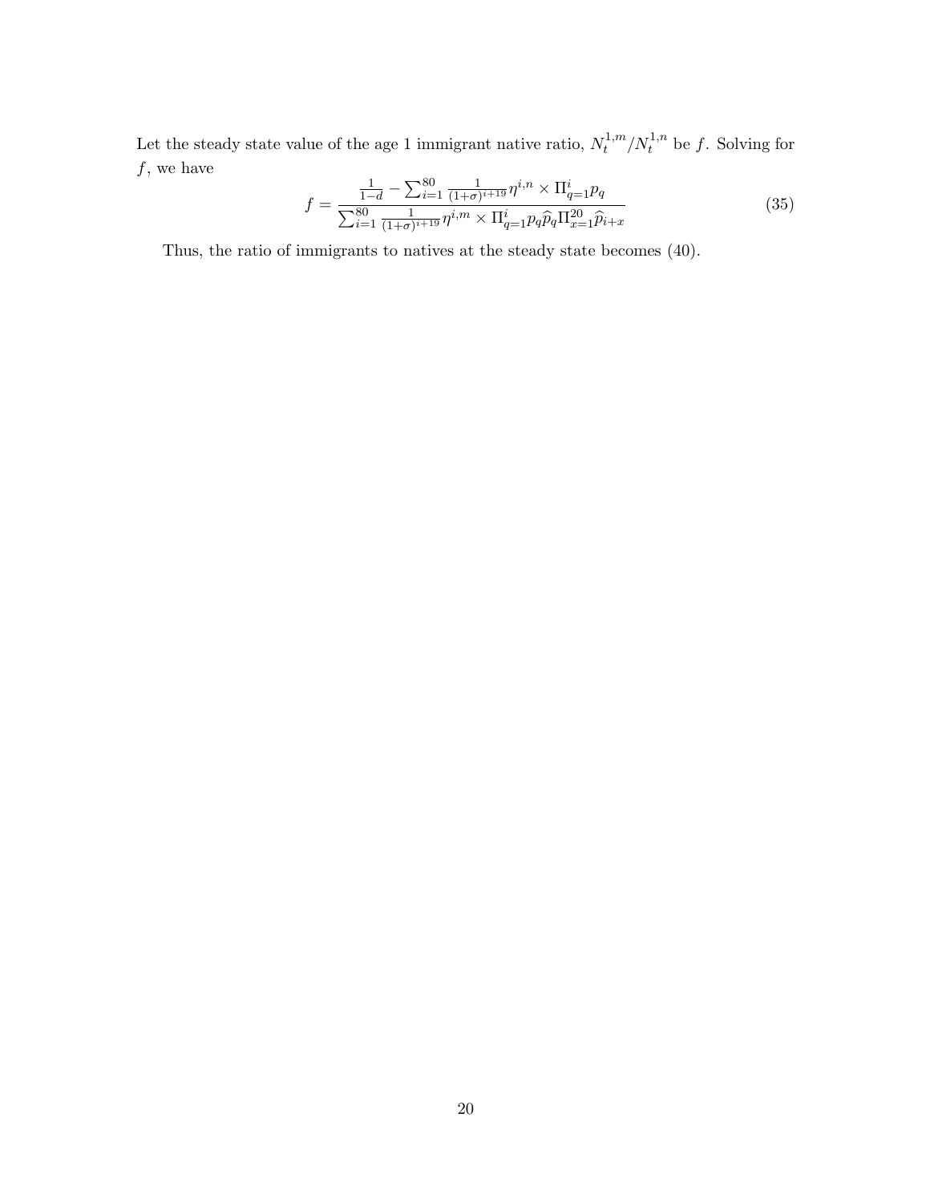Let the steady state value of the age 1 immigrant native ratio, $N_t^{1,m}/N_t^{1,n}$ be $f$. Solving for $f$, we have

$$f = \frac{\frac{1}{1-d} - \sum_{i=1}^{80} \frac{1}{(1+\sigma)^{i+19}} \eta^{i,n} \times \Pi_{q=1}^{i} p_q}{\sum_{i=1}^{80} \frac{1}{(1+\sigma)^{i+19}} \eta^{i,m} \times \Pi_{q=1}^{i} p_q \widehat{p}_q \Pi_{x=1}^{20} \widehat{p}_{i+x}} \tag{35}$$

Thus, the ratio of immigrants to natives at the steady state becomes (40).